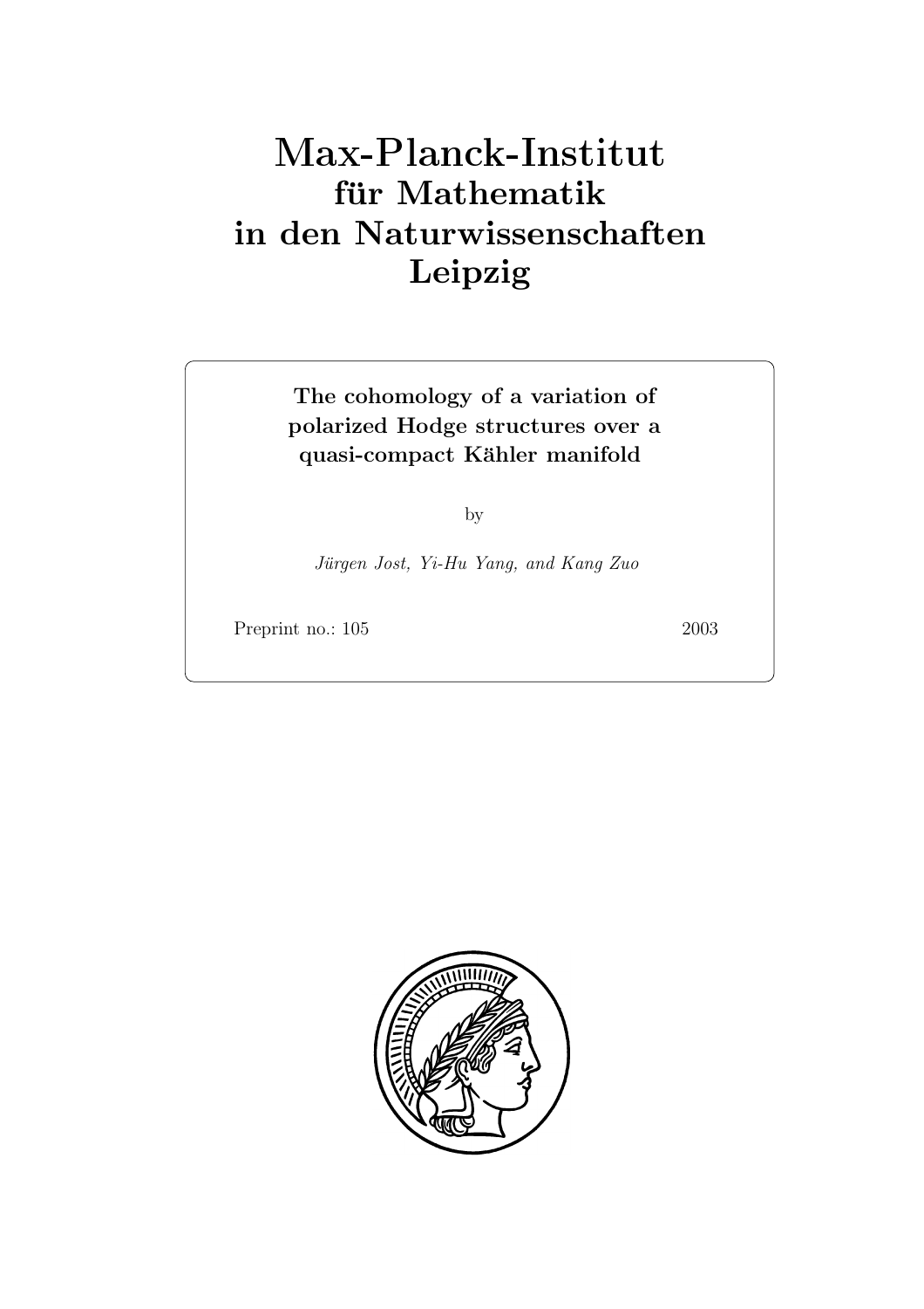# Max-Planck-Institut für Mathematik in den Naturwissenschaften Leipzig

**The cohomology of a variation of polarized Hodge structures over a quasi-compact Kähler manifold**

by

*Jürgen Jost, Yi-Hu Yang, and Kang Zuo*

Preprint no.: 105 2003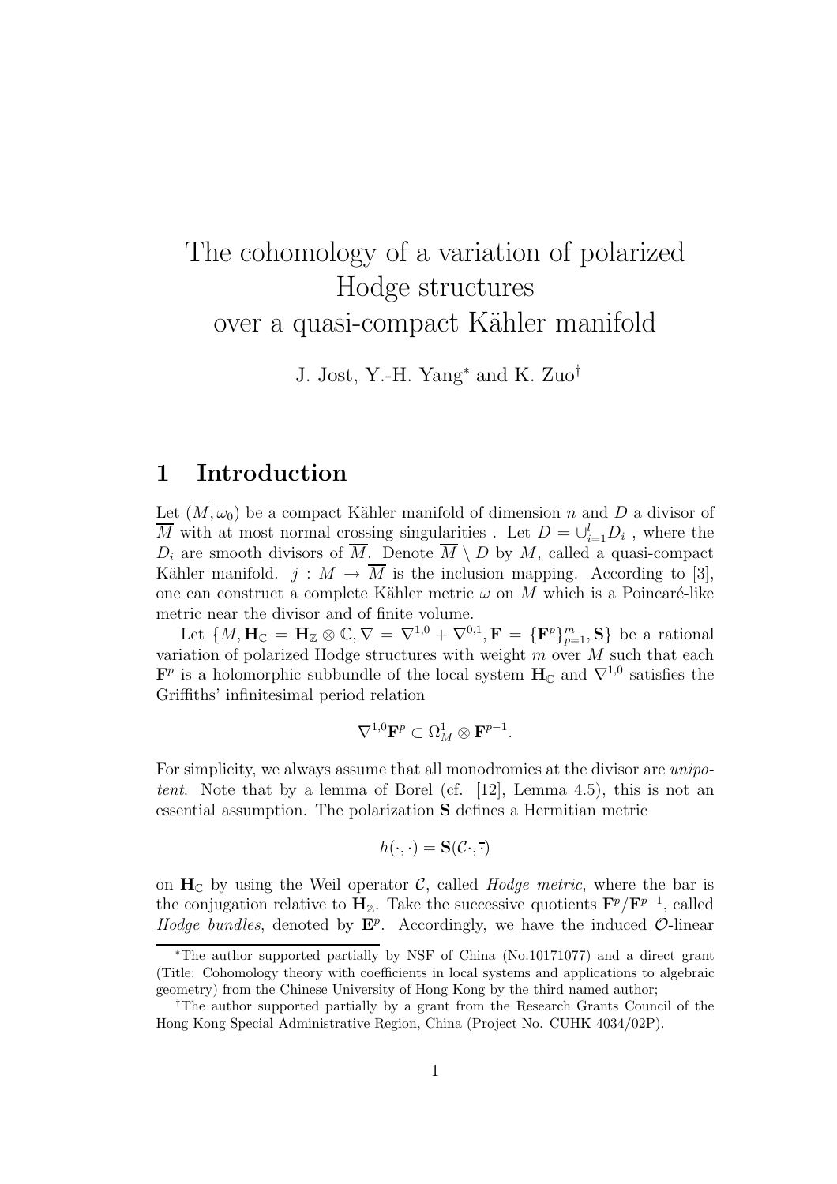# The cohomology of a variation of polarized Hodge structures over a quasi-compact Kähler manifold

J. Jost, Y.-H. Yang* and K. Zuo†

## 1 Introduction

Let $(\overline{M}, \omega_0)$ be a compact Kähler manifold of dimension $n$ and $D$ a divisor of $\overline{M}$ with at most normal crossing singularities . Let $D = \cup_{i=1}^{l} D_i$ , where the $D_i$ are smooth divisors of $\overline{M}$. Denote $\overline{M} \setminus D$ by $M$, called a quasi-compact Kähler manifold. $j : M \to \overline{M}$ is the inclusion mapping. According to [3], one can construct a complete Kähler metric $\omega$ on $M$ which is a Poincaré-like metric near the divisor and of finite volume.

Let $\{M, \mathbf{H}_{\mathbb{C}} = \mathbf{H}_{\mathbb{Z}} \otimes \mathbb{C}, \nabla = \nabla^{1,0} + \nabla^{0,1}, \mathbf{F} = \{\mathbf{F}^p\}_{p=1}^{m}, \mathbf{S}\}$ be a rational variation of polarized Hodge structures with weight $m$ over $M$ such that each $\mathbf{F}^p$ is a holomorphic subbundle of the local system $\mathbf{H}_{\mathbb{C}}$ and $\nabla^{1,0}$ satisfies the Griffiths' infinitesimal period relation

$$\nabla^{1,0}\mathbf{F}^p \subset \Omega^1_M \otimes \mathbf{F}^{p-1}.$$

For simplicity, we always assume that all monodromies at the divisor are *unipotent*. Note that by a lemma of Borel (cf. [12], Lemma 4.5), this is not an essential assumption. The polarization $\mathbf{S}$ defines a Hermitian metric

$$h(\cdot, \cdot) = \mathbf{S}(\mathcal{C}\cdot, \bar{\cdot})$$

on $\mathbf{H}_{\mathbb{C}}$ by using the Weil operator $\mathcal{C}$, called *Hodge metric*, where the bar is the conjugation relative to $\mathbf{H}_{\mathbb{Z}}$. Take the successive quotients $\mathbf{F}^p/\mathbf{F}^{p-1}$, called *Hodge bundles*, denoted by $\mathbf{E}^p$. Accordingly, we have the induced $\mathcal{O}$-linear

---

*The author supported partially by NSF of China (No.10171077) and a direct grant (Title: Cohomology theory with coefficients in local systems and applications to algebraic geometry) from the Chinese University of Hong Kong by the third named author;

†The author supported partially by a grant from the Research Grants Council of the Hong Kong Special Administrative Region, China (Project No. CUHK 4034/02P).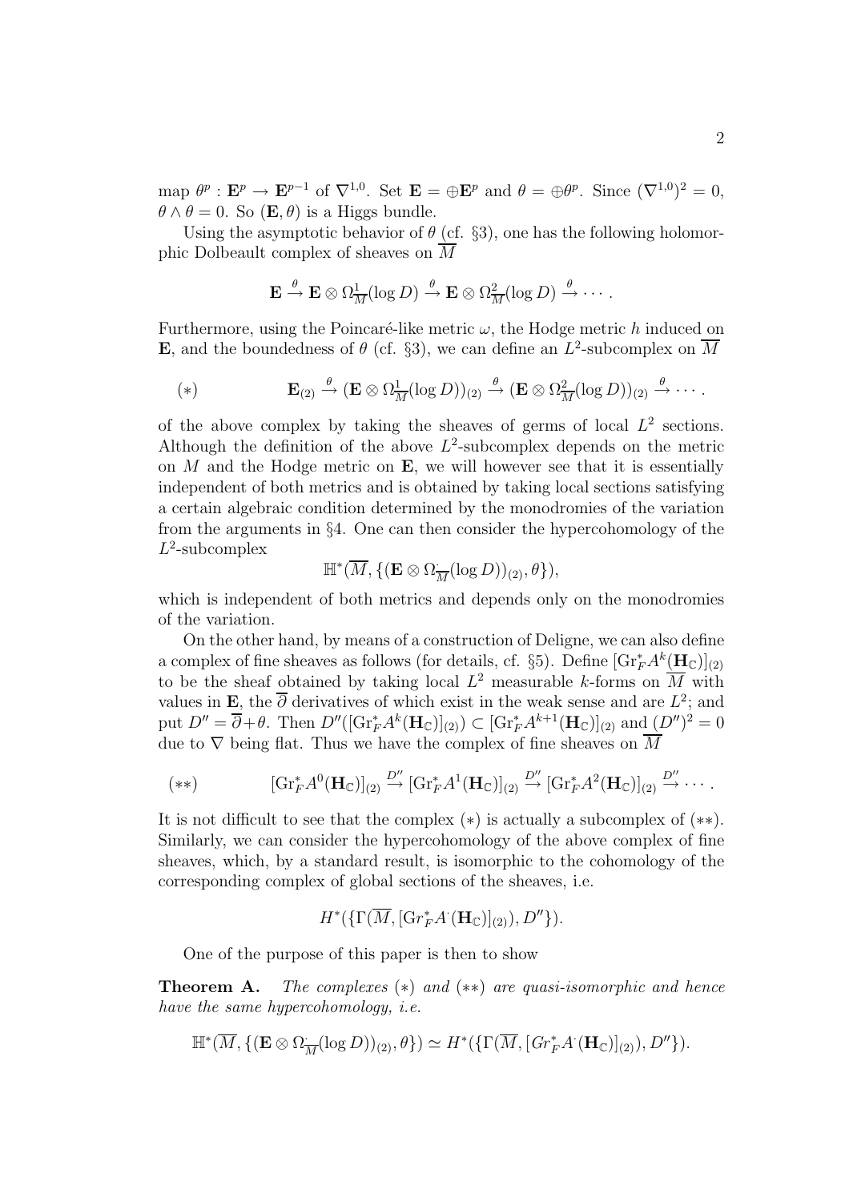map $\theta^p : \mathbf{E}^p \to \mathbf{E}^{p-1}$ of $\nabla^{1,0}$. Set $\mathbf{E} = \oplus \mathbf{E}^p$ and $\theta = \oplus \theta^p$. Since $(\nabla^{1,0})^2 = 0$, $\theta \wedge \theta = 0$. So $(\mathbf{E}, \theta)$ is a Higgs bundle.

Using the asymptotic behavior of $\theta$ (cf. §3), one has the following holomorphic Dolbeault complex of sheaves on $\overline{M}$

$$\mathbf{E} \xrightarrow{\theta} \mathbf{E} \otimes \Omega^1_{\overline{M}}(\log D) \xrightarrow{\theta} \mathbf{E} \otimes \Omega^2_{\overline{M}}(\log D) \xrightarrow{\theta} \cdots .$$

Furthermore, using the Poincaré-like metric $\omega$, the Hodge metric $h$ induced on $\mathbf{E}$, and the boundedness of $\theta$ (cf. §3), we can define an $L^2$-subcomplex on $\overline{M}$

$$(*) \qquad \mathbf{E}_{(2)} \xrightarrow{\theta} (\mathbf{E} \otimes \Omega^1_{\overline{M}}(\log D))_{(2)} \xrightarrow{\theta} (\mathbf{E} \otimes \Omega^2_{\overline{M}}(\log D))_{(2)} \xrightarrow{\theta} \cdots .$$

of the above complex by taking the sheaves of germs of local $L^2$ sections. Although the definition of the above $L^2$-subcomplex depends on the metric on $M$ and the Hodge metric on $\mathbf{E}$, we will however see that it is essentially independent of both metrics and is obtained by taking local sections satisfying a certain algebraic condition determined by the monodromies of the variation from the arguments in §4. One can then consider the hypercohomology of the $L^2$-subcomplex

$$\mathbb{H}^*(\overline{M}, \{(\mathbf{E} \otimes \Omega^{\cdot}_{\overline{M}}(\log D))_{(2)}, \theta\}),$$

which is independent of both metrics and depends only on the monodromies of the variation.

On the other hand, by means of a construction of Deligne, we can also define a complex of fine sheaves as follows (for details, cf. §5). Define $[\mathrm{Gr}^*_F A^k(\mathbf{H}_{\mathbb{C}})]_{(2)}$ to be the sheaf obtained by taking local $L^2$ measurable $k$-forms on $\overline{M}$ with values in $\mathbf{E}$, the $\overline{\partial}$ derivatives of which exist in the weak sense and are $L^2$; and put $D'' = \overline{\partial} + \theta$. Then $D''([\mathrm{Gr}^*_F A^k(\mathbf{H}_{\mathbb{C}})]_{(2)}) \subset [\mathrm{Gr}^*_F A^{k+1}(\mathbf{H}_{\mathbb{C}})]_{(2)}$ and $(D'')^2 = 0$ due to $\nabla$ being flat. Thus we have the complex of fine sheaves on $\overline{M}$

$$(**) \qquad [\mathrm{Gr}^*_F A^0(\mathbf{H}_{\mathbb{C}})]_{(2)} \xrightarrow{D''} [\mathrm{Gr}^*_F A^1(\mathbf{H}_{\mathbb{C}})]_{(2)} \xrightarrow{D''} [\mathrm{Gr}^*_F A^2(\mathbf{H}_{\mathbb{C}})]_{(2)} \xrightarrow{D''} \cdots .$$

It is not difficult to see that the complex $(*)$ is actually a subcomplex of $(**)$. Similarly, we can consider the hypercohomology of the above complex of fine sheaves, which, by a standard result, is isomorphic to the cohomology of the corresponding complex of global sections of the sheaves, i.e.

$$H^*(\{\Gamma(\overline{M}, [\mathrm{Gr}^*_F A^{\cdot}(\mathbf{H}_{\mathbb{C}})]_{(2)}), D''\}).$$

One of the purpose of this paper is then to show

**Theorem A.** *The complexes* $(*)$ *and* $(**)$ *are quasi-isomorphic and hence have the same hypercohomology, i.e.*

$$\mathbb{H}^*(\overline{M}, \{(\mathbf{E} \otimes \Omega^{\cdot}_{\overline{M}}(\log D))_{(2)}, \theta\}) \simeq H^*(\{\Gamma(\overline{M}, [Gr^*_F A^{\cdot}(\mathbf{H}_{\mathbb{C}})]_{(2)}), D''\}).$$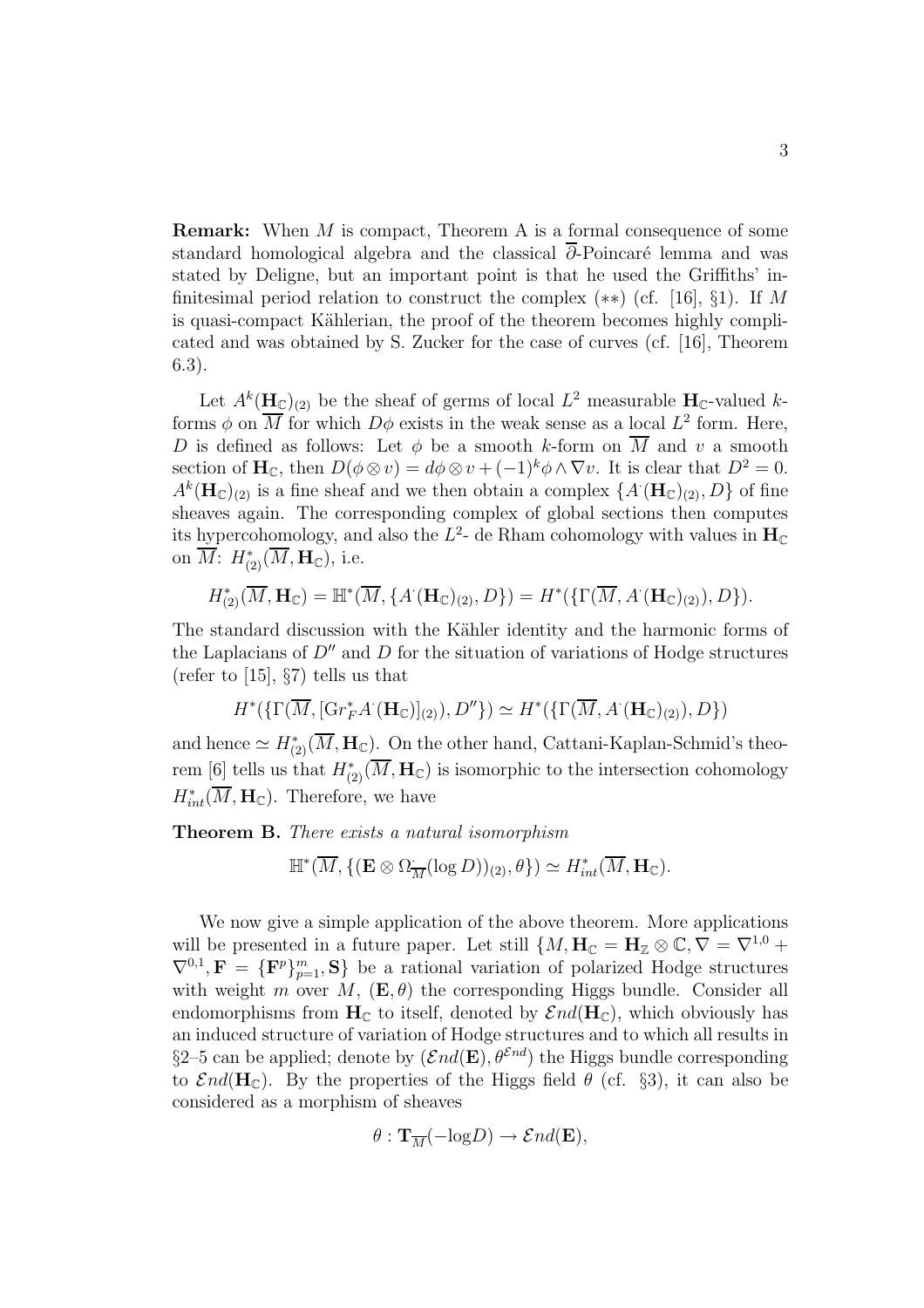**Remark:** When $M$ is compact, Theorem A is a formal consequence of some standard homological algebra and the classical $\overline{\partial}$-Poincaré lemma and was stated by Deligne, but an important point is that he used the Griffiths' infinitesimal period relation to construct the complex $(**)$ (cf. [16], §1). If $M$ is quasi-compact Kählerian, the proof of the theorem becomes highly complicated and was obtained by S. Zucker for the case of curves (cf. [16], Theorem 6.3).

Let $A^k(\mathbf{H}_{\mathbb{C}})_{(2)}$ be the sheaf of germs of local $L^2$ measurable $\mathbf{H}_{\mathbb{C}}$-valued $k$-forms $\phi$ on $\overline{M}$ for which $D\phi$ exists in the weak sense as a local $L^2$ form. Here, $D$ is defined as follows: Let $\phi$ be a smooth $k$-form on $\overline{M}$ and $v$ a smooth section of $\mathbf{H}_{\mathbb{C}}$, then $D(\phi \otimes v) = d\phi \otimes v + (-1)^k \phi \wedge \nabla v$. It is clear that $D^2 = 0$. $A^k(\mathbf{H}_{\mathbb{C}})_{(2)}$ is a fine sheaf and we then obtain a complex $\{A^{\cdot}(\mathbf{H}_{\mathbb{C}})_{(2)}, D\}$ of fine sheaves again. The corresponding complex of global sections then computes its hypercohomology, and also the $L^2$- de Rham cohomology with values in $\mathbf{H}_{\mathbb{C}}$ on $\overline{M}$: $H^*_{(2)}(\overline{M}, \mathbf{H}_{\mathbb{C}})$, i.e.

$$H^*_{(2)}(\overline{M}, \mathbf{H}_{\mathbb{C}}) = \mathbb{H}^*(\overline{M}, \{A^{\cdot}(\mathbf{H}_{\mathbb{C}})_{(2)}, D\}) = H^*(\{\Gamma(\overline{M}, A^{\cdot}(\mathbf{H}_{\mathbb{C}})_{(2)}), D\}).$$

The standard discussion with the Kähler identity and the harmonic forms of the Laplacians of $D''$ and $D$ for the situation of variations of Hodge structures (refer to [15], §7) tells us that

$$H^*(\{\Gamma(\overline{M}, [\mathrm{Gr}^*_F A^{\cdot}(\mathbf{H}_{\mathbb{C}})]_{(2)}), D''\}) \simeq H^*(\{\Gamma(\overline{M}, A^{\cdot}(\mathbf{H}_{\mathbb{C}})_{(2)}), D\})$$

and hence $\simeq H^*_{(2)}(\overline{M}, \mathbf{H}_{\mathbb{C}})$. On the other hand, Cattani-Kaplan-Schmid's theorem [6] tells us that $H^*_{(2)}(\overline{M}, \mathbf{H}_{\mathbb{C}})$ is isomorphic to the intersection cohomology $H^*_{int}(\overline{M}, \mathbf{H}_{\mathbb{C}})$. Therefore, we have

**Theorem B.** *There exists a natural isomorphism*

$$\mathbb{H}^*(\overline{M}, \{(\mathbf{E} \otimes \Omega^{\cdot}_{\overline{M}}(\log D))_{(2)}, \theta\}) \simeq H^*_{int}(\overline{M}, \mathbf{H}_{\mathbb{C}}).$$

We now give a simple application of the above theorem. More applications will be presented in a future paper. Let still $\{M, \mathbf{H}_{\mathbb{C}} = \mathbf{H}_{\mathbb{Z}} \otimes \mathbb{C}, \nabla = \nabla^{1,0} + \nabla^{0,1}, \mathbf{F} = \{\mathbf{F}^p\}_{p=1}^m, \mathbf{S}\}$ be a rational variation of polarized Hodge structures with weight $m$ over $M$, $(\mathbf{E}, \theta)$ the corresponding Higgs bundle. Consider all endomorphisms from $\mathbf{H}_{\mathbb{C}}$ to itself, denoted by $\mathcal{E}nd(\mathbf{H}_{\mathbb{C}})$, which obviously has an induced structure of variation of Hodge structures and to which all results in §2–5 can be applied; denote by $(\mathcal{E}nd(\mathbf{E}), \theta^{\mathcal{E}nd})$ the Higgs bundle corresponding to $\mathcal{E}nd(\mathbf{H}_{\mathbb{C}})$. By the properties of the Higgs field $\theta$ (cf. §3), it can also be considered as a morphism of sheaves

$$\theta : \mathbf{T}_{\overline{M}}(-\log D) \to \mathcal{E}nd(\mathbf{E}),$$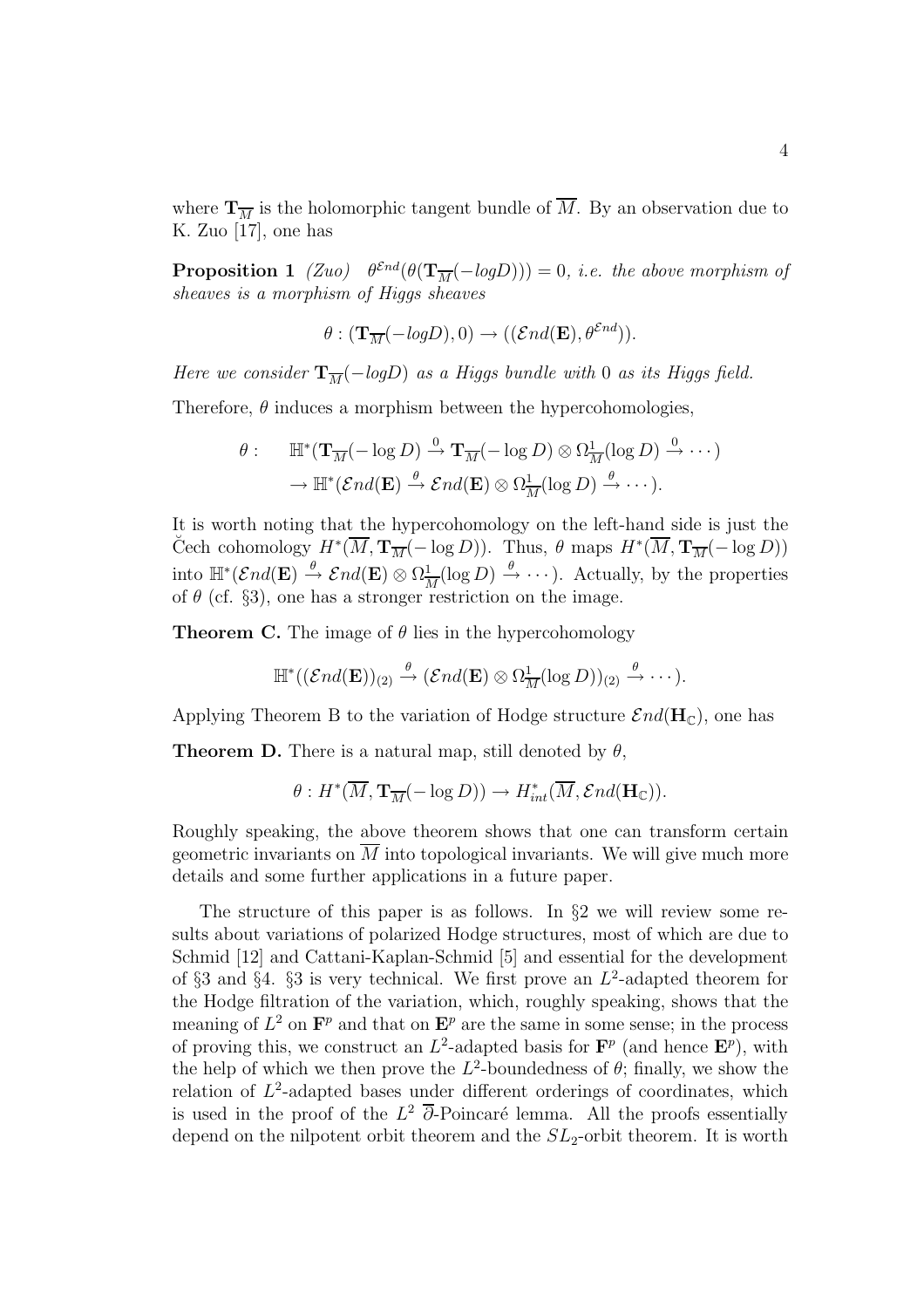where $\mathbf{T}_{\overline{M}}$ is the holomorphic tangent bundle of $\overline{M}$. By an observation due to K. Zuo [17], one has

**Proposition 1** *(Zuo)* $\theta^{\mathcal{E}nd}(\theta(\mathbf{T}_{\overline{M}}(-logD))) = 0$, *i.e. the above morphism of sheaves is a morphism of Higgs sheaves*

$$\theta : (\mathbf{T}_{\overline{M}}(-logD), 0) \to ((\mathcal{E}nd(\mathbf{E}), \theta^{\mathcal{E}nd})).$$

*Here we consider* $\mathbf{T}_{\overline{M}}(-logD)$ *as a Higgs bundle with* $0$ *as its Higgs field.*

Therefore, $\theta$ induces a morphism between the hypercohomologies,

$$\begin{aligned}\theta : \quad & \mathbb{H}^*(\mathbf{T}_{\overline{M}}(-\log D) \xrightarrow{0} \mathbf{T}_{\overline{M}}(-\log D) \otimes \Omega^1_{\overline{M}}(\log D) \xrightarrow{0} \cdots) \\ & \to \mathbb{H}^*(\mathcal{E}nd(\mathbf{E}) \xrightarrow{\theta} \mathcal{E}nd(\mathbf{E}) \otimes \Omega^1_{\overline{M}}(\log D) \xrightarrow{\theta} \cdots).\end{aligned}$$

It is worth noting that the hypercohomology on the left-hand side is just the Čech cohomology $H^*(\overline{M}, \mathbf{T}_{\overline{M}}(-\log D))$. Thus, $\theta$ maps $H^*(\overline{M}, \mathbf{T}_{\overline{M}}(-\log D))$ into $\mathbb{H}^*(\mathcal{E}nd(\mathbf{E}) \xrightarrow{\theta} \mathcal{E}nd(\mathbf{E}) \otimes \Omega^1_{\overline{M}}(\log D) \xrightarrow{\theta} \cdots)$. Actually, by the properties of $\theta$ (cf. §3), one has a stronger restriction on the image.

**Theorem C.** The image of $\theta$ lies in the hypercohomology

$$\mathbb{H}^*((\mathcal{E}nd(\mathbf{E}))_{(2)} \xrightarrow{\theta} (\mathcal{E}nd(\mathbf{E}) \otimes \Omega^1_{\overline{M}}(\log D))_{(2)} \xrightarrow{\theta} \cdots).$$

Applying Theorem B to the variation of Hodge structure $\mathcal{E}nd(\mathbf{H}_{\mathbb{C}})$, one has

**Theorem D.** There is a natural map, still denoted by $\theta$,

$$\theta : H^*(\overline{M}, \mathbf{T}_{\overline{M}}(-\log D)) \to H^*_{int}(\overline{M}, \mathcal{E}nd(\mathbf{H}_{\mathbb{C}})).$$

Roughly speaking, the above theorem shows that one can transform certain geometric invariants on $\overline{M}$ into topological invariants. We will give much more details and some further applications in a future paper.

The structure of this paper is as follows. In §2 we will review some results about variations of polarized Hodge structures, most of which are due to Schmid [12] and Cattani-Kaplan-Schmid [5] and essential for the development of §3 and §4. §3 is very technical. We first prove an $L^2$-adapted theorem for the Hodge filtration of the variation, which, roughly speaking, shows that the meaning of $L^2$ on $\mathbf{F}^p$ and that on $\mathbf{E}^p$ are the same in some sense; in the process of proving this, we construct an $L^2$-adapted basis for $\mathbf{F}^p$ (and hence $\mathbf{E}^p$), with the help of which we then prove the $L^2$-boundedness of $\theta$; finally, we show the relation of $L^2$-adapted bases under different orderings of coordinates, which is used in the proof of the $L^2$ $\overline{\partial}$-Poincaré lemma. All the proofs essentially depend on the nilpotent orbit theorem and the $SL_2$-orbit theorem. It is worth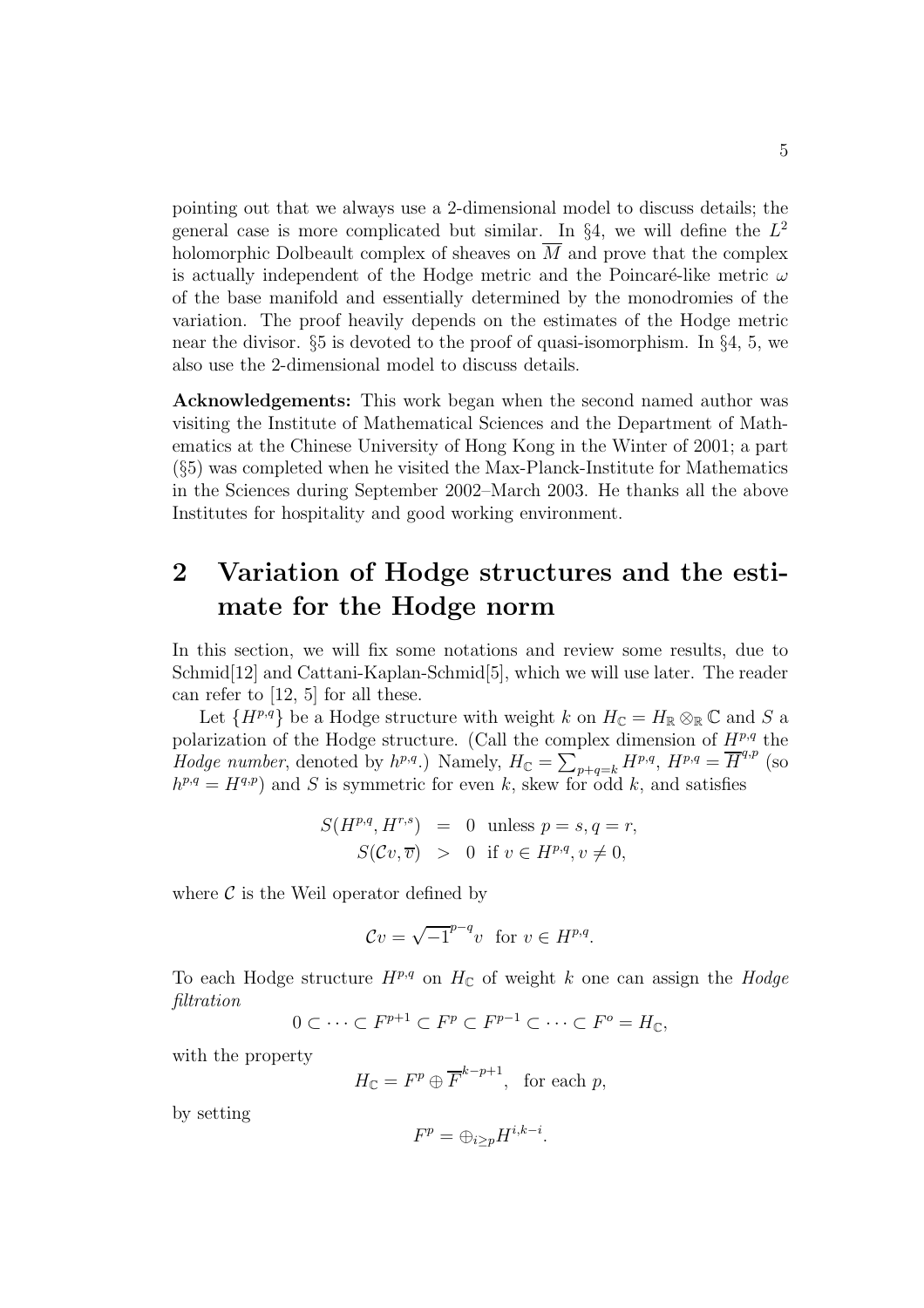pointing out that we always use a 2-dimensional model to discuss details; the general case is more complicated but similar. In §4, we will define the $L^2$ holomorphic Dolbeault complex of sheaves on $\overline{M}$ and prove that the complex is actually independent of the Hodge metric and the Poincaré-like metric $\omega$ of the base manifold and essentially determined by the monodromies of the variation. The proof heavily depends on the estimates of the Hodge metric near the divisor. §5 is devoted to the proof of quasi-isomorphism. In §4, 5, we also use the 2-dimensional model to discuss details.

**Acknowledgements:** This work began when the second named author was visiting the Institute of Mathematical Sciences and the Department of Mathematics at the Chinese University of Hong Kong in the Winter of 2001; a part (§5) was completed when he visited the Max-Planck-Institute for Mathematics in the Sciences during September 2002–March 2003. He thanks all the above Institutes for hospitality and good working environment.

# 2 Variation of Hodge structures and the estimate for the Hodge norm

In this section, we will fix some notations and review some results, due to Schmid[12] and Cattani-Kaplan-Schmid[5], which we will use later. The reader can refer to [12, 5] for all these.

Let $\{H^{p,q}\}$ be a Hodge structure with weight $k$ on $H_{\mathbb{C}} = H_{\mathbb{R}} \otimes_{\mathbb{R}} \mathbb{C}$ and $S$ a polarization of the Hodge structure. (Call the complex dimension of $H^{p,q}$ the *Hodge number*, denoted by $h^{p,q}$.) Namely, $H_{\mathbb{C}} = \sum_{p+q=k} H^{p,q}$, $H^{p,q} = \overline{H}^{q,p}$ (so $h^{p,q} = H^{q,p}$) and $S$ is symmetric for even $k$, skew for odd $k$, and satisfies

$$
\begin{aligned}
S(H^{p,q}, H^{r,s}) &= 0 \ \text{ unless } p = s, q = r, \\
S(\mathcal{C}v, \overline{v}) &> 0 \ \text{ if } v \in H^{p,q}, v \neq 0,
\end{aligned}
$$

where $\mathcal{C}$ is the Weil operator defined by

$$
\mathcal{C}v = \sqrt{-1}^{\,p-q} v \ \text{ for } v \in H^{p,q}.
$$

To each Hodge structure $H^{p,q}$ on $H_{\mathbb{C}}$ of weight $k$ one can assign the *Hodge filtration*

$$
0 \subset \cdots \subset F^{p+1} \subset F^p \subset F^{p-1} \subset \cdots \subset F^o = H_{\mathbb{C}},
$$

with the property

$$
H_{\mathbb{C}} = F^p \oplus \overline{F}^{k-p+1}, \ \text{ for each } p,
$$

by setting

$$
F^p = \oplus_{i \geq p} H^{i,k-i}.
$$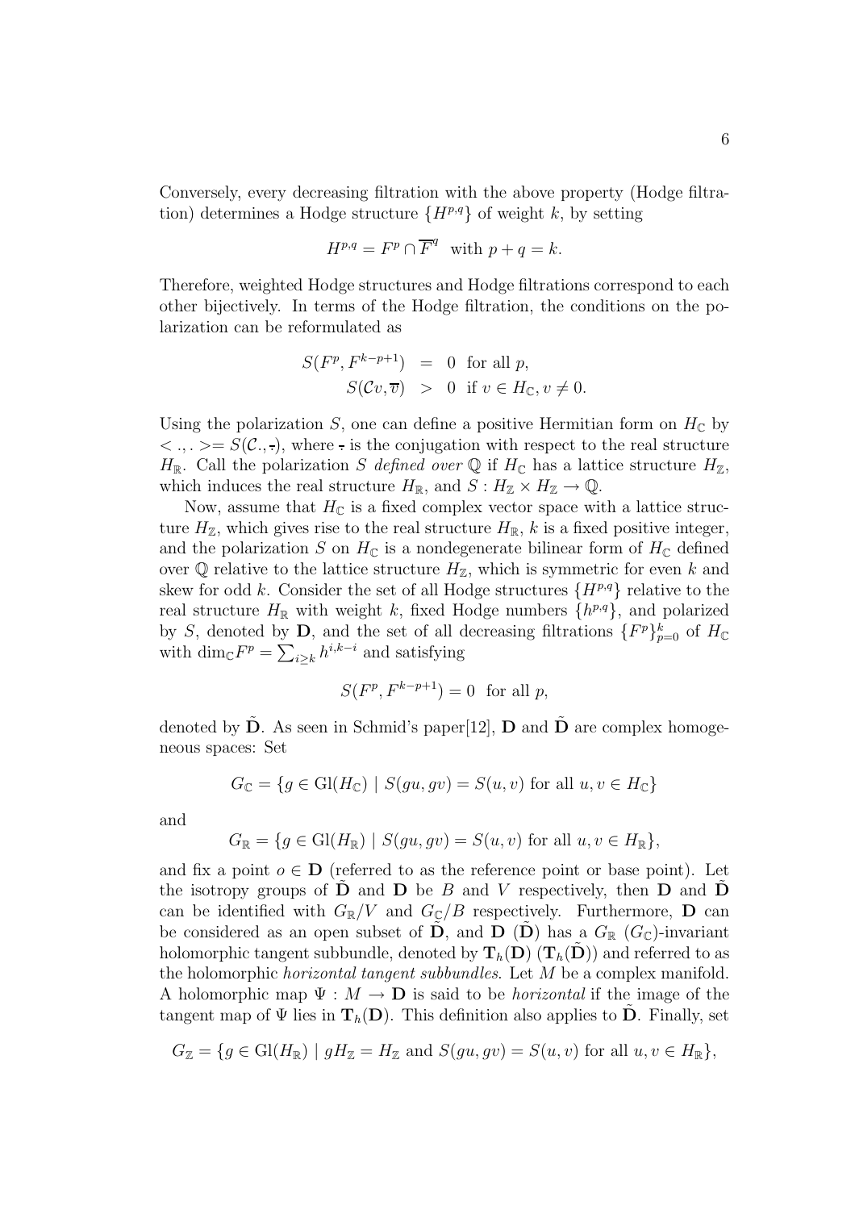Conversely, every decreasing filtration with the above property (Hodge filtration) determines a Hodge structure $\{H^{p,q}\}$ of weight $k$, by setting

$$H^{p,q} = F^p \cap \overline{F}^q \ \text{ with } p+q=k.$$

Therefore, weighted Hodge structures and Hodge filtrations correspond to each other bijectively. In terms of the Hodge filtration, the conditions on the polarization can be reformulated as

$$\begin{aligned} S(F^p, F^{k-p+1}) &= 0 \ \text{ for all } p, \\ S(\mathcal{C}v, \overline{v}) &> 0 \ \text{ if } v \in H_{\mathbb{C}}, v \neq 0. \end{aligned}$$

Using the polarization $S$, one can define a positive Hermitian form on $H_{\mathbb{C}}$ by $< .,. > = S(\mathcal{C}., \bar{.})$, where $\bar{\ }$ is the conjugation with respect to the real structure $H_{\mathbb{R}}$. Call the polarization $S$ *defined over* $\mathbb{Q}$ if $H_{\mathbb{C}}$ has a lattice structure $H_{\mathbb{Z}}$, which induces the real structure $H_{\mathbb{R}}$, and $S : H_{\mathbb{Z}} \times H_{\mathbb{Z}} \to \mathbb{Q}$.

Now, assume that $H_{\mathbb{C}}$ is a fixed complex vector space with a lattice structure $H_{\mathbb{Z}}$, which gives rise to the real structure $H_{\mathbb{R}}$, $k$ is a fixed positive integer, and the polarization $S$ on $H_{\mathbb{C}}$ is a nondegenerate bilinear form of $H_{\mathbb{C}}$ defined over $\mathbb{Q}$ relative to the lattice structure $H_{\mathbb{Z}}$, which is symmetric for even $k$ and skew for odd $k$. Consider the set of all Hodge structures $\{H^{p,q}\}$ relative to the real structure $H_{\mathbb{R}}$ with weight $k$, fixed Hodge numbers $\{h^{p,q}\}$, and polarized by $S$, denoted by $\mathbf{D}$, and the set of all decreasing filtrations $\{F^p\}_{p=0}^k$ of $H_{\mathbb{C}}$ with $\dim_{\mathbb{C}} F^p = \sum_{i \geq k} h^{i,k-i}$ and satisfying

$$S(F^p, F^{k-p+1}) = 0 \ \text{ for all } p,$$

denoted by $\tilde{\mathbf{D}}$. As seen in Schmid's paper[12], $\mathbf{D}$ and $\tilde{\mathbf{D}}$ are complex homogeneous spaces: Set

$$G_{\mathbb{C}} = \{g \in \mathrm{Gl}(H_{\mathbb{C}}) \mid S(gu, gv) = S(u,v) \text{ for all } u, v \in H_{\mathbb{C}}\}$$

and

$$G_{\mathbb{R}} = \{g \in \mathrm{Gl}(H_{\mathbb{R}}) \mid S(gu, gv) = S(u,v) \text{ for all } u, v \in H_{\mathbb{R}}\},$$

and fix a point $o \in \mathbf{D}$ (referred to as the reference point or base point). Let the isotropy groups of $\tilde{\mathbf{D}}$ and $\mathbf{D}$ be $B$ and $V$ respectively, then $\mathbf{D}$ and $\tilde{\mathbf{D}}$ can be identified with $G_{\mathbb{R}}/V$ and $G_{\mathbb{C}}/B$ respectively. Furthermore, $\mathbf{D}$ can be considered as an open subset of $\tilde{\mathbf{D}}$, and $\mathbf{D}$ ($\tilde{\mathbf{D}}$) has a $G_{\mathbb{R}}$ ($G_{\mathbb{C}}$)-invariant holomorphic tangent subbundle, denoted by $\mathbf{T}_h(\mathbf{D})$ ($\mathbf{T}_h(\tilde{\mathbf{D}})$) and referred to as the holomorphic *horizontal tangent subbundles*. Let $M$ be a complex manifold. A holomorphic map $\Psi : M \to \mathbf{D}$ is said to be *horizontal* if the image of the tangent map of $\Psi$ lies in $\mathbf{T}_h(\mathbf{D})$. This definition also applies to $\tilde{\mathbf{D}}$. Finally, set

$$G_{\mathbb{Z}} = \{g \in \mathrm{Gl}(H_{\mathbb{R}}) \mid gH_{\mathbb{Z}} = H_{\mathbb{Z}} \text{ and } S(gu, gv) = S(u,v) \text{ for all } u, v \in H_{\mathbb{R}}\},$$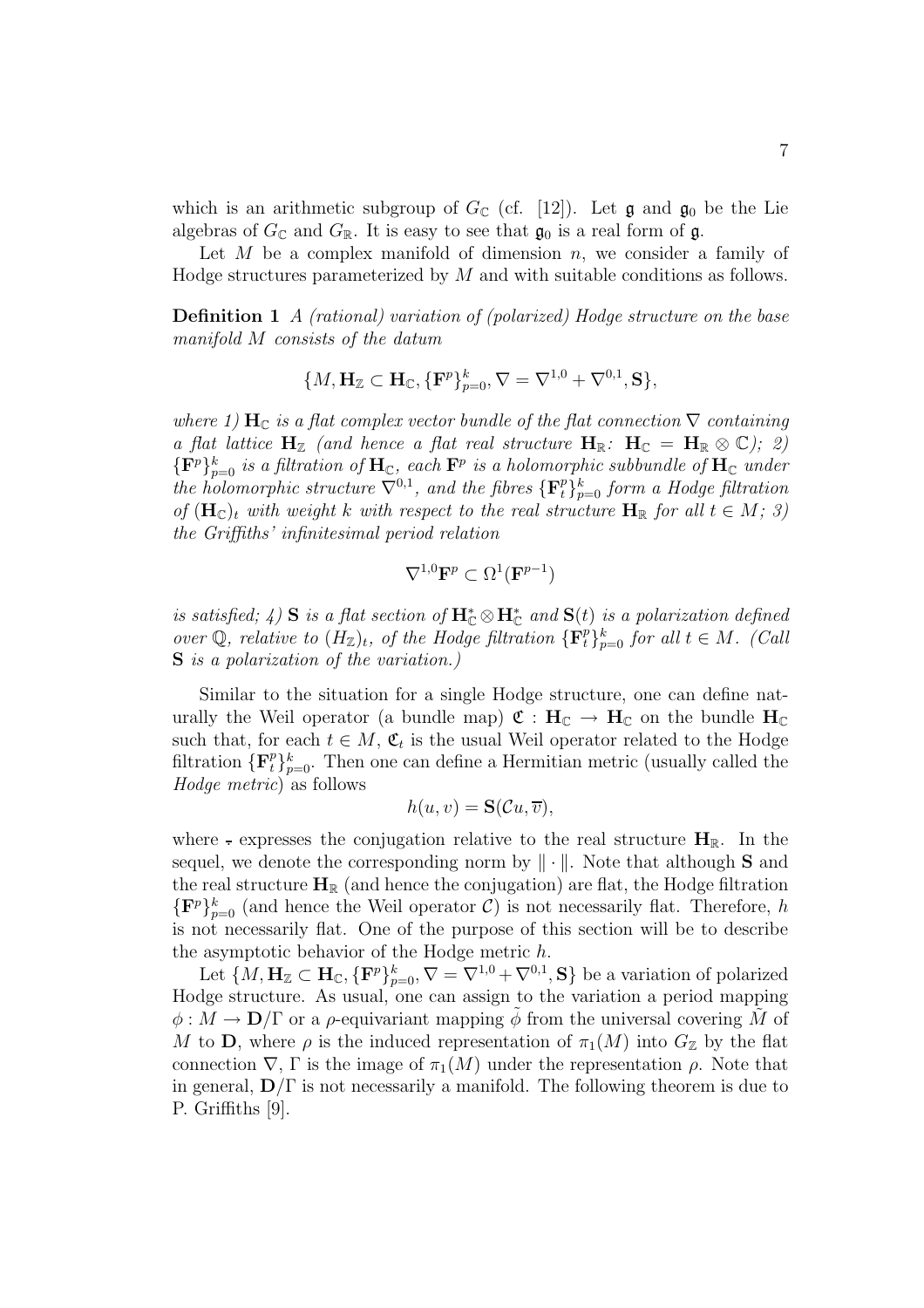which is an arithmetic subgroup of $G_{\mathbb{C}}$ (cf. [12]). Let $\mathfrak{g}$ and $\mathfrak{g}_0$ be the Lie algebras of $G_{\mathbb{C}}$ and $G_{\mathbb{R}}$. It is easy to see that $\mathfrak{g}_0$ is a real form of $\mathfrak{g}$.

Let $M$ be a complex manifold of dimension $n$, we consider a family of Hodge structures parameterized by $M$ and with suitable conditions as follows.

**Definition 1** *A (rational) variation of (polarized) Hodge structure on the base manifold $M$ consists of the datum*

$$\{M, \mathbf{H}_{\mathbb{Z}} \subset \mathbf{H}_{\mathbb{C}}, \{\mathbf{F}^p\}_{p=0}^k, \nabla = \nabla^{1,0} + \nabla^{0,1}, \mathbf{S}\},$$

*where 1) $\mathbf{H}_{\mathbb{C}}$ is a flat complex vector bundle of the flat connection $\nabla$ containing a flat lattice $\mathbf{H}_{\mathbb{Z}}$ (and hence a flat real structure $\mathbf{H}_{\mathbb{R}}$: $\mathbf{H}_{\mathbb{C}} = \mathbf{H}_{\mathbb{R}} \otimes \mathbb{C}$); 2) $\{\mathbf{F}^p\}_{p=0}^k$ is a filtration of $\mathbf{H}_{\mathbb{C}}$, each $\mathbf{F}^p$ is a holomorphic subbundle of $\mathbf{H}_{\mathbb{C}}$ under the holomorphic structure $\nabla^{0,1}$, and the fibres $\{\mathbf{F}^p_t\}_{p=0}^k$ form a Hodge filtration of $(\mathbf{H}_{\mathbb{C}})_t$ with weight $k$ with respect to the real structure $\mathbf{H}_{\mathbb{R}}$ for all $t \in M$; 3) the Griffiths' infinitesimal period relation*

$$\nabla^{1,0}\mathbf{F}^p \subset \Omega^1(\mathbf{F}^{p-1})$$

*is satisfied; 4) $\mathbf{S}$ is a flat section of $\mathbf{H}^*_{\mathbb{C}} \otimes \mathbf{H}^*_{\mathbb{C}}$ and $\mathbf{S}(t)$ is a polarization defined over $\mathbb{Q}$, relative to $(H_{\mathbb{Z}})_t$, of the Hodge filtration $\{\mathbf{F}^p_t\}_{p=0}^k$ for all $t \in M$. (Call $\mathbf{S}$ is a polarization of the variation.)*

Similar to the situation for a single Hodge structure, one can define naturally the Weil operator (a bundle map) $\mathfrak{C} : \mathbf{H}_{\mathbb{C}} \to \mathbf{H}_{\mathbb{C}}$ on the bundle $\mathbf{H}_{\mathbb{C}}$ such that, for each $t \in M$, $\mathfrak{C}_t$ is the usual Weil operator related to the Hodge filtration $\{\mathbf{F}^p_t\}_{p=0}^k$. Then one can define a Hermitian metric (usually called the *Hodge metric*) as follows

$$h(u, v) = \mathbf{S}(\mathcal{C}u, \overline{v}),$$

where $\bar{\cdot}$ expresses the conjugation relative to the real structure $\mathbf{H}_{\mathbb{R}}$. In the sequel, we denote the corresponding norm by $\|\cdot\|$. Note that although $\mathbf{S}$ and the real structure $\mathbf{H}_{\mathbb{R}}$ (and hence the conjugation) are flat, the Hodge filtration $\{\mathbf{F}^p\}_{p=0}^k$ (and hence the Weil operator $\mathcal{C}$) is not necessarily flat. Therefore, $h$ is not necessarily flat. One of the purpose of this section will be to describe the asymptotic behavior of the Hodge metric $h$.

Let $\{M, \mathbf{H}_{\mathbb{Z}} \subset \mathbf{H}_{\mathbb{C}}, \{\mathbf{F}^p\}_{p=0}^k, \nabla = \nabla^{1,0} + \nabla^{0,1}, \mathbf{S}\}$ be a variation of polarized Hodge structure. As usual, one can assign to the variation a period mapping $\phi : M \to \mathbf{D}/\Gamma$ or a $\rho$-equivariant mapping $\tilde{\phi}$ from the universal covering $\tilde{M}$ of $M$ to $\mathbf{D}$, where $\rho$ is the induced representation of $\pi_1(M)$ into $G_{\mathbb{Z}}$ by the flat connection $\nabla$, $\Gamma$ is the image of $\pi_1(M)$ under the representation $\rho$. Note that in general, $\mathbf{D}/\Gamma$ is not necessarily a manifold. The following theorem is due to P. Griffiths [9].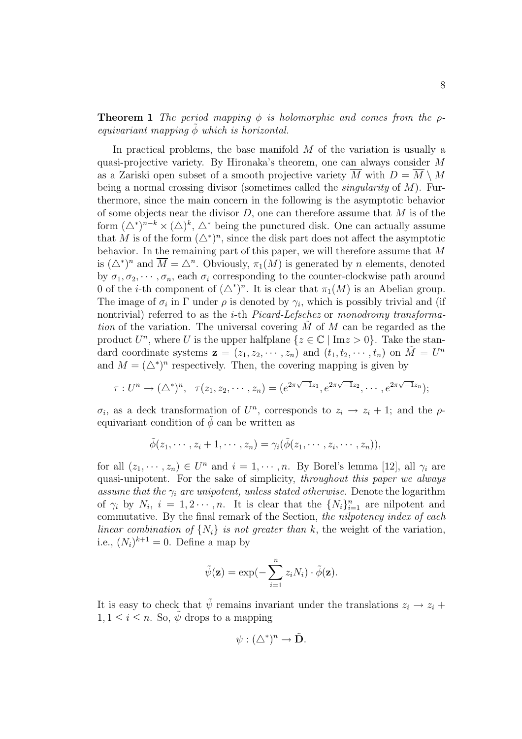**Theorem 1** *The period mapping $\phi$ is holomorphic and comes from the $\rho$-equivariant mapping $\tilde{\phi}$ which is horizontal.*

In practical problems, the base manifold $M$ of the variation is usually a quasi-projective variety. By Hironaka's theorem, one can always consider $M$ as a Zariski open subset of a smooth projective variety $\overline{M}$ with $D = \overline{M} \setminus M$ being a normal crossing divisor (sometimes called the *singularity* of $M$). Furthermore, since the main concern in the following is the asymptotic behavior of some objects near the divisor $D$, one can therefore assume that $M$ is of the form $(\triangle^*)^{n-k} \times (\triangle)^k$, $\triangle^*$ being the punctured disk. One can actually assume that $M$ is of the form $(\triangle^*)^n$, since the disk part does not affect the asymptotic behavior. In the remaining part of this paper, we will therefore assume that $M$ is $(\triangle^*)^n$ and $\overline{M} = \triangle^n$. Obviously, $\pi_1(M)$ is generated by $n$ elements, denoted by $\sigma_1, \sigma_2, \cdots, \sigma_n$, each $\sigma_i$ corresponding to the counter-clockwise path around 0 of the $i$-th component of $(\triangle^*)^n$. It is clear that $\pi_1(M)$ is an Abelian group. The image of $\sigma_i$ in $\Gamma$ under $\rho$ is denoted by $\gamma_i$, which is possibly trivial and (if nontrivial) referred to as the $i$-th *Picard-Lefschez* or *monodromy transformation* of the variation. The universal covering $\tilde{M}$ of $M$ can be regarded as the product $U^n$, where $U$ is the upper halfplane $\{z \in \mathbb{C} \mid \mathrm{Im} z > 0\}$. Take the standard coordinate systems $\mathbf{z} = (z_1, z_2, \cdots, z_n)$ and $(t_1, t_2, \cdots, t_n)$ on $\tilde{M} = U^n$ and $M = (\triangle^*)^n$ respectively. Then, the covering mapping is given by

$$\tau : U^n \to (\triangle^*)^n, \quad \tau(z_1, z_2, \cdots, z_n) = (e^{2\pi\sqrt{-1}z_1}, e^{2\pi\sqrt{-1}z_2}, \cdots, e^{2\pi\sqrt{-1}z_n});$$

$\sigma_i$, as a deck transformation of $U^n$, corresponds to $z_i \to z_i + 1$; and the $\rho$-equivariant condition of $\tilde{\phi}$ can be written as

$$\tilde{\phi}(z_1, \cdots, z_i + 1, \cdots, z_n) = \gamma_i(\tilde{\phi}(z_1, \cdots, z_i, \cdots, z_n)),$$

for all $(z_1, \cdots, z_n) \in U^n$ and $i = 1, \cdots, n$. By Borel's lemma [12], all $\gamma_i$ are quasi-unipotent. For the sake of simplicity, *throughout this paper we always assume that the $\gamma_i$ are unipotent, unless stated otherwise*. Denote the logarithm of $\gamma_i$ by $N_i$, $i = 1, 2 \cdots, n$. It is clear that the $\{N_i\}_{i=1}^n$ are nilpotent and commutative. By the final remark of the Section, *the nilpotency index of each linear combination of $\{N_i\}$ is not greater than $k$*, the weight of the variation, i.e., $(N_i)^{k+1} = 0$. Define a map by

$$\tilde{\psi}(\mathbf{z}) = \exp(-\sum_{i=1}^{n} z_i N_i) \cdot \tilde{\phi}(\mathbf{z}).$$

It is easy to check that $\tilde{\psi}$ remains invariant under the translations $z_i \to z_i + 1, 1 \leq i \leq n$. So, $\tilde{\psi}$ drops to a mapping

$$\psi : (\triangle^*)^n \to \tilde{\mathbf{D}}.$$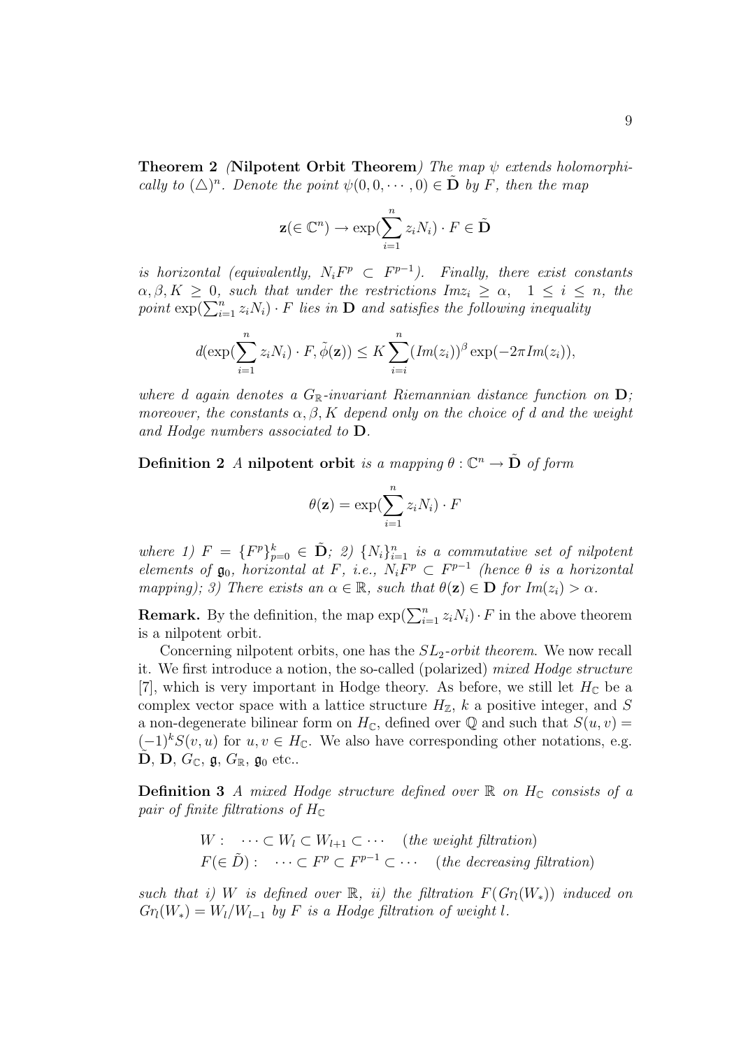**Theorem 2** *(***Nilpotent Orbit Theorem***) The map $\psi$ extends holomorphically to $(\triangle)^n$. Denote the point $\psi(0, 0, \cdots, 0) \in \tilde{\mathbf{D}}$ by $F$, then the map*

$$\mathbf{z}(\in \mathbb{C}^n) \to \exp(\sum_{i=1}^{n} z_i N_i) \cdot F \in \tilde{\mathbf{D}}$$

*is horizontal (equivalently, $N_i F^p \subset F^{p-1}$). Finally, there exist constants $\alpha, \beta, K \geq 0$, such that under the restrictions $Im z_i \geq \alpha, \quad 1 \leq i \leq n$, the point $\exp(\sum_{i=1}^{n} z_i N_i) \cdot F$ lies in $\mathbf{D}$ and satisfies the following inequality*

$$d(\exp(\sum_{i=1}^{n} z_i N_i) \cdot F, \tilde{\phi}(\mathbf{z})) \leq K \sum_{i=i}^{n} (Im(z_i))^{\beta} \exp(-2\pi Im(z_i)),$$

*where $d$ again denotes a $G_{\mathbb{R}}$-invariant Riemannian distance function on $\mathbf{D}$; moreover, the constants $\alpha, \beta, K$ depend only on the choice of $d$ and the weight and Hodge numbers associated to $\mathbf{D}$.*

**Definition 2** *A* **nilpotent orbit** *is a mapping $\theta : \mathbb{C}^n \to \tilde{\mathbf{D}}$ of form*

$$\theta(\mathbf{z}) = \exp(\sum_{i=1}^{n} z_i N_i) \cdot F$$

*where 1) $F = \{F^p\}_{p=0}^{k} \in \tilde{\mathbf{D}}$; 2) $\{N_i\}_{i=1}^{n}$ is a commutative set of nilpotent elements of $\mathfrak{g}_0$, horizontal at $F$, i.e., $N_i F^p \subset F^{p-1}$ (hence $\theta$ is a horizontal mapping); 3) There exists an $\alpha \in \mathbb{R}$, such that $\theta(\mathbf{z}) \in \mathbf{D}$ for $Im(z_i) > \alpha$.*

**Remark.** By the definition, the map $\exp(\sum_{i=1}^{n} z_i N_i) \cdot F$ in the above theorem is a nilpotent orbit.

Concerning nilpotent orbits, one has the *$SL_2$-orbit theorem*. We now recall it. We first introduce a notion, the so-called (polarized) *mixed Hodge structure* [7], which is very important in Hodge theory. As before, we still let $H_{\mathbb{C}}$ be a complex vector space with a lattice structure $H_{\mathbb{Z}}$, $k$ a positive integer, and $S$ a non-degenerate bilinear form on $H_{\mathbb{C}}$, defined over $\mathbb{Q}$ and such that $S(u, v) = (-1)^k S(v, u)$ for $u, v \in H_{\mathbb{C}}$. We also have corresponding other notations, e.g. $\tilde{\mathbf{D}}$, $\mathbf{D}$, $G_{\mathbb{C}}$, $\mathfrak{g}$, $G_{\mathbb{R}}$, $\mathfrak{g}_0$ etc..

**Definition 3** *A mixed Hodge structure defined over $\mathbb{R}$ on $H_{\mathbb{C}}$ consists of a pair of finite filtrations of $H_{\mathbb{C}}$*

$$W : \quad \cdots \subset W_l \subset W_{l+1} \subset \cdots \quad (\textit{the weight filtration})$$
$$F(\in \tilde{D}) : \quad \cdots \subset F^p \subset F^{p-1} \subset \cdots \quad (\textit{the decreasing filtration})$$

*such that i) $W$ is defined over $\mathbb{R}$, ii) the filtration $F(Gr_l(W_*))$ induced on $Gr_l(W_*) = W_l/W_{l-1}$ by $F$ is a Hodge filtration of weight $l$.*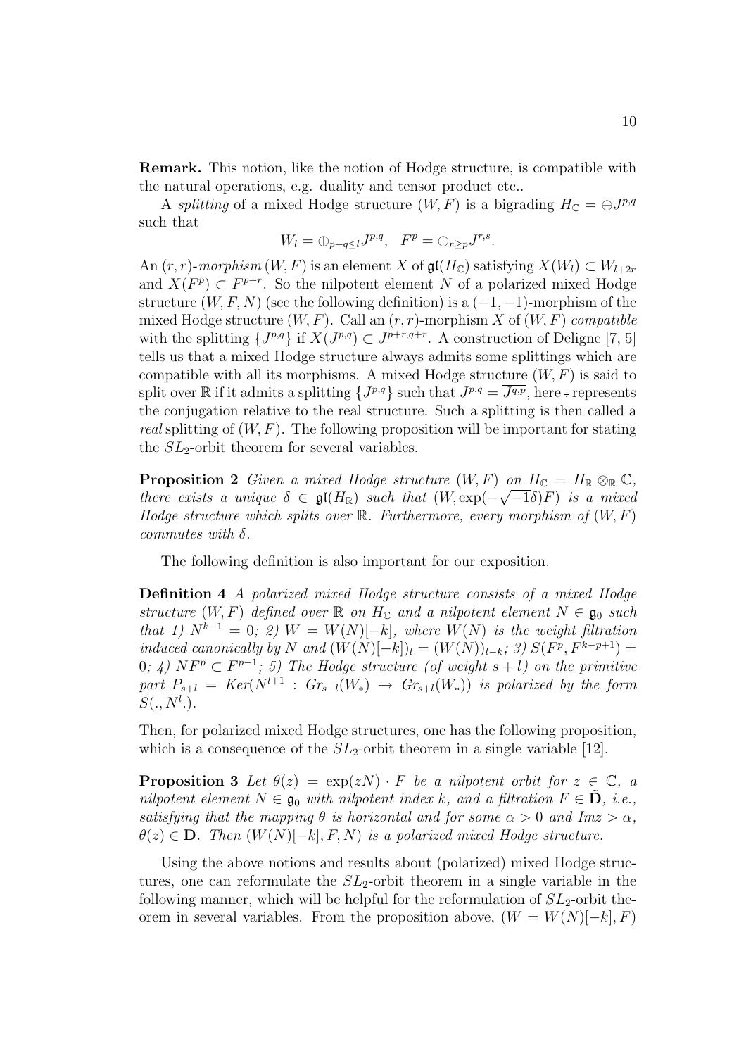**Remark.** This notion, like the notion of Hodge structure, is compatible with the natural operations, e.g. duality and tensor product etc..

A *splitting* of a mixed Hodge structure $(W, F)$ is a bigrading $H_{\mathbb{C}} = \oplus J^{p,q}$ such that

$$W_l = \oplus_{p+q\le l} J^{p,q}, \quad F^p = \oplus_{r\ge p} J^{r,s}.$$

An $(r, r)$-*morphism* $(W, F)$ is an element $X$ of $\mathfrak{gl}(H_{\mathbb{C}})$ satisfying $X(W_l) \subset W_{l+2r}$ and $X(F^p) \subset F^{p+r}$. So the nilpotent element $N$ of a polarized mixed Hodge structure $(W, F, N)$ (see the following definition) is a $(-1, -1)$-morphism of the mixed Hodge structure $(W, F)$. Call an $(r, r)$-morphism $X$ of $(W, F)$ *compatible* with the splitting $\{J^{p,q}\}$ if $X(J^{p,q}) \subset J^{p+r,q+r}$. A construction of Deligne [7, 5] tells us that a mixed Hodge structure always admits some splittings which are compatible with all its morphisms. A mixed Hodge structure $(W, F)$ is said to split over $\mathbb{R}$ if it admits a splitting $\{J^{p,q}\}$ such that $J^{p,q} = \overline{J^{q,p}}$, here $\bar{\cdot}$ represents the conjugation relative to the real structure. Such a splitting is then called a *real* splitting of $(W, F)$. The following proposition will be important for stating the $SL_2$-orbit theorem for several variables.

**Proposition 2** *Given a mixed Hodge structure $(W, F)$ on $H_{\mathbb{C}} = H_{\mathbb{R}} \otimes_{\mathbb{R}} \mathbb{C}$, there exists a unique $\delta \in \mathfrak{gl}(H_{\mathbb{R}})$ such that $(W, \exp(-\sqrt{-1}\delta)F)$ is a mixed Hodge structure which splits over $\mathbb{R}$. Furthermore, every morphism of $(W, F)$ commutes with $\delta$.*

The following definition is also important for our exposition.

**Definition 4** *A polarized mixed Hodge structure consists of a mixed Hodge structure $(W, F)$ defined over $\mathbb{R}$ on $H_{\mathbb{C}}$ and a nilpotent element $N \in \mathfrak{g}_0$ such that 1) $N^{k+1} = 0$; 2) $W = W(N)[-k]$, where $W(N)$ is the weight filtration induced canonically by $N$ and $(W(N)[-k])_l = (W(N))_{l-k}$; 3) $S(F^p, F^{k-p+1}) = 0$; 4) $NF^p \subset F^{p-1}$; 5) The Hodge structure (of weight $s + l$) on the primitive part $P_{s+l} = Ker(N^{l+1} : Gr_{s+l}(W_*) \to Gr_{s+l}(W_*))$ is polarized by the form $S(., N^l.)$.*

Then, for polarized mixed Hodge structures, one has the following proposition, which is a consequence of the $SL_2$-orbit theorem in a single variable [12].

**Proposition 3** *Let $\theta(z) = \exp(zN) \cdot F$ be a nilpotent orbit for $z \in \mathbb{C}$, a nilpotent element $N \in \mathfrak{g}_0$ with nilpotent index $k$, and a filtration $F \in \check{\mathbf{D}}$, i.e., satisfying that the mapping $\theta$ is horizontal and for some $\alpha > 0$ and $Im z > \alpha$, $\theta(z) \in \mathbf{D}$. Then $(W(N)[-k], F, N)$ is a polarized mixed Hodge structure.*

Using the above notions and results about (polarized) mixed Hodge structures, one can reformulate the $SL_2$-orbit theorem in a single variable in the following manner, which will be helpful for the reformulation of $SL_2$-orbit theorem in several variables. From the proposition above, $(W = W(N)[-k], F)$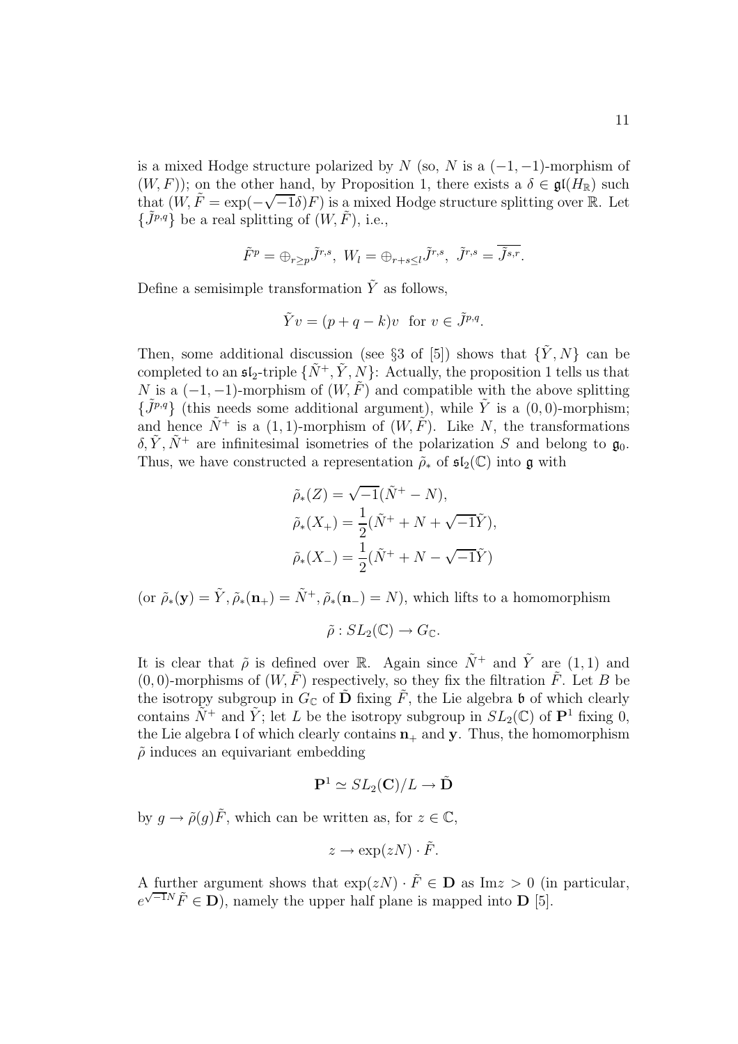is a mixed Hodge structure polarized by $N$ (so, $N$ is a $(-1,-1)$-morphism of $(W, F)$); on the other hand, by Proposition 1, there exists a $\delta \in \mathfrak{gl}(H_{\mathbb{R}})$ such that $(W, \tilde{F} = \exp(-\sqrt{-1}\delta)F)$ is a mixed Hodge structure splitting over $\mathbb{R}$. Let $\{\tilde{J}^{p,q}\}$ be a real splitting of $(W, \tilde{F})$, i.e.,

$$\tilde{F}^p = \oplus_{r \geq p} \tilde{J}^{r,s},\ W_l = \oplus_{r+s \leq l} \tilde{J}^{r,s},\ \tilde{J}^{r,s} = \overline{\tilde{J}^{s,r}}.$$

Define a semisimple transformation $\tilde{Y}$ as follows,

$$\tilde{Y}v = (p + q - k)v \ \text{ for } v \in \tilde{J}^{p,q}.$$

Then, some additional discussion (see §3 of [5]) shows that $\{\tilde{Y}, N\}$ can be completed to an $\mathfrak{sl}_2$-triple $\{\tilde{N}^+, \tilde{Y}, N\}$: Actually, the proposition 1 tells us that $N$ is a $(-1,-1)$-morphism of $(W, \tilde{F})$ and compatible with the above splitting $\{\tilde{J}^{p,q}\}$ (this needs some additional argument), while $\tilde{Y}$ is a $(0,0)$-morphism; and hence $\tilde{N}^+$ is a $(1,1)$-morphism of $(W, \tilde{F})$. Like $N$, the transformations $\delta, \tilde{Y}, \tilde{N}^+$ are infinitesimal isometries of the polarization $S$ and belong to $\mathfrak{g}_0$. Thus, we have constructed a representation $\tilde{\rho}_*$ of $\mathfrak{sl}_2(\mathbb{C})$ into $\mathfrak{g}$ with

$$\tilde{\rho}_*(Z) = \sqrt{-1}(\tilde{N}^+ - N),$$
$$\tilde{\rho}_*(X_+) = \frac{1}{2}(\tilde{N}^+ + N + \sqrt{-1}\tilde{Y}),$$
$$\tilde{\rho}_*(X_-) = \frac{1}{2}(\tilde{N}^+ + N - \sqrt{-1}\tilde{Y})$$

(or $\tilde{\rho}_*(\mathbf{y}) = \tilde{Y}, \tilde{\rho}_*(\mathbf{n}_+) = \tilde{N}^+, \tilde{\rho}_*(\mathbf{n}_-) = N$), which lifts to a homomorphism

$$\tilde{\rho} : SL_2(\mathbb{C}) \to G_{\mathbb{C}}.$$

It is clear that $\tilde{\rho}$ is defined over $\mathbb{R}$. Again since $\tilde{N}^+$ and $\tilde{Y}$ are $(1,1)$ and $(0,0)$-morphisms of $(W, \tilde{F})$ respectively, so they fix the filtration $\tilde{F}$. Let $B$ be the isotropy subgroup in $G_{\mathbb{C}}$ of $\tilde{\mathbf{D}}$ fixing $\tilde{F}$, the Lie algebra $\mathfrak{b}$ of which clearly contains $\tilde{N}^+$ and $\tilde{Y}$; let $L$ be the isotropy subgroup in $SL_2(\mathbb{C})$ of $\mathbf{P}^1$ fixing 0, the Lie algebra $\mathfrak{l}$ of which clearly contains $\mathbf{n}_+$ and $\mathbf{y}$. Thus, the homomorphism $\tilde{\rho}$ induces an equivariant embedding

$$\mathbf{P}^1 \simeq SL_2(\mathbf{C})/L \to \tilde{\mathbf{D}}$$

by $g \to \tilde{\rho}(g)\tilde{F}$, which can be written as, for $z \in \mathbb{C}$,

$$z \to \exp(zN) \cdot \tilde{F}.$$

A further argument shows that $\exp(zN) \cdot \tilde{F} \in \mathbf{D}$ as $\mathrm{Im} z > 0$ (in particular, $e^{\sqrt{-1}N}\tilde{F} \in \mathbf{D}$), namely the upper half plane is mapped into $\mathbf{D}$ [5].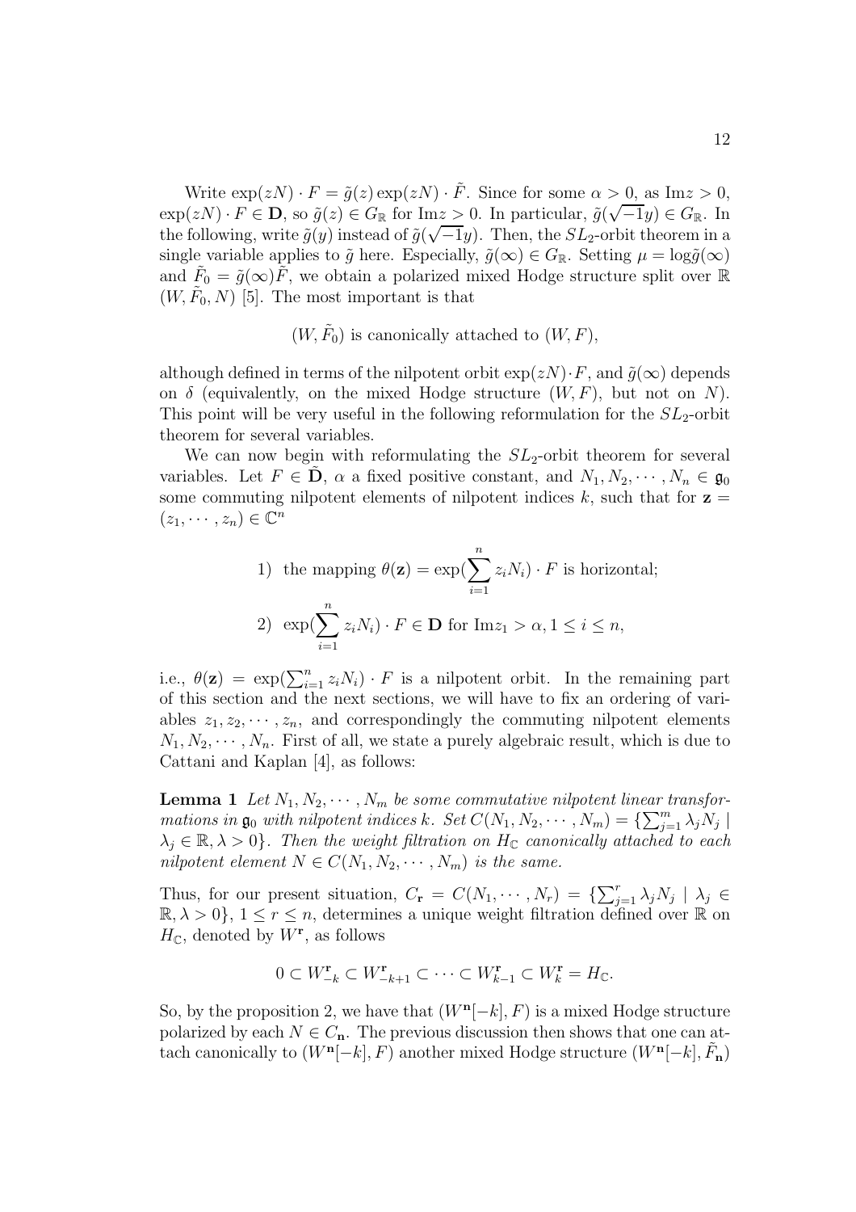Write $\exp(zN)\cdot F = \tilde{g}(z)\exp(zN)\cdot \tilde{F}$. Since for some $\alpha > 0$, as $\mathrm{Im}z > 0$, $\exp(zN)\cdot F \in \mathbf{D}$, so $\tilde{g}(z) \in G_{\mathbb{R}}$ for $\mathrm{Im}z > 0$. In particular, $\tilde{g}(\sqrt{-1}y) \in G_{\mathbb{R}}$. In the following, write $\tilde{g}(y)$ instead of $\tilde{g}(\sqrt{-1}y)$. Then, the $SL_2$-orbit theorem in a single variable applies to $\tilde{g}$ here. Especially, $\tilde{g}(\infty) \in G_{\mathbb{R}}$. Setting $\mu = \log \tilde{g}(\infty)$ and $\tilde{F}_0 = \tilde{g}(\infty)\tilde{F}$, we obtain a polarized mixed Hodge structure split over $\mathbb{R}$ $(W, \tilde{F}_0, N)$ [5]. The most important is that

$$(W, \tilde{F}_0) \text{ is canonically attached to } (W, F),$$

although defined in terms of the nilpotent orbit $\exp(zN)\cdot F$, and $\tilde{g}(\infty)$ depends on $\delta$ (equivalently, on the mixed Hodge structure $(W, F)$, but not on $N$). This point will be very useful in the following reformulation for the $SL_2$-orbit theorem for several variables.

We can now begin with reformulating the $SL_2$-orbit theorem for several variables. Let $F \in \tilde{\mathbf{D}}$, $\alpha$ a fixed positive constant, and $N_1, N_2, \cdots, N_n \in \mathfrak{g}_0$ some commuting nilpotent elements of nilpotent indices $k$, such that for $\mathbf{z} = (z_1, \cdots, z_n) \in \mathbb{C}^n$

$$1) \text{ the mapping } \theta(\mathbf{z}) = \exp(\sum_{i=1}^{n} z_i N_i)\cdot F \text{ is horizontal;}$$

$$2) \exp(\sum_{i=1}^{n} z_i N_i)\cdot F \in \mathbf{D} \text{ for } \mathrm{Im}z_1 > \alpha, 1 \le i \le n,$$

i.e., $\theta(\mathbf{z}) = \exp(\sum_{i=1}^{n} z_i N_i)\cdot F$ is a nilpotent orbit. In the remaining part of this section and the next sections, we will have to fix an ordering of variables $z_1, z_2, \cdots, z_n$, and correspondingly the commuting nilpotent elements $N_1, N_2, \cdots, N_n$. First of all, we state a purely algebraic result, which is due to Cattani and Kaplan [4], as follows:

**Lemma 1** *Let $N_1, N_2, \cdots, N_m$ be some commutative nilpotent linear transformations in $\mathfrak{g}_0$ with nilpotent indices $k$. Set $C(N_1, N_2, \cdots, N_m) = \{\sum_{j=1}^{m} \lambda_j N_j \mid \lambda_j \in \mathbb{R}, \lambda > 0\}$. Then the weight filtration on $H_{\mathbb{C}}$ canonically attached to each nilpotent element $N \in C(N_1, N_2, \cdots, N_m)$ is the same.*

Thus, for our present situation, $C_{\mathbf{r}} = C(N_1, \cdots, N_r) = \{\sum_{j=1}^{r} \lambda_j N_j \mid \lambda_j \in \mathbb{R}, \lambda > 0\}$, $1 \le r \le n$, determines a unique weight filtration defined over $\mathbb{R}$ on $H_{\mathbb{C}}$, denoted by $W^{\mathbf{r}}$, as follows

$$0 \subset W^{\mathbf{r}}_{-k} \subset W^{\mathbf{r}}_{-k+1} \subset \cdots \subset W^{\mathbf{r}}_{k-1} \subset W^{\mathbf{r}}_{k} = H_{\mathbb{C}}.$$

So, by the proposition 2, we have that $(W^{\mathbf{n}}[-k], F)$ is a mixed Hodge structure polarized by each $N \in C_{\mathbf{n}}$. The previous discussion then shows that one can attach canonically to $(W^{\mathbf{n}}[-k], F)$ another mixed Hodge structure $(W^{\mathbf{n}}[-k], \tilde{F}_{\mathbf{n}})$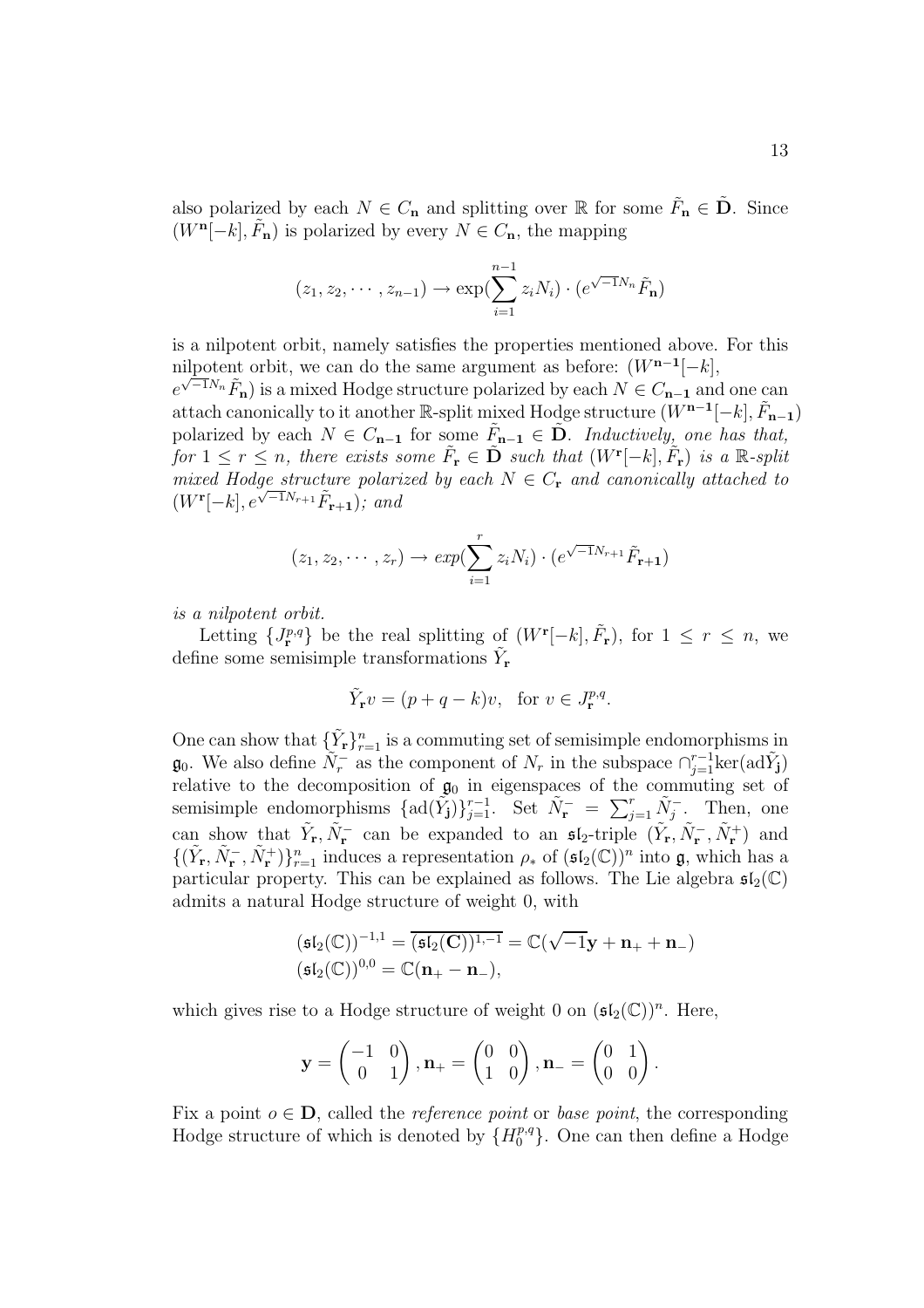also polarized by each $N \in C_{\mathbf{n}}$ and splitting over $\mathbb{R}$ for some $\tilde{F}_{\mathbf{n}} \in \tilde{\mathbf{D}}$. Since $(W^{\mathbf{n}}[-k], \tilde{F}_{\mathbf{n}})$ is polarized by every $N \in C_{\mathbf{n}}$, the mapping

$$(z_1, z_2, \cdots, z_{n-1}) \to \exp(\sum_{i=1}^{n-1} z_i N_i) \cdot (e^{\sqrt{-1}N_n} \tilde{F}_{\mathbf{n}})$$

is a nilpotent orbit, namely satisfies the properties mentioned above. For this nilpotent orbit, we can do the same argument as before: $(W^{\mathbf{n-1}}[-k], e^{\sqrt{-1}N_n}\tilde{F}_{\mathbf{n}})$ is a mixed Hodge structure polarized by each $N \in C_{\mathbf{n-1}}$ and one can attach canonically to it another $\mathbb{R}$-split mixed Hodge structure $(W^{\mathbf{n-1}}[-k], \tilde{F}_{\mathbf{n-1}})$ polarized by each $N \in C_{\mathbf{n-1}}$ for some $\tilde{F}_{\mathbf{n-1}} \in \tilde{\mathbf{D}}$. *Inductively, one has that, for $1 \leq r \leq n$, there exists some $\tilde{F}_{\mathbf{r}} \in \tilde{\mathbf{D}}$ such that $(W^{\mathbf{r}}[-k], \tilde{F}_{\mathbf{r}})$ is a $\mathbb{R}$-split mixed Hodge structure polarized by each $N \in C_{\mathbf{r}}$ and canonically attached to $(W^{\mathbf{r}}[-k], e^{\sqrt{-1}N_{r+1}}\tilde{F}_{\mathbf{r+1}})$; and*

$$(z_1, z_2, \cdots, z_r) \to exp(\sum_{i=1}^{r} z_i N_i) \cdot (e^{\sqrt{-1}N_{r+1}} \tilde{F}_{\mathbf{r+1}})$$

*is a nilpotent orbit.*

Letting $\{J_{\mathbf{r}}^{p,q}\}$ be the real splitting of $(W^{\mathbf{r}}[-k], \tilde{F}_{\mathbf{r}})$, for $1 \leq r \leq n$, we define some semisimple transformations $\tilde{Y}_{\mathbf{r}}$

$$\tilde{Y}_{\mathbf{r}} v = (p + q - k)v, \quad \text{for } v \in J_{\mathbf{r}}^{p,q}.$$

One can show that $\{\tilde{Y}_{\mathbf{r}}\}_{r=1}^{n}$ is a commuting set of semisimple endomorphisms in $\mathfrak{g}_0$. We also define $\tilde{N}_r^-$ as the component of $N_r$ in the subspace $\cap_{j=1}^{r-1} \ker(\mathrm{ad}\tilde{Y}_{\mathbf{j}})$ relative to the decomposition of $\mathfrak{g}_0$ in eigenspaces of the commuting set of semisimple endomorphisms $\{\mathrm{ad}(\tilde{Y}_{\mathbf{j}})\}_{j=1}^{r-1}$. Set $\tilde{N}_{\mathbf{r}}^- = \sum_{j=1}^{r} \tilde{N}_j^-$. Then, one can show that $\tilde{Y}_{\mathbf{r}}, \tilde{N}_{\mathbf{r}}^-$ can be expanded to an $\mathfrak{sl}_2$-triple $(\tilde{Y}_{\mathbf{r}}, \tilde{N}_{\mathbf{r}}^-, \tilde{N}_{\mathbf{r}}^+)$ and $\{(\tilde{Y}_{\mathbf{r}}, \tilde{N}_{\mathbf{r}}^-, \tilde{N}_{\mathbf{r}}^+)\}_{r=1}^{n}$ induces a representation $\rho_*$ of $(\mathfrak{sl}_2(\mathbb{C}))^n$ into $\mathfrak{g}$, which has a particular property. This can be explained as follows. The Lie algebra $\mathfrak{sl}_2(\mathbb{C})$ admits a natural Hodge structure of weight 0, with

$$\begin{aligned}
(\mathfrak{sl}_2(\mathbb{C}))^{-1,1} &= \overline{(\mathfrak{sl}_2(\mathbf{C}))^{1,-1}} = \mathbb{C}(\sqrt{-1}\mathbf{y} + \mathbf{n}_+ + \mathbf{n}_-) \\
(\mathfrak{sl}_2(\mathbb{C}))^{0,0} &= \mathbb{C}(\mathbf{n}_+ - \mathbf{n}_-),
\end{aligned}$$

which gives rise to a Hodge structure of weight 0 on $(\mathfrak{sl}_2(\mathbb{C}))^n$. Here,

$$\mathbf{y} = \begin{pmatrix} -1 & 0 \\ 0 & 1 \end{pmatrix}, \mathbf{n}_+ = \begin{pmatrix} 0 & 0 \\ 1 & 0 \end{pmatrix}, \mathbf{n}_- = \begin{pmatrix} 0 & 1 \\ 0 & 0 \end{pmatrix}.$$

Fix a point $o \in \mathbf{D}$, called the *reference point* or *base point*, the corresponding Hodge structure of which is denoted by $\{H_0^{p,q}\}$. One can then define a Hodge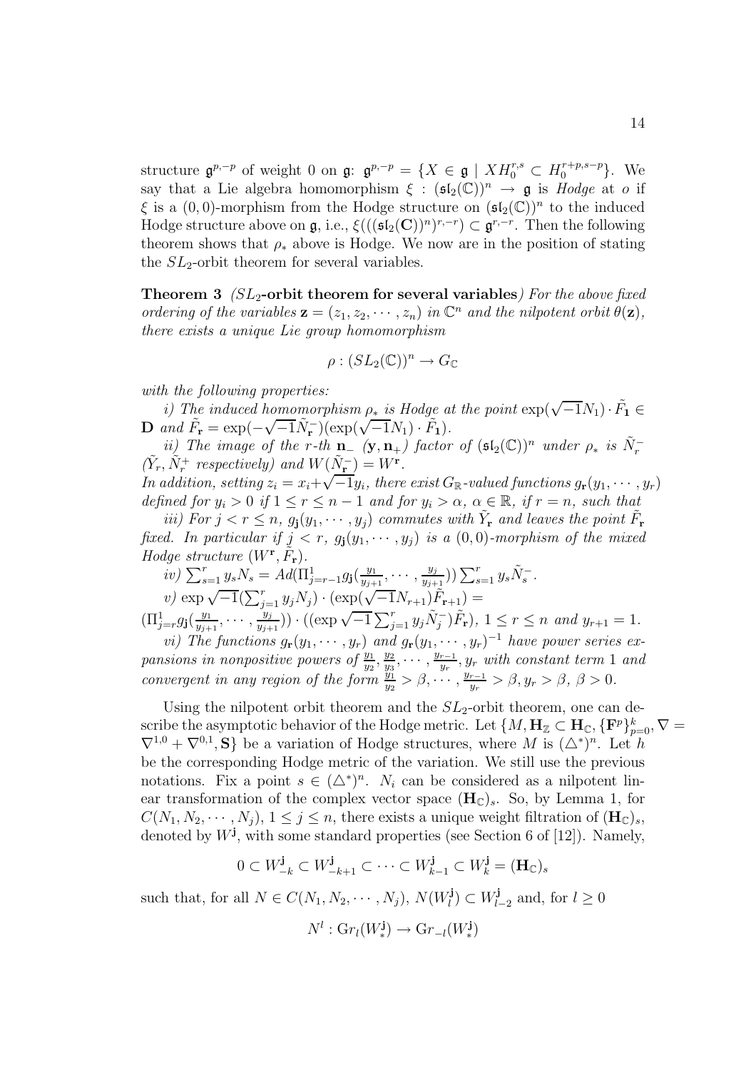structure $\mathfrak{g}^{p,-p}$ of weight 0 on $\mathfrak{g}$: $\mathfrak{g}^{p,-p} = \{X \in \mathfrak{g} \mid XH_0^{r,s} \subset H_0^{r+p,s-p}\}$. We say that a Lie algebra homomorphism $\xi : (\mathfrak{sl}_2(\mathbb{C}))^n \to \mathfrak{g}$ is *Hodge* at $o$ if $\xi$ is a $(0,0)$-morphism from the Hodge structure on $(\mathfrak{sl}_2(\mathbb{C}))^n$ to the induced Hodge structure above on $\mathfrak{g}$, i.e., $\xi(((\mathfrak{sl}_2(\mathbf{C}))^n)^{r,-r}) \subset \mathfrak{g}^{r,-r}$. Then the following theorem shows that $\rho_*$ above is Hodge. We now are in the position of stating the $SL_2$-orbit theorem for several variables.

**Theorem 3** *($SL_2$-orbit theorem for several variables) For the above fixed ordering of the variables $\mathbf{z} = (z_1, z_2, \cdots, z_n)$ in $\mathbb{C}^n$ and the nilpotent orbit $\theta(\mathbf{z})$, there exists a unique Lie group homomorphism*

$$\rho : (SL_2(\mathbb{C}))^n \to G_{\mathbb{C}}$$

*with the following properties:*

*i) The induced homomorphism $\rho_*$ is Hodge at the point $\exp(\sqrt{-1}N_1) \cdot \tilde{F}_{\mathbf{1}} \in \mathbf{D}$ and $\tilde{F}_{\mathbf{r}} = \exp(-\sqrt{-1}\tilde{N}_{\mathbf{r}}^-)(\exp(\sqrt{-1}N_1) \cdot \tilde{F}_{\mathbf{1}})$.*

*ii) The image of the $r$-th $\mathbf{n}_-$ $(\mathbf{y}, \mathbf{n}_+)$ factor of $(\mathfrak{sl}_2(\mathbb{C}))^n$ under $\rho_*$ is $\tilde{N}_r^-$ $(\tilde{Y}_r, \tilde{N}_r^+$ respectively$)$ and $W(\tilde{N}_{\mathbf{r}}^-) = W^{\mathbf{r}}$.*
*In addition, setting $z_i = x_i + \sqrt{-1}y_i$, there exist $G_{\mathbb{R}}$-valued functions $g_{\mathbf{r}}(y_1, \cdots, y_r)$ defined for $y_i > 0$ if $1 \le r \le n-1$ and for $y_i > \alpha$, $\alpha \in \mathbb{R}$, if $r = n$, such that*

*iii) For $j < r \le n$, $g_{\mathbf{j}}(y_1, \cdots, y_j)$ commutes with $\tilde{Y}_{\mathbf{r}}$ and leaves the point $\tilde{F}_{\mathbf{r}}$ fixed. In particular if $j < r$, $g_{\mathbf{j}}(y_1, \cdots, y_j)$ is a $(0,0)$-morphism of the mixed Hodge structure $(W^{\mathbf{r}}, \tilde{F}_{\mathbf{r}})$.*

*iv) $\sum_{s=1}^r y_s N_s = Ad(\Pi_{j=r-1}^1 g_{\mathbf{j}}(\frac{y_1}{y_{j+1}}, \cdots, \frac{y_j}{y_{j+1}})) \sum_{s=1}^r y_s \tilde{N}_s^-$.*

*v) $\exp\sqrt{-1}(\sum_{j=1}^r y_j N_j) \cdot (\exp(\sqrt{-1}N_{r+1})\tilde{F}_{\mathbf{r+1}}) =$
$(\Pi_{j=r}^1 g_{\mathbf{j}}(\frac{y_1}{y_{j+1}}, \cdots, \frac{y_j}{y_{j+1}})) \cdot ((\exp\sqrt{-1}\sum_{j=1}^r y_j \tilde{N}_j^-)\tilde{F}_{\mathbf{r}})$, $1 \le r \le n$ and $y_{r+1} = 1$.*

*vi) The functions $g_{\mathbf{r}}(y_1, \cdots, y_r)$ and $g_{\mathbf{r}}(y_1, \cdots, y_r)^{-1}$ have power series expansions in nonpositive powers of $\frac{y_1}{y_2}, \frac{y_2}{y_3}, \cdots, \frac{y_{r-1}}{y_r}, y_r$ with constant term 1 and convergent in any region of the form $\frac{y_1}{y_2} > \beta, \cdots, \frac{y_{r-1}}{y_r} > \beta, y_r > \beta$, $\beta > 0$.*

Using the nilpotent orbit theorem and the $SL_2$-orbit theorem, one can describe the asymptotic behavior of the Hodge metric. Let $\{M, \mathbf{H}_{\mathbb{Z}} \subset \mathbf{H}_{\mathbb{C}}, \{\mathbf{F}^p\}_{p=0}^k, \nabla = \nabla^{1,0} + \nabla^{0,1}, \mathbf{S}\}$ be a variation of Hodge structures, where $M$ is $(\triangle^*)^n$. Let $h$ be the corresponding Hodge metric of the variation. We still use the previous notations. Fix a point $s \in (\triangle^*)^n$. $N_i$ can be considered as a nilpotent linear transformation of the complex vector space $(\mathbf{H}_{\mathbb{C}})_s$. So, by Lemma 1, for $C(N_1, N_2, \cdots, N_j)$, $1 \le j \le n$, there exists a unique weight filtration of $(\mathbf{H}_{\mathbb{C}})_s$, denoted by $W^{\mathbf{j}}$, with some standard properties (see Section 6 of [12]). Namely,

$$0 \subset W_{-k}^{\mathbf{j}} \subset W_{-k+1}^{\mathbf{j}} \subset \cdots \subset W_{k-1}^{\mathbf{j}} \subset W_k^{\mathbf{j}} = (\mathbf{H}_{\mathbb{C}})_s$$

such that, for all $N \in C(N_1, N_2, \cdots, N_j)$, $N(W_l^{\mathbf{j}}) \subset W_{l-2}^{\mathbf{j}}$ and, for $l \ge 0$

$$N^l : \mathrm{Gr}_l(W_*^{\mathbf{j}}) \to \mathrm{Gr}_{-l}(W_*^{\mathbf{j}})$$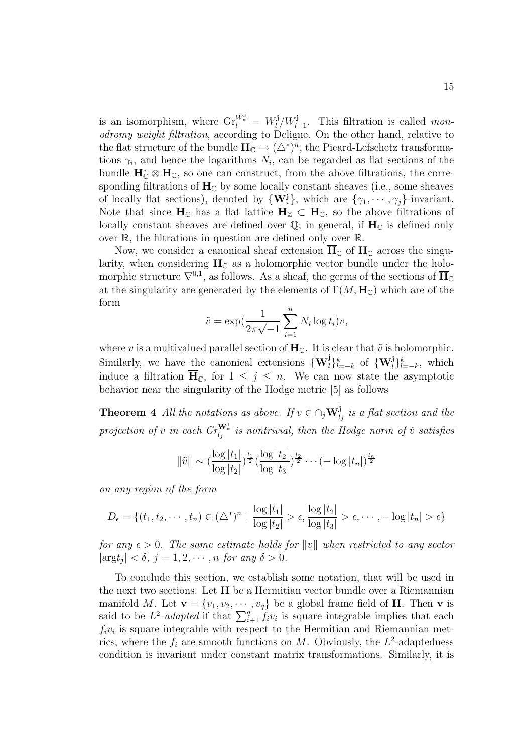is an isomorphism, where $\mathrm{Gr}_l^{W_*^{\mathbf{j}}} = W_l^{\mathbf{j}}/W_{l-1}^{\mathbf{j}}$. This filtration is called *monodromy weight filtration*, according to Deligne. On the other hand, relative to the flat structure of the bundle $\mathbf{H}_{\mathbb{C}} \to (\triangle^*)^n$, the Picard-Lefschetz transformations $\gamma_i$, and hence the logarithms $N_i$, can be regarded as flat sections of the bundle $\mathbf{H}_{\mathbb{C}}^* \otimes \mathbf{H}_{\mathbb{C}}$, so one can construct, from the above filtrations, the corresponding filtrations of $\mathbf{H}_{\mathbb{C}}$ by some locally constant sheaves (i.e., some sheaves of locally flat sections), denoted by $\{\mathbf{W}_*^{\mathbf{j}}\}$, which are $\{\gamma_1, \cdots, \gamma_j\}$-invariant. Note that since $\mathbf{H}_{\mathbb{C}}$ has a flat lattice $\mathbf{H}_{\mathbb{Z}} \subset \mathbf{H}_{\mathbb{C}}$, so the above filtrations of locally constant sheaves are defined over $\mathbb{Q}$; in general, if $\mathbf{H}_{\mathbb{C}}$ is defined only over $\mathbb{R}$, the filtrations in question are defined only over $\mathbb{R}$.

Now, we consider a canonical sheaf extension $\overline{\mathbf{H}}_{\mathbb{C}}$ of $\mathbf{H}_{\mathbb{C}}$ across the singularity, when considering $\mathbf{H}_{\mathbb{C}}$ as a holomorphic vector bundle under the holomorphic structure $\nabla^{0,1}$, as follows. As a sheaf, the germs of the sections of $\overline{\mathbf{H}}_{\mathbb{C}}$ at the singularity are generated by the elements of $\Gamma(M, \mathbf{H}_{\mathbb{C}})$ which are of the form

$$\tilde{v} = \exp\Big(\frac{1}{2\pi\sqrt{-1}}\sum_{i=1}^{n} N_i \log t_i\Big)v,$$

where $v$ is a multivalued parallel section of $\mathbf{H}_{\mathbb{C}}$. It is clear that $\tilde{v}$ is holomorphic. Similarly, we have the canonical extensions $\{\overline{\mathbf{W}}_l^{\mathbf{j}}\}_{l=-k}^{k}$ of $\{\mathbf{W}_l^{\mathbf{j}}\}_{l=-k}^{k}$, which induce a filtration $\overline{\mathbf{H}}_{\mathbb{C}}$, for $1 \leq j \leq n$. We can now state the asymptotic behavior near the singularity of the Hodge metric [5] as follows

**Theorem 4** *All the notations as above. If $v \in \cap_j \mathbf{W}_{l_j}^{\mathbf{j}}$ is a flat section and the projection of $v$ in each $Gr_{l_j}^{\mathbf{W}_*^{\mathbf{j}}}$ is nontrivial, then the Hodge norm of $\tilde{v}$ satisfies*

$$\|\tilde{v}\| \sim \Big(\frac{\log|t_1|}{\log|t_2|}\Big)^{\frac{l_1}{2}}\Big(\frac{\log|t_2|}{\log|t_3|}\Big)^{\frac{l_2}{2}} \cdots (-\log|t_n|)^{\frac{l_n}{2}}$$

*on any region of the form*

$$D_\epsilon = \{(t_1, t_2, \cdots, t_n) \in (\triangle^*)^n \mid \frac{\log|t_1|}{\log|t_2|} > \epsilon, \frac{\log|t_2|}{\log|t_3|} > \epsilon, \cdots, -\log|t_n| > \epsilon\}$$

*for any $\epsilon > 0$. The same estimate holds for $\|v\|$ when restricted to any sector $|\arg t_j| < \delta$, $j = 1, 2, \cdots, n$ for any $\delta > 0$.*

To conclude this section, we establish some notation, that will be used in the next two sections. Let $\mathbf{H}$ be a Hermitian vector bundle over a Riemannian manifold $M$. Let $\mathbf{v} = \{v_1, v_2, \cdots, v_q\}$ be a global frame field of $\mathbf{H}$. Then $\mathbf{v}$ is said to be *$L^2$-adapted* if that $\sum_{i+1}^{q} f_i v_i$ is square integrable implies that each $f_i v_i$ is square integrable with respect to the Hermitian and Riemannian metrics, where the $f_i$ are smooth functions on $M$. Obviously, the $L^2$-adaptedness condition is invariant under constant matrix transformations. Similarly, it is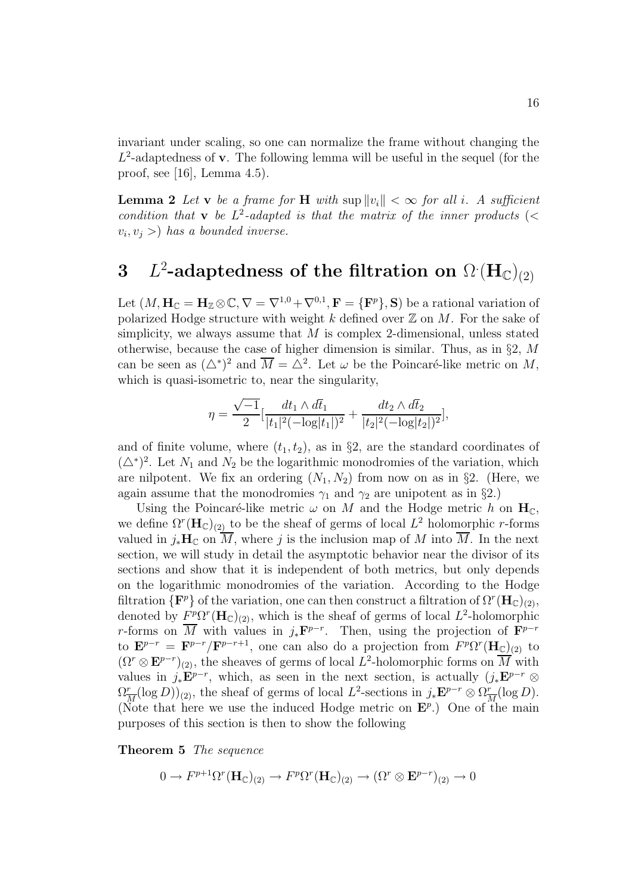invariant under scaling, so one can normalize the frame without changing the $L^2$-adaptedness of $\mathbf{v}$. The following lemma will be useful in the sequel (for the proof, see [16], Lemma 4.5).

**Lemma 2** *Let $\mathbf{v}$ be a frame for $\mathbf{H}$ with $\sup \|v_i\| < \infty$ for all $i$. A sufficient condition that $\mathbf{v}$ be $L^2$-adapted is that the matrix of the inner products ($< v_i, v_j >$) has a bounded inverse.*

# 3 $L^2$-adaptedness of the filtration on $\Omega^{\cdot}(\mathbf{H}_{\mathbb{C}})_{(2)}$

Let $(M, \mathbf{H}_{\mathbb{C}} = \mathbf{H}_{\mathbb{Z}} \otimes \mathbb{C}, \nabla = \nabla^{1,0} + \nabla^{0,1}, \mathbf{F} = \{\mathbf{F}^p\}, \mathbf{S})$ be a rational variation of polarized Hodge structure with weight $k$ defined over $\mathbb{Z}$ on $M$. For the sake of simplicity, we always assume that $M$ is complex 2-dimensional, unless stated otherwise, because the case of higher dimension is similar. Thus, as in §2, $M$ can be seen as $(\triangle^*)^2$ and $\overline{M} = \triangle^2$. Let $\omega$ be the Poincaré-like metric on $M$, which is quasi-isometric to, near the singularity,

$$\eta = \frac{\sqrt{-1}}{2}\Big[\frac{dt_1 \wedge d\overline{t}_1}{|t_1|^2(-\log|t_1|)^2} + \frac{dt_2 \wedge d\overline{t}_2}{|t_2|^2(-\log|t_2|)^2}\Big],$$

and of finite volume, where $(t_1, t_2)$, as in §2, are the standard coordinates of $(\triangle^*)^2$. Let $N_1$ and $N_2$ be the logarithmic monodromies of the variation, which are nilpotent. We fix an ordering $(N_1, N_2)$ from now on as in §2. (Here, we again assume that the monodromies $\gamma_1$ and $\gamma_2$ are unipotent as in §2.)

Using the Poincaré-like metric $\omega$ on $M$ and the Hodge metric $h$ on $\mathbf{H}_{\mathbb{C}}$, we define $\Omega^r(\mathbf{H}_{\mathbb{C}})_{(2)}$ to be the sheaf of germs of local $L^2$ holomorphic $r$-forms valued in $j_*\mathbf{H}_{\mathbb{C}}$ on $\overline{M}$, where $j$ is the inclusion map of $M$ into $\overline{M}$. In the next section, we will study in detail the asymptotic behavior near the divisor of its sections and show that it is independent of both metrics, but only depends on the logarithmic monodromies of the variation. According to the Hodge filtration $\{\mathbf{F}^p\}$ of the variation, one can then construct a filtration of $\Omega^r(\mathbf{H}_{\mathbb{C}})_{(2)}$, denoted by $F^p\Omega^r(\mathbf{H}_{\mathbb{C}})_{(2)}$, which is the sheaf of germs of local $L^2$-holomorphic $r$-forms on $\overline{M}$ with values in $j_*\mathbf{F}^{p-r}$. Then, using the projection of $\mathbf{F}^{p-r}$ to $\mathbf{E}^{p-r} = \mathbf{F}^{p-r}/\mathbf{F}^{p-r+1}$, one can also do a projection from $F^p\Omega^r(\mathbf{H}_{\mathbb{C}})_{(2)}$ to $(\Omega^r \otimes \mathbf{E}^{p-r})_{(2)}$, the sheaves of germs of local $L^2$-holomorphic forms on $\overline{M}$ with values in $j_*\mathbf{E}^{p-r}$, which, as seen in the next section, is actually $(j_*\mathbf{E}^{p-r} \otimes \Omega^r_{\overline{M}}(\log D))_{(2)}$, the sheaf of germs of local $L^2$-sections in $j_*\mathbf{E}^{p-r} \otimes \Omega^r_{\overline{M}}(\log D)$. (Note that here we use the induced Hodge metric on $\mathbf{E}^p$.) One of the main purposes of this section is then to show the following

**Theorem 5** *The sequence*

$$0 \to F^{p+1}\Omega^r(\mathbf{H}_{\mathbb{C}})_{(2)} \to F^p\Omega^r(\mathbf{H}_{\mathbb{C}})_{(2)} \to (\Omega^r \otimes \mathbf{E}^{p-r})_{(2)} \to 0$$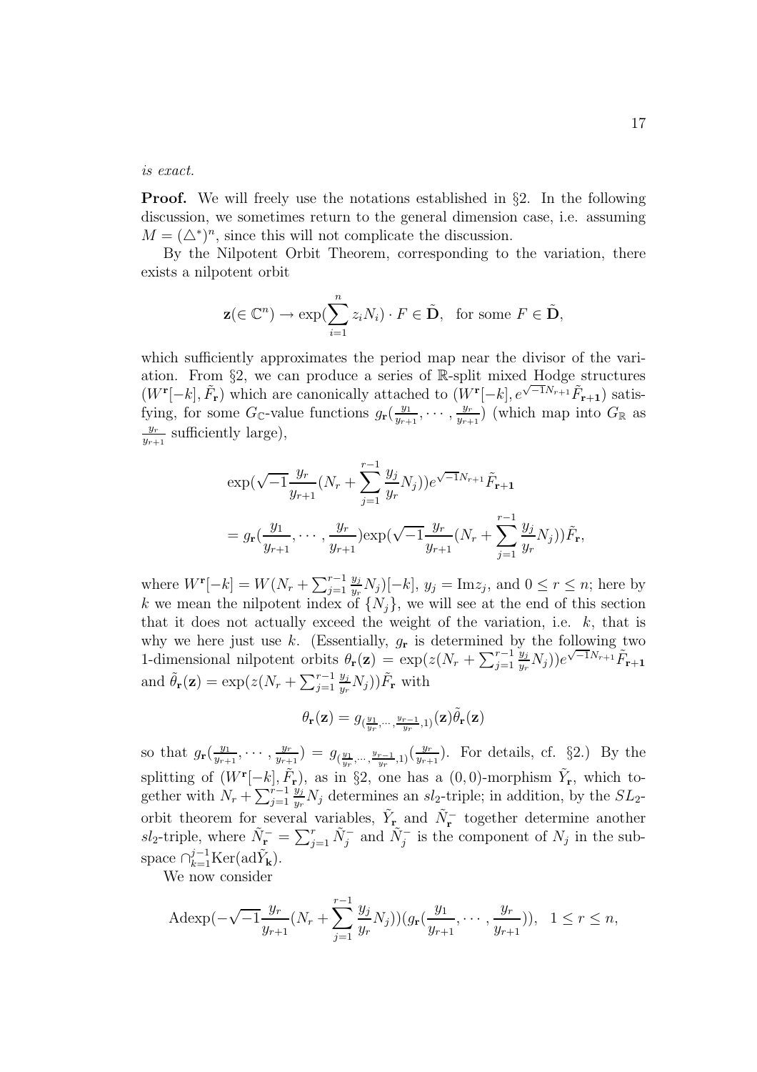*is exact.*

**Proof.** We will freely use the notations established in §2. In the following discussion, we sometimes return to the general dimension case, i.e. assuming $M = (\triangle^*)^n$, since this will not complicate the discussion.

By the Nilpotent Orbit Theorem, corresponding to the variation, there exists a nilpotent orbit

$$\mathbf{z}(\in \mathbb{C}^n) \to \exp(\sum_{i=1}^{n} z_i N_i) \cdot F \in \tilde{\mathbf{D}}, \ \text{ for some } F \in \tilde{\mathbf{D}},$$

which sufficiently approximates the period map near the divisor of the variation. From §2, we can produce a series of $\mathbb{R}$-split mixed Hodge structures $(W^{\mathbf{r}}[-k], \tilde{F}_{\mathbf{r}})$ which are canonically attached to $(W^{\mathbf{r}}[-k], e^{\sqrt{-1}N_{r+1}}\tilde{F}_{\mathbf{r+1}})$ satisfying, for some $G_{\mathbb{C}}$-value functions $g_{\mathbf{r}}(\frac{y_1}{y_{r+1}}, \cdots, \frac{y_r}{y_{r+1}})$ (which map into $G_{\mathbb{R}}$ as $\frac{y_r}{y_{r+1}}$ sufficiently large),

$$\begin{aligned}
&\exp(\sqrt{-1}\frac{y_r}{y_{r+1}}(N_r + \sum_{j=1}^{r-1} \frac{y_j}{y_r} N_j)) e^{\sqrt{-1}N_{r+1}}\tilde{F}_{\mathbf{r+1}} \\
&= g_{\mathbf{r}}(\frac{y_1}{y_{r+1}}, \cdots, \frac{y_r}{y_{r+1}}) \exp(\sqrt{-1}\frac{y_r}{y_{r+1}}(N_r + \sum_{j=1}^{r-1} \frac{y_j}{y_r} N_j))\tilde{F}_{\mathbf{r}},
\end{aligned}$$

where $W^{\mathbf{r}}[-k] = W(N_r + \sum_{j=1}^{r-1} \frac{y_j}{y_r} N_j)[-k]$, $y_j = \mathrm{Im} z_j$, and $0 \leq r \leq n$; here by $k$ we mean the nilpotent index of $\{N_j\}$, we will see at the end of this section that it does not actually exceed the weight of the variation, i.e. $k$, that is why we here just use $k$. (Essentially, $g_{\mathbf{r}}$ is determined by the following two 1-dimensional nilpotent orbits $\theta_{\mathbf{r}}(\mathbf{z}) = \exp(z(N_r + \sum_{j=1}^{r-1} \frac{y_j}{y_r} N_j)) e^{\sqrt{-1}N_{r+1}}\tilde{F}_{\mathbf{r+1}}$ and $\tilde{\theta}_{\mathbf{r}}(\mathbf{z}) = \exp(z(N_r + \sum_{j=1}^{r-1} \frac{y_j}{y_r} N_j))\tilde{F}_{\mathbf{r}}$ with

$$\theta_{\mathbf{r}}(\mathbf{z}) = g_{(\frac{y_1}{y_r}, \cdots, \frac{y_{r-1}}{y_r}, 1)}(\mathbf{z})\tilde{\theta}_{\mathbf{r}}(\mathbf{z})$$

so that $g_{\mathbf{r}}(\frac{y_1}{y_{r+1}}, \cdots, \frac{y_r}{y_{r+1}}) = g_{(\frac{y_1}{y_r}, \cdots, \frac{y_{r-1}}{y_r}, 1)}(\frac{y_r}{y_{r+1}})$. For details, cf. §2.) By the splitting of $(W^{\mathbf{r}}[-k], \tilde{F}_{\mathbf{r}})$, as in §2, one has a $(0,0)$-morphism $\tilde{Y}_{\mathbf{r}}$, which together with $N_r + \sum_{j=1}^{r-1} \frac{y_j}{y_r} N_j$ determines an $sl_2$-triple; in addition, by the $SL_2$-orbit theorem for several variables, $\tilde{Y}_{\mathbf{r}}$ and $\tilde{N}_{\mathbf{r}}^-$ together determine another $sl_2$-triple, where $\tilde{N}_{\mathbf{r}}^- = \sum_{j=1}^{r} \tilde{N}_j^-$ and $\tilde{N}_j^-$ is the component of $N_j$ in the subspace $\cap_{k=1}^{j-1} \mathrm{Ker}(\mathrm{ad}\tilde{Y}_{\mathbf{k}})$.

We now consider

$$\mathrm{Adexp}(-\sqrt{-1}\frac{y_r}{y_{r+1}}(N_r + \sum_{j=1}^{r-1} \frac{y_j}{y_r} N_j))(g_{\mathbf{r}}(\frac{y_1}{y_{r+1}}, \cdots, \frac{y_r}{y_{r+1}})), \ \ 1 \leq r \leq n,$$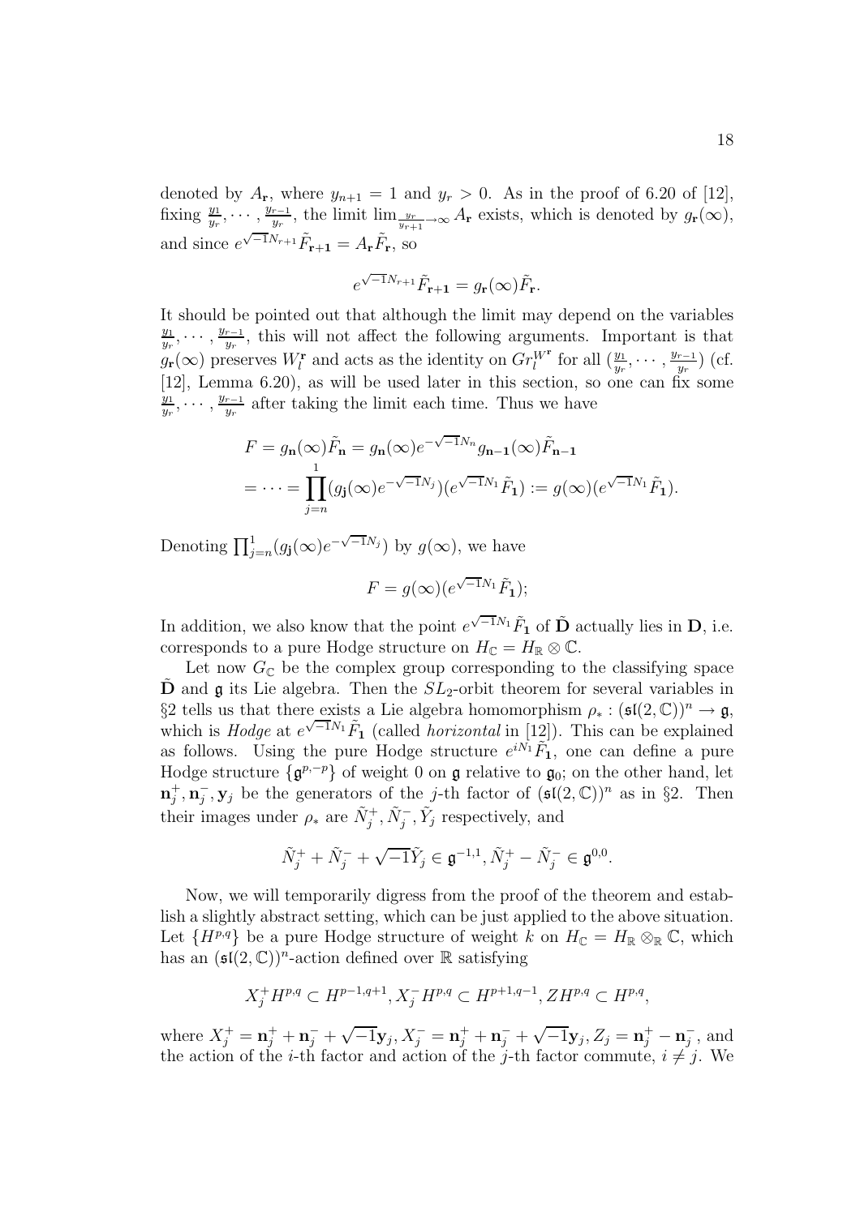denoted by $A_{\mathbf{r}}$, where $y_{n+1} = 1$ and $y_r > 0$. As in the proof of 6.20 of [12], fixing $\frac{y_1}{y_r}, \cdots, \frac{y_{r-1}}{y_r}$, the limit $\lim_{\frac{y_r}{y_{r+1}} \to \infty} A_{\mathbf{r}}$ exists, which is denoted by $g_{\mathbf{r}}(\infty)$, and since $e^{\sqrt{-1}N_{r+1}} \tilde{F}_{\mathbf{r+1}} = A_{\mathbf{r}} \tilde{F}_{\mathbf{r}}$, so

$$e^{\sqrt{-1}N_{r+1}} \tilde{F}_{\mathbf{r+1}} = g_{\mathbf{r}}(\infty) \tilde{F}_{\mathbf{r}}.$$

It should be pointed out that although the limit may depend on the variables $\frac{y_1}{y_r}, \cdots, \frac{y_{r-1}}{y_r}$, this will not affect the following arguments. Important is that $g_{\mathbf{r}}(\infty)$ preserves $W_l^{\mathbf{r}}$ and acts as the identity on $Gr_l^{W^{\mathbf{r}}}$ for all $(\frac{y_1}{y_r}, \cdots, \frac{y_{r-1}}{y_r})$ (cf. [12], Lemma 6.20), as will be used later in this section, so one can fix some $\frac{y_1}{y_r}, \cdots, \frac{y_{r-1}}{y_r}$ after taking the limit each time. Thus we have

$$\begin{aligned} F &= g_{\mathbf{n}}(\infty) \tilde{F}_{\mathbf{n}} = g_{\mathbf{n}}(\infty) e^{-\sqrt{-1}N_n} g_{\mathbf{n-1}}(\infty) \tilde{F}_{\mathbf{n-1}} \\ &= \cdots = \prod_{j=n}^{1} (g_{\mathbf{j}}(\infty) e^{-\sqrt{-1}N_j})(e^{\sqrt{-1}N_1} \tilde{F}_{\mathbf{1}}) := g(\infty)(e^{\sqrt{-1}N_1} \tilde{F}_{\mathbf{1}}). \end{aligned}$$

Denoting $\prod_{j=n}^{1} (g_{\mathbf{j}}(\infty) e^{-\sqrt{-1}N_j})$ by $g(\infty)$, we have

$$F = g(\infty)(e^{\sqrt{-1}N_1} \tilde{F}_{\mathbf{1}});$$

In addition, we also know that the point $e^{\sqrt{-1}N_1} \tilde{F}_{\mathbf{1}}$ of $\tilde{\mathbf{D}}$ actually lies in $\mathbf{D}$, i.e. corresponds to a pure Hodge structure on $H_{\mathbb{C}} = H_{\mathbb{R}} \otimes \mathbb{C}$.

Let now $G_{\mathbb{C}}$ be the complex group corresponding to the classifying space $\tilde{\mathbf{D}}$ and $\mathfrak{g}$ its Lie algebra. Then the $SL_2$-orbit theorem for several variables in §2 tells us that there exists a Lie algebra homomorphism $\rho_* : (\mathfrak{sl}(2, \mathbb{C}))^n \to \mathfrak{g}$, which is *Hodge* at $e^{\sqrt{-1}N_1} \tilde{F}_{\mathbf{1}}$ (called *horizontal* in [12]). This can be explained as follows. Using the pure Hodge structure $e^{iN_1} \tilde{F}_{\mathbf{1}}$, one can define a pure Hodge structure $\{\mathfrak{g}^{p,-p}\}$ of weight 0 on $\mathfrak{g}$ relative to $\mathfrak{g}_0$; on the other hand, let $\mathbf{n}_j^+, \mathbf{n}_j^-, \mathbf{y}_j$ be the generators of the $j$-th factor of $(\mathfrak{sl}(2, \mathbb{C}))^n$ as in §2. Then their images under $\rho_*$ are $\tilde{N}_j^+, \tilde{N}_j^-, \tilde{Y}_j$ respectively, and

$$\tilde{N}_j^+ + \tilde{N}_j^- + \sqrt{-1} \tilde{Y}_j \in \mathfrak{g}^{-1,1}, \tilde{N}_j^+ - \tilde{N}_j^- \in \mathfrak{g}^{0,0}.$$

Now, we will temporarily digress from the proof of the theorem and establish a slightly abstract setting, which can be just applied to the above situation. Let $\{H^{p,q}\}$ be a pure Hodge structure of weight $k$ on $H_{\mathbb{C}} = H_{\mathbb{R}} \otimes_{\mathbb{R}} \mathbb{C}$, which has an $(\mathfrak{sl}(2, \mathbb{C}))^n$-action defined over $\mathbb{R}$ satisfying

$$X_j^+ H^{p,q} \subset H^{p-1,q+1}, X_j^- H^{p,q} \subset H^{p+1,q-1}, Z H^{p,q} \subset H^{p,q},$$

where $X_j^+ = \mathbf{n}_j^+ + \mathbf{n}_j^- + \sqrt{-1} \mathbf{y}_j, X_j^- = \mathbf{n}_j^+ + \mathbf{n}_j^- + \sqrt{-1} \mathbf{y}_j, Z_j = \mathbf{n}_j^+ - \mathbf{n}_j^-$, and the action of the $i$-th factor and action of the $j$-th factor commute, $i \neq j$. We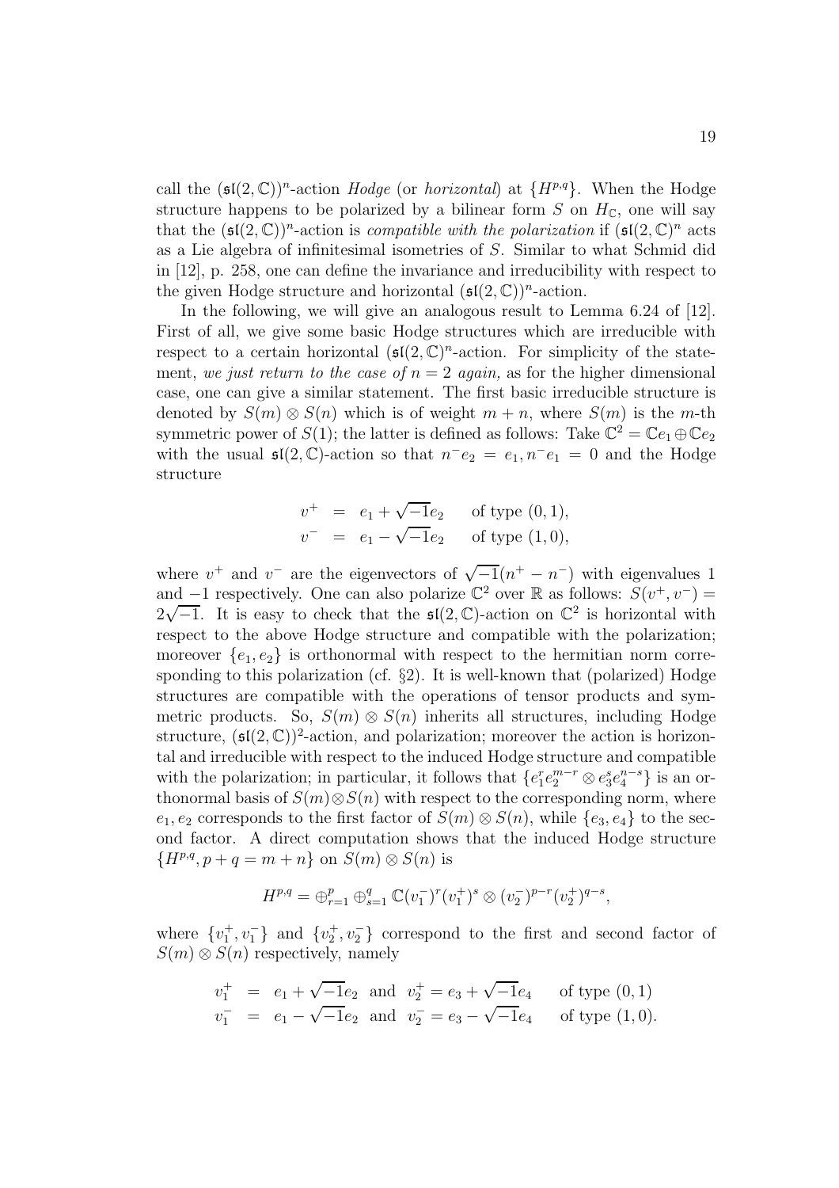call the $(\mathfrak{sl}(2,\mathbb{C}))^n$-action *Hodge* (or *horizontal*) at $\{H^{p,q}\}$. When the Hodge structure happens to be polarized by a bilinear form $S$ on $H_{\mathbb{C}}$, one will say that the $(\mathfrak{sl}(2,\mathbb{C}))^n$-action is *compatible with the polarization* if $(\mathfrak{sl}(2,\mathbb{C})^n$ acts as a Lie algebra of infinitesimal isometries of $S$. Similar to what Schmid did in [12], p. 258, one can define the invariance and irreducibility with respect to the given Hodge structure and horizontal $(\mathfrak{sl}(2,\mathbb{C}))^n$-action.

In the following, we will give an analogous result to Lemma 6.24 of [12]. First of all, we give some basic Hodge structures which are irreducible with respect to a certain horizontal $(\mathfrak{sl}(2,\mathbb{C})^n$-action. For simplicity of the statement, *we just return to the case of $n=2$ again,* as for the higher dimensional case, one can give a similar statement. The first basic irreducible structure is denoted by $S(m)\otimes S(n)$ which is of weight $m+n$, where $S(m)$ is the $m$-th symmetric power of $S(1)$; the latter is defined as follows: Take $\mathbb{C}^2=\mathbb{C}e_1\oplus\mathbb{C}e_2$ with the usual $\mathfrak{sl}(2,\mathbb{C})$-action so that $n^-e_2=e_1, n^-e_1=0$ and the Hodge structure

$$
\begin{aligned}
v^+ &= e_1+\sqrt{-1}e_2 \quad \text{ of type } (0,1),\\
v^- &= e_1-\sqrt{-1}e_2 \quad \text{ of type } (1,0),
\end{aligned}
$$

where $v^+$ and $v^-$ are the eigenvectors of $\sqrt{-1}(n^+-n^-)$ with eigenvalues 1 and $-1$ respectively. One can also polarize $\mathbb{C}^2$ over $\mathbb{R}$ as follows: $S(v^+,v^-)=2\sqrt{-1}$. It is easy to check that the $\mathfrak{sl}(2,\mathbb{C})$-action on $\mathbb{C}^2$ is horizontal with respect to the above Hodge structure and compatible with the polarization; moreover $\{e_1,e_2\}$ is orthonormal with respect to the hermitian norm corresponding to this polarization (cf. §2). It is well-known that (polarized) Hodge structures are compatible with the operations of tensor products and symmetric products. So, $S(m)\otimes S(n)$ inherits all structures, including Hodge structure, $(\mathfrak{sl}(2,\mathbb{C}))^2$-action, and polarization; moreover the action is horizontal and irreducible with respect to the induced Hodge structure and compatible with the polarization; in particular, it follows that $\{e_1^re_2^{m-r}\otimes e_3^se_4^{n-s}\}$ is an orthonormal basis of $S(m)\otimes S(n)$ with respect to the corresponding norm, where $e_1,e_2$ corresponds to the first factor of $S(m)\otimes S(n)$, while $\{e_3,e_4\}$ to the second factor. A direct computation shows that the induced Hodge structure $\{H^{p,q}, p+q=m+n\}$ on $S(m)\otimes S(n)$ is

$$
H^{p,q}=\oplus_{r=1}^{p}\oplus_{s=1}^{q}\mathbb{C}(v_1^-)^r(v_1^+)^s\otimes(v_2^-)^{p-r}(v_2^+)^{q-s},
$$

where $\{v_1^+,v_1^-\}$ and $\{v_2^+,v_2^-\}$ correspond to the first and second factor of $S(m)\otimes S(n)$ respectively, namely

$$
\begin{aligned}
v_1^+ &= e_1+\sqrt{-1}e_2 \ \text{ and } \ v_2^+=e_3+\sqrt{-1}e_4 \quad \text{ of type } (0,1)\\
v_1^- &= e_1-\sqrt{-1}e_2 \ \text{ and } \ v_2^-=e_3-\sqrt{-1}e_4 \quad \text{ of type } (1,0).
\end{aligned}
$$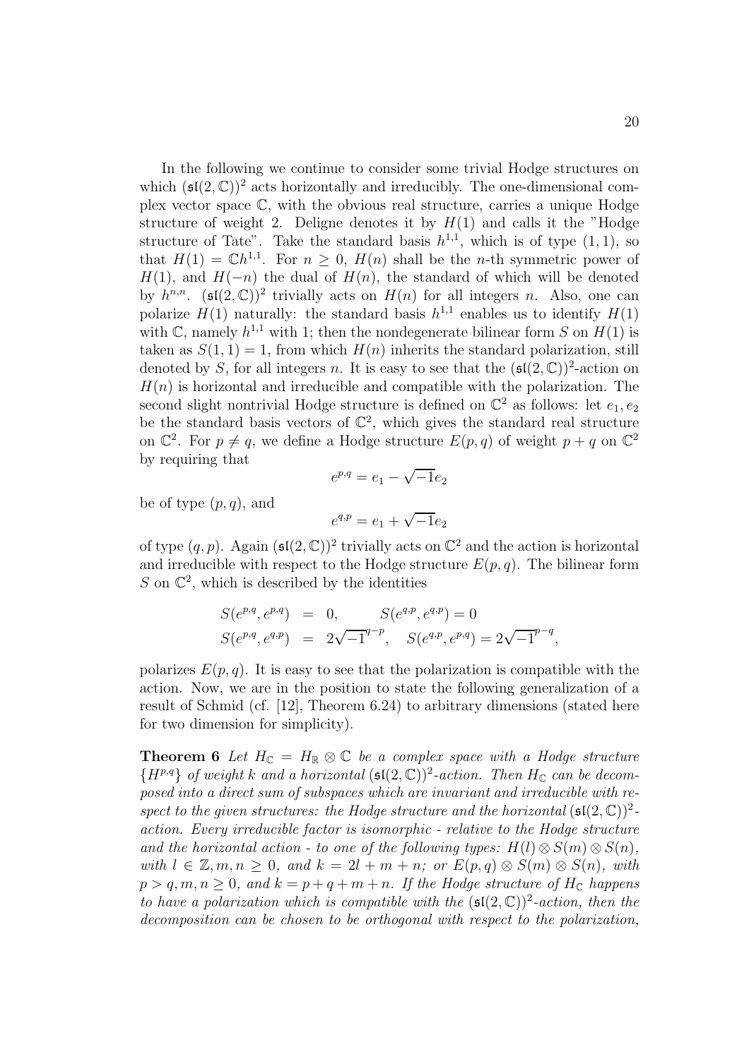In the following we continue to consider some trivial Hodge structures on which $(\mathfrak{sl}(2,\mathbb{C}))^2$ acts horizontally and irreducibly. The one-dimensional complex vector space $\mathbb{C}$, with the obvious real structure, carries a unique Hodge structure of weight 2. Deligne denotes it by $H(1)$ and calls it the "Hodge structure of Tate". Take the standard basis $h^{1,1}$, which is of type $(1,1)$, so that $H(1) = \mathbb{C}h^{1,1}$. For $n \geq 0$, $H(n)$ shall be the $n$-th symmetric power of $H(1)$, and $H(-n)$ the dual of $H(n)$, the standard of which will be denoted by $h^{n,n}$. $(\mathfrak{sl}(2,\mathbb{C}))^2$ trivially acts on $H(n)$ for all integers $n$. Also, one can polarize $H(1)$ naturally: the standard basis $h^{1,1}$ enables us to identify $H(1)$ with $\mathbb{C}$, namely $h^{1,1}$ with 1; then the nondegenerate bilinear form $S$ on $H(1)$ is taken as $S(1,1) = 1$, from which $H(n)$ inherits the standard polarization, still denoted by $S$, for all integers $n$. It is easy to see that the $(\mathfrak{sl}(2,\mathbb{C}))^2$-action on $H(n)$ is horizontal and irreducible and compatible with the polarization. The second slight nontrivial Hodge structure is defined on $\mathbb{C}^2$ as follows: let $e_1, e_2$ be the standard basis vectors of $\mathbb{C}^2$, which gives the standard real structure on $\mathbb{C}^2$. For $p \neq q$, we define a Hodge structure $E(p,q)$ of weight $p+q$ on $\mathbb{C}^2$ by requiring that

$$e^{p,q} = e_1 - \sqrt{-1}e_2$$

be of type $(p,q)$, and

$$e^{q,p} = e_1 + \sqrt{-1}e_2$$

of type $(q,p)$. Again $(\mathfrak{sl}(2,\mathbb{C}))^2$ trivially acts on $\mathbb{C}^2$ and the action is horizontal and irreducible with respect to the Hodge structure $E(p,q)$. The bilinear form $S$ on $\mathbb{C}^2$, which is described by the identities

$$\begin{aligned} S(e^{p,q}, e^{p,q}) &= 0, \qquad S(e^{q,p}, e^{q,p}) = 0 \\ S(e^{p,q}, e^{q,p}) &= 2\sqrt{-1}^{q-p}, \quad S(e^{q,p}, e^{p,q}) = 2\sqrt{-1}^{p-q}, \end{aligned}$$

polarizes $E(p,q)$. It is easy to see that the polarization is compatible with the action. Now, we are in the position to state the following generalization of a result of Schmid (cf. [12], Theorem 6.24) to arbitrary dimensions (stated here for two dimension for simplicity).

**Theorem 6** *Let $H_{\mathbb{C}} = H_{\mathbb{R}} \otimes \mathbb{C}$ be a complex space with a Hodge structure $\{H^{p,q}\}$ of weight $k$ and a horizontal $(\mathfrak{sl}(2,\mathbb{C}))^2$-action. Then $H_{\mathbb{C}}$ can be decomposed into a direct sum of subspaces which are invariant and irreducible with respect to the given structures: the Hodge structure and the horizontal $(\mathfrak{sl}(2,\mathbb{C}))^2$-action. Every irreducible factor is isomorphic - relative to the Hodge structure and the horizontal action - to one of the following types: $H(l) \otimes S(m) \otimes S(n)$, with $l \in \mathbb{Z}, m, n \geq 0$, and $k = 2l + m + n$; or $E(p,q) \otimes S(m) \otimes S(n)$, with $p > q, m, n \geq 0$, and $k = p + q + m + n$. If the Hodge structure of $H_{\mathbb{C}}$ happens to have a polarization which is compatible with the $(\mathfrak{sl}(2,\mathbb{C}))^2$-action, then the decomposition can be chosen to be orthogonal with respect to the polarization,*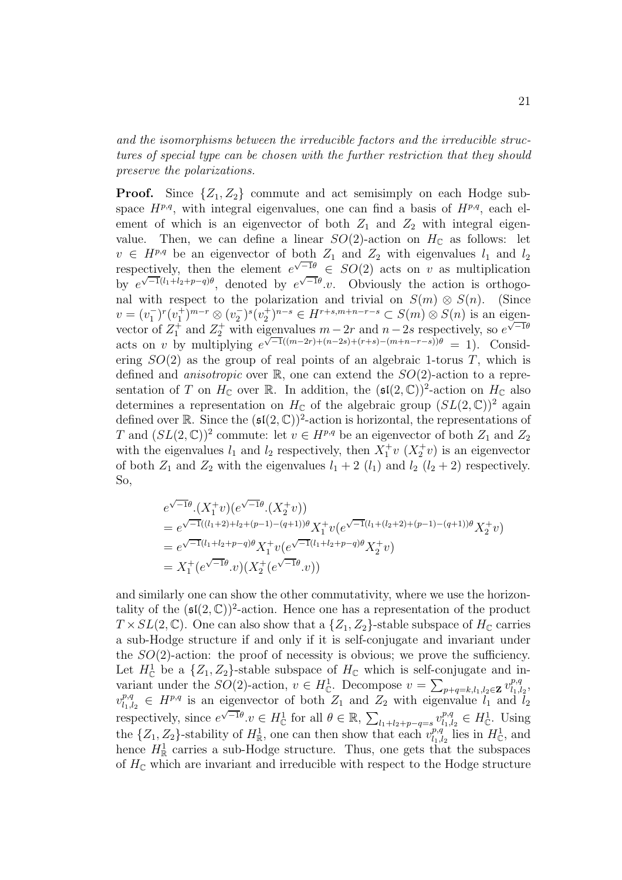*and the isomorphisms between the irreducible factors and the irreducible structures of special type can be chosen with the further restriction that they should preserve the polarizations.*

**Proof.** Since $\{Z_1, Z_2\}$ commute and act semisimply on each Hodge subspace $H^{p,q}$, with integral eigenvalues, one can find a basis of $H^{p,q}$, each element of which is an eigenvector of both $Z_1$ and $Z_2$ with integral eigenvalue. Then, we can define a linear $SO(2)$-action on $H_{\mathbb{C}}$ as follows: let $v \in H^{p,q}$ be an eigenvector of both $Z_1$ and $Z_2$ with eigenvalues $l_1$ and $l_2$ respectively, then the element $e^{\sqrt{-1}\theta} \in SO(2)$ acts on $v$ as multiplication by $e^{\sqrt{-1}(l_1+l_2+p-q)\theta}$, denoted by $e^{\sqrt{-1}\theta}.v$. Obviously the action is orthogonal with respect to the polarization and trivial on $S(m) \otimes S(n)$. (Since $v = (v_1^-)^r(v_1^+)^{m-r} \otimes (v_2^-)^s(v_2^+)^{n-s} \in H^{r+s,m+n-r-s} \subset S(m) \otimes S(n)$ is an eigenvector of $Z_1^+$ and $Z_2^+$ with eigenvalues $m-2r$ and $n-2s$ respectively, so $e^{\sqrt{-1}\theta}$ acts on $v$ by multiplying $e^{\sqrt{-1}((m-2r)+(n-2s)+(r+s)-(m+n-r-s))\theta} = 1$). Considering $SO(2)$ as the group of real points of an algebraic 1-torus $T$, which is defined and *anisotropic* over $\mathbb{R}$, one can extend the $SO(2)$-action to a representation of $T$ on $H_{\mathbb{C}}$ over $\mathbb{R}$. In addition, the $(\mathfrak{sl}(2,\mathbb{C}))^2$-action on $H_{\mathbb{C}}$ also determines a representation on $H_{\mathbb{C}}$ of the algebraic group $(SL(2,\mathbb{C}))^2$ again defined over $\mathbb{R}$. Since the $(\mathfrak{sl}(2,\mathbb{C}))^2$-action is horizontal, the representations of $T$ and $(SL(2,\mathbb{C}))^2$ commute: let $v \in H^{p,q}$ be an eigenvector of both $Z_1$ and $Z_2$ with the eigenvalues $l_1$ and $l_2$ respectively, then $X_1^+v$ ($X_2^+v$) is an eigenvector of both $Z_1$ and $Z_2$ with the eigenvalues $l_1+2$ ($l_1$) and $l_2$ ($l_2+2$) respectively. So,

$$
\begin{aligned}
& e^{\sqrt{-1}\theta}.(X_1^+v)(e^{\sqrt{-1}\theta}.(X_2^+v)) \\
&= e^{\sqrt{-1}((l_1+2)+l_2+(p-1)-(q+1))\theta}X_1^+v(e^{\sqrt{-1}(l_1+(l_2+2)+(p-1)-(q+1))\theta}X_2^+v) \\
&= e^{\sqrt{-1}(l_1+l_2+p-q)\theta}X_1^+v(e^{\sqrt{-1}(l_1+l_2+p-q)\theta}X_2^+v) \\
&= X_1^+(e^{\sqrt{-1}\theta}.v)(X_2^+(e^{\sqrt{-1}\theta}.v))
\end{aligned}
$$

and similarly one can show the other commutativity, where we use the horizontality of the $(\mathfrak{sl}(2,\mathbb{C}))^2$-action. Hence one has a representation of the product $T \times SL(2,\mathbb{C})$. One can also show that a $\{Z_1, Z_2\}$-stable subspace of $H_{\mathbb{C}}$ carries a sub-Hodge structure if and only if it is self-conjugate and invariant under the $SO(2)$-action: the proof of necessity is obvious; we prove the sufficiency. Let $H_{\mathbb{C}}^1$ be a $\{Z_1, Z_2\}$-stable subspace of $H_{\mathbb{C}}$ which is self-conjugate and invariant under the $SO(2)$-action, $v \in H_{\mathbb{C}}^1$. Decompose $v = \sum_{p+q=k,l_1,l_2\in\mathbf{Z}} v_{l_1,l_2}^{p,q}$, $v_{l_1,l_2}^{p,q} \in H^{p,q}$ is an eigenvector of both $Z_1$ and $Z_2$ with eigenvalue $l_1$ and $l_2$ respectively, since $e^{\sqrt{-1}\theta}.v \in H_{\mathbb{C}}^1$ for all $\theta \in \mathbb{R}$, $\sum_{l_1+l_2+p-q=s} v_{l_1,l_2}^{p,q} \in H_{\mathbb{C}}^1$. Using the $\{Z_1, Z_2\}$-stability of $H_{\mathbb{R}}^1$, one can then show that each $v_{l_1,l_2}^{p,q}$ lies in $H_{\mathbb{C}}^1$, and hence $H_{\mathbb{R}}^1$ carries a sub-Hodge structure. Thus, one gets that the subspaces of $H_{\mathbb{C}}$ which are invariant and irreducible with respect to the Hodge structure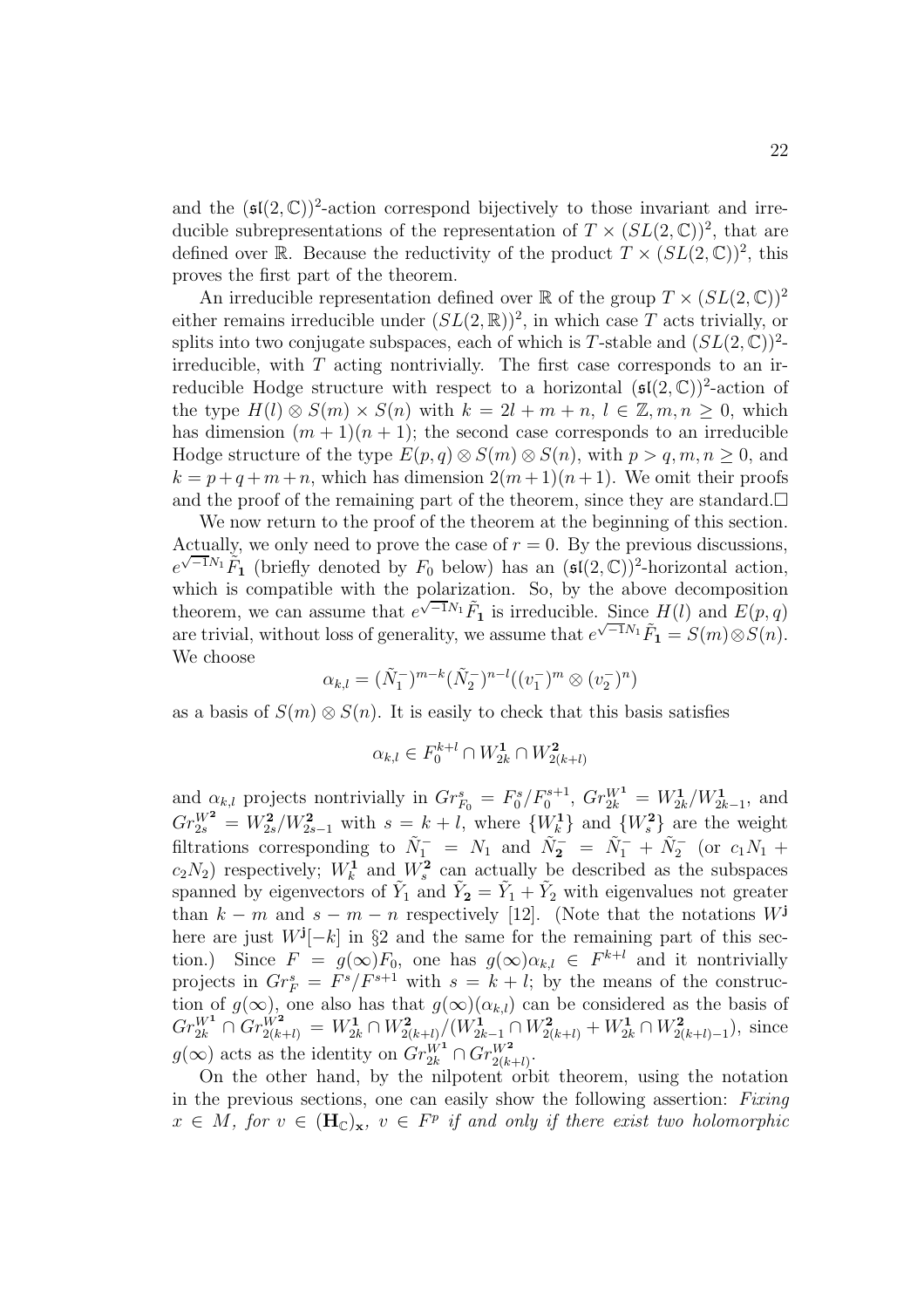and the $(\mathfrak{sl}(2,\mathbb{C}))^2$-action correspond bijectively to those invariant and irreducible subrepresentations of the representation of $T \times (SL(2,\mathbb{C}))^2$, that are defined over $\mathbb{R}$. Because the reductivity of the product $T \times (SL(2,\mathbb{C}))^2$, this proves the first part of the theorem.

An irreducible representation defined over $\mathbb{R}$ of the group $T \times (SL(2,\mathbb{C}))^2$ either remains irreducible under $(SL(2,\mathbb{R}))^2$, in which case $T$ acts trivially, or splits into two conjugate subspaces, each of which is $T$-stable and $(SL(2,\mathbb{C}))^2$-irreducible, with $T$ acting nontrivially. The first case corresponds to an irreducible Hodge structure with respect to a horizontal $(\mathfrak{sl}(2,\mathbb{C}))^2$-action of the type $H(l) \otimes S(m) \times S(n)$ with $k = 2l + m + n$, $l \in \mathbb{Z}, m, n \geq 0$, which has dimension $(m+1)(n+1)$; the second case corresponds to an irreducible Hodge structure of the type $E(p,q) \otimes S(m) \otimes S(n)$, with $p > q, m, n \geq 0$, and $k = p + q + m + n$, which has dimension $2(m+1)(n+1)$. We omit their proofs and the proof of the remaining part of the theorem, since they are standard.$\square$

We now return to the proof of the theorem at the beginning of this section. Actually, we only need to prove the case of $r = 0$. By the previous discussions, $e^{\sqrt{-1}N_1}\tilde{F}_{\mathbf{1}}$ (briefly denoted by $F_0$ below) has an $(\mathfrak{sl}(2,\mathbb{C}))^2$-horizontal action, which is compatible with the polarization. So, by the above decomposition theorem, we can assume that $e^{\sqrt{-1}N_1}\tilde{F}_{\mathbf{1}}$ is irreducible. Since $H(l)$ and $E(p,q)$ are trivial, without loss of generality, we assume that $e^{\sqrt{-1}N_1}\tilde{F}_{\mathbf{1}} = S(m) \otimes S(n)$. We choose

$$\alpha_{k,l} = (\tilde{N}_1^-)^{m-k}(\tilde{N}_2^-)^{n-l}((v_1^-)^m \otimes (v_2^-)^n)$$

as a basis of $S(m) \otimes S(n)$. It is easily to check that this basis satisfies

$$\alpha_{k,l} \in F_0^{k+l} \cap W^{\mathbf{1}}_{2k} \cap W^{\mathbf{2}}_{2(k+l)}$$

and $\alpha_{k,l}$ projects nontrivially in $Gr^s_{F_0} = F_0^s/F_0^{s+1}$, $Gr^{W^{\mathbf{1}}}_{2k} = W^{\mathbf{1}}_{2k}/W^{\mathbf{1}}_{2k-1}$, and $Gr^{W^{\mathbf{2}}}_{2s} = W^{\mathbf{2}}_{2s}/W^{\mathbf{2}}_{2s-1}$ with $s = k + l$, where $\{W^{\mathbf{1}}_k\}$ and $\{W^{\mathbf{2}}_s\}$ are the weight filtrations corresponding to $\tilde{N}_1^- = N_1$ and $\tilde{N}_{\mathbf{2}}^- = \tilde{N}_1^- + \tilde{N}_2^-$ (or $c_1N_1 + c_2N_2$) respectively; $W^{\mathbf{1}}_k$ and $W^{\mathbf{2}}_s$ can actually be described as the subspaces spanned by eigenvectors of $\tilde{Y}_1$ and $\tilde{Y}_{\mathbf{2}} = \tilde{Y}_1 + \tilde{Y}_2$ with eigenvalues not greater than $k - m$ and $s - m - n$ respectively [12]. (Note that the notations $W^{\mathbf{j}}$ here are just $W^{\mathbf{j}}[-k]$ in §2 and the same for the remaining part of this section.) Since $F = g(\infty)F_0$, one has $g(\infty)\alpha_{k,l} \in F^{k+l}$ and it nontrivially projects in $Gr^s_F = F^s/F^{s+1}$ with $s = k + l$; by the means of the construction of $g(\infty)$, one also has that $g(\infty)(\alpha_{k,l})$ can be considered as the basis of $Gr^{W^{\mathbf{1}}}_{2k} \cap Gr^{W^{\mathbf{2}}}_{2(k+l)} = W^{\mathbf{1}}_{2k} \cap W^{\mathbf{2}}_{2(k+l)}/(W^{\mathbf{1}}_{2k-1} \cap W^{\mathbf{2}}_{2(k+l)} + W^{\mathbf{1}}_{2k} \cap W^{\mathbf{2}}_{2(k+l)-1})$, since $g(\infty)$ acts as the identity on $Gr^{W^{\mathbf{1}}}_{2k} \cap Gr^{W^{\mathbf{2}}}_{2(k+l)}$.

On the other hand, by the nilpotent orbit theorem, using the notation in the previous sections, one can easily show the following assertion: *Fixing $x \in M$, for $v \in (\mathbf{H}_{\mathbb{C}})_{\mathbf{x}}$, $v \in F^p$ if and only if there exist two holomorphic*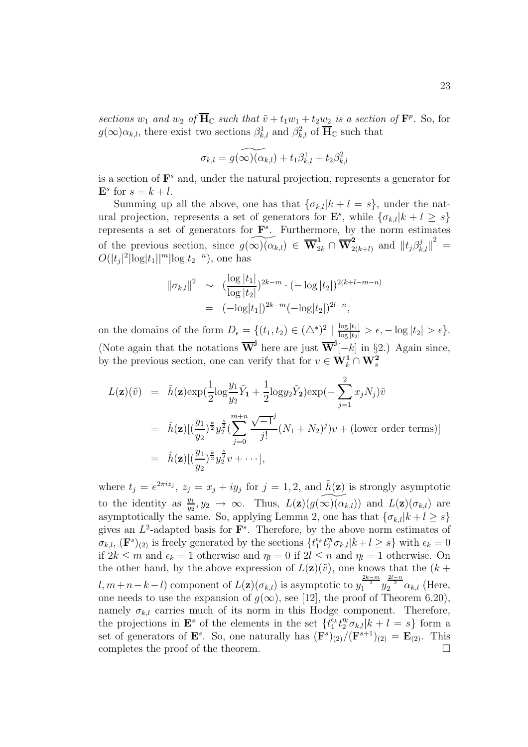*sections $w_1$ and $w_2$ of $\overline{\mathbf{H}}_{\mathbb{C}}$ such that $\tilde{v} + t_1 w_1 + t_2 w_2$ is a section of $\mathbf{F}^p$.* So, for $g(\infty)\alpha_{k,l}$, there exist two sections $\beta^1_{k,l}$ and $\beta^2_{k,l}$ of $\overline{\mathbf{H}}_{\mathbb{C}}$ such that

$$\sigma_{k,l} = \widetilde{g(\infty)(\alpha_{k,l})} + t_1\beta^1_{k,l} + t_2\beta^2_{k,l}$$

is a section of $\mathbf{F}^s$ and, under the natural projection, represents a generator for $\mathbf{E}^s$ for $s = k + l$.

Summing up all the above, one has that $\{\sigma_{k,l} | k + l = s\}$, under the natural projection, represents a set of generators for $\mathbf{E}^s$, while $\{\sigma_{k,l} | k + l \geq s\}$ represents a set of generators for $\mathbf{F}^s$. Furthermore, by the norm estimates of the previous section, since $\widetilde{g(\infty)(\alpha_{k,l})} \in \overline{\mathbf{W}}^{\mathbf{1}}_{2k} \cap \overline{\mathbf{W}}^{\mathbf{2}}_{2(k+l)}$ and $\|t_j \beta^j_{k,l}\|^2 = O(|t_j|^2 |\log|t_1||^m |\log|t_2||^n)$, one has

$$\begin{aligned}
\|\sigma_{k,l}\|^2 &\sim (\frac{\log|t_1|}{\log|t_2|})^{2k-m} \cdot (-\log|t_2|)^{2(k+l-m-n)} \\
&= (-\log|t_1|)^{2k-m}(-\log|t_2|)^{2l-n},
\end{aligned}$$

on the domains of the form $D_\epsilon = \{(t_1, t_2) \in (\triangle^*)^2 \mid \frac{\log|t_1|}{\log|t_2|} > \epsilon, -\log|t_2| > \epsilon\}$. (Note again that the notations $\overline{\mathbf{W}}^{\mathbf{j}}$ here are just $\overline{\mathbf{W}}^{\mathbf{j}}[-k]$ in §2.) Again since, by the previous section, one can verify that for $v \in \mathbf{W}^{\mathbf{1}}_k \cap \mathbf{W}^{\mathbf{2}}_s$

$$\begin{aligned}
L(\mathbf{z})(\tilde{v}) &= \tilde{h}(\mathbf{z})\exp(\frac{1}{2}\log\frac{y_1}{y_2}\tilde{Y}_{\mathbf{1}} + \frac{1}{2}\log y_2 \tilde{Y}_{\mathbf{2}})\exp(-\sum_{j=1}^{2} x_j N_j)\tilde{v} \\
&= \tilde{h}(\mathbf{z})[(\frac{y_1}{y_2})^{\frac{k}{2}} y_2^{\frac{s}{2}} (\sum_{j=0}^{m+n} \frac{\sqrt{-1}^j}{j!}(N_1 + N_2)^j)v + (\text{lower order terms})] \\
&= \tilde{h}(\mathbf{z})[(\frac{y_1}{y_2})^{\frac{k}{2}} y_2^{\frac{s}{2}} v + \cdots],
\end{aligned}$$

where $t_j = e^{2\pi i z_j}$, $z_j = x_j + iy_j$ for $j = 1, 2$, and $\tilde{h}(\mathbf{z})$ is strongly asymptotic to the identity as $\frac{y_1}{y_2}, y_2 \to \infty$. Thus, $L(\mathbf{z})(\widetilde{g(\infty)(\alpha_{k,l})})$ and $L(\mathbf{z})(\sigma_{k,l})$ are asymptotically the same. So, applying Lemma 2, one has that $\{\sigma_{k,l} | k + l \geq s\}$ gives an $L^2$-adapted basis for $\mathbf{F}^s$. Therefore, by the above norm estimates of $\sigma_{k,l}$, $(\mathbf{F}^s)_{(2)}$ is freely generated by the sections $\{t_1^{\epsilon_k} t_2^{\eta_l} \sigma_{k,l} | k + l \geq s\}$ with $\epsilon_k = 0$ if $2k \leq m$ and $\epsilon_k = 1$ otherwise and $\eta_l = 0$ if $2l \leq n$ and $\eta_l = 1$ otherwise. On the other hand, by the above expression of $L(\mathbf{z})(\tilde{v})$, one knows that the $(k + l, m + n - k - l)$ component of $L(\mathbf{z})(\sigma_{k,l})$ is asymptotic to $y_1^{\frac{2k-m}{2}} y_2^{\frac{2l-n}{2}} \alpha_{k,l}$ (Here, one needs to use the expansion of $g(\infty)$, see [12], the proof of Theorem 6.20), namely $\sigma_{k,l}$ carries much of its norm in this Hodge component. Therefore, the projections in $\mathbf{E}^s$ of the elements in the set $\{t_1^{\epsilon_k} t_2^{\eta_l} \sigma_{k,l} | k + l = s\}$ form a set of generators of $\mathbf{E}^s$. So, one naturally has $(\mathbf{F}^s)_{(2)}/(\mathbf{F}^{s+1})_{(2)} = \mathbf{E}_{(2)}$. This completes the proof of the theorem. $\square$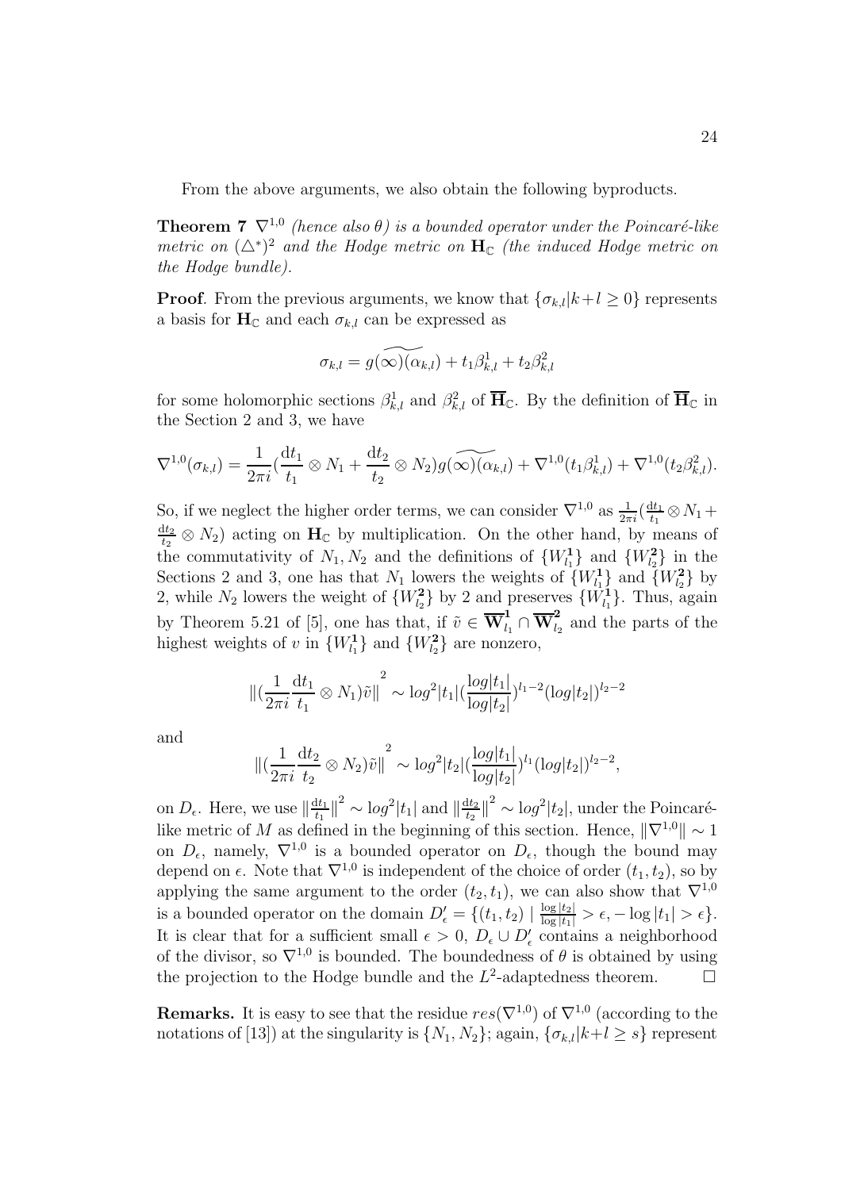From the above arguments, we also obtain the following byproducts.

**Theorem 7** *$\nabla^{1,0}$ (hence also $\theta$) is a bounded operator under the Poincaré-like metric on $(\triangle^*)^2$ and the Hodge metric on $\mathbf{H}_{\mathbb{C}}$ (the induced Hodge metric on the Hodge bundle).*

**Proof**. From the previous arguments, we know that $\{\sigma_{k,l}|k+l \geq 0\}$ represents a basis for $\mathbf{H}_{\mathbb{C}}$ and each $\sigma_{k,l}$ can be expressed as

$$\sigma_{k,l} = \widetilde{g(\infty)(\alpha_{k,l})} + t_1\beta^1_{k,l} + t_2\beta^2_{k,l}$$

for some holomorphic sections $\beta^1_{k,l}$ and $\beta^2_{k,l}$ of $\overline{\mathbf{H}}_{\mathbb{C}}$. By the definition of $\overline{\mathbf{H}}_{\mathbb{C}}$ in the Section 2 and 3, we have

$$\nabla^{1,0}(\sigma_{k,l}) = \frac{1}{2\pi i}(\frac{\mathrm{d}t_1}{t_1}\otimes N_1 + \frac{\mathrm{d}t_2}{t_2}\otimes N_2)\widetilde{g(\infty)(\alpha_{k,l})} + \nabla^{1,0}(t_1\beta^1_{k,l}) + \nabla^{1,0}(t_2\beta^2_{k,l}).$$

So, if we neglect the higher order terms, we can consider $\nabla^{1,0}$ as $\frac{1}{2\pi i}(\frac{\mathrm{d}t_1}{t_1}\otimes N_1 + \frac{\mathrm{d}t_2}{t_2}\otimes N_2)$ acting on $\mathbf{H}_{\mathbb{C}}$ by multiplication. On the other hand, by means of the commutativity of $N_1, N_2$ and the definitions of $\{W^{\mathbf{1}}_{l_1}\}$ and $\{W^{\mathbf{2}}_{l_2}\}$ in the Sections 2 and 3, one has that $N_1$ lowers the weights of $\{W^{\mathbf{1}}_{l_1}\}$ and $\{W^{\mathbf{2}}_{l_2}\}$ by 2, while $N_2$ lowers the weight of $\{W^{\mathbf{2}}_{l_2}\}$ by 2 and preserves $\{W^{\mathbf{1}}_{l_1}\}$. Thus, again by Theorem 5.21 of [5], one has that, if $\tilde{v} \in \overline{\mathbf{W}}^{\mathbf{1}}_{l_1} \cap \overline{\mathbf{W}}^{\mathbf{2}}_{l_2}$ and the parts of the highest weights of $v$ in $\{W^{\mathbf{1}}_{l_1}\}$ and $\{W^{\mathbf{2}}_{l_2}\}$ are nonzero,

$$\|(\frac{1}{2\pi i}\frac{\mathrm{d}t_1}{t_1}\otimes N_1)\tilde{v}\|^2 \sim \log^2|t_1|(\frac{\log|t_1|}{\log|t_2|})^{l_1-2}(\log|t_2|)^{l_2-2}$$

and

$$\|(\frac{1}{2\pi i}\frac{\mathrm{d}t_2}{t_2}\otimes N_2)\tilde{v}\|^2 \sim \log^2|t_2|(\frac{\log|t_1|}{\log|t_2|})^{l_1}(\log|t_2|)^{l_2-2},$$

on $D_\epsilon$. Here, we use $\|\frac{\mathrm{d}t_1}{t_1}\|^2 \sim \log^2|t_1|$ and $\|\frac{\mathrm{d}t_2}{t_2}\|^2 \sim \log^2|t_2|$, under the Poincaré-like metric of $M$ as defined in the beginning of this section. Hence, $\|\nabla^{1,0}\| \sim 1$ on $D_\epsilon$, namely, $\nabla^{1,0}$ is a bounded operator on $D_\epsilon$, though the bound may depend on $\epsilon$. Note that $\nabla^{1,0}$ is independent of the choice of order $(t_1, t_2)$, so by applying the same argument to the order $(t_2, t_1)$, we can also show that $\nabla^{1,0}$ is a bounded operator on the domain $D'_\epsilon = \{(t_1, t_2) \mid \frac{\log|t_2|}{\log|t_1|} > \epsilon, -\log|t_1| > \epsilon\}$. It is clear that for a sufficient small $\epsilon > 0$, $D_\epsilon \cup D'_\epsilon$ contains a neighborhood of the divisor, so $\nabla^{1,0}$ is bounded. The boundedness of $\theta$ is obtained by using the projection to the Hodge bundle and the $L^2$-adaptedness theorem. $\square$

**Remarks.** It is easy to see that the residue $res(\nabla^{1,0})$ of $\nabla^{1,0}$ (according to the notations of [13]) at the singularity is $\{N_1, N_2\}$; again, $\{\sigma_{k,l}|k+l \geq s\}$ represent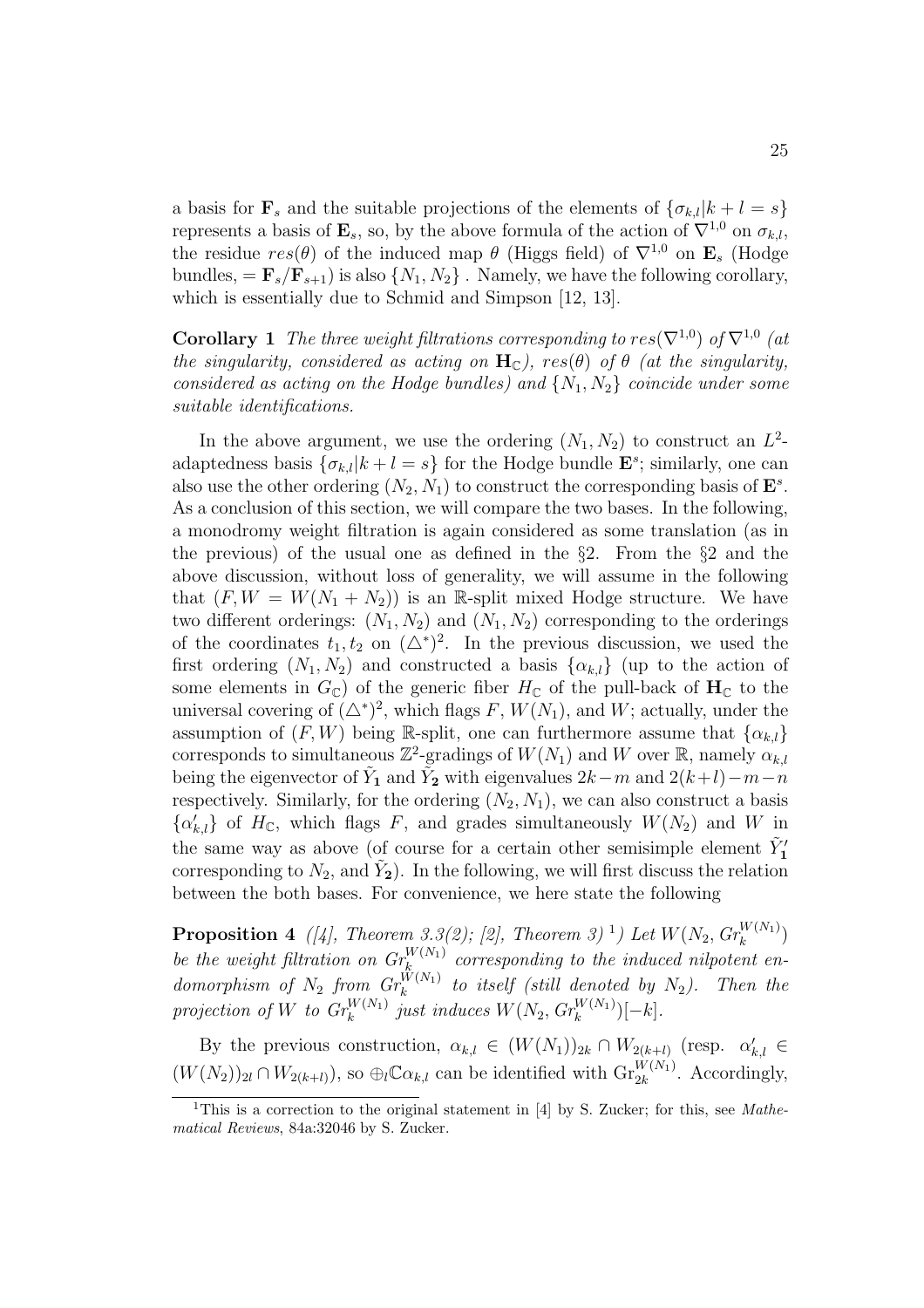a basis for $\mathbf{F}_s$ and the suitable projections of the elements of $\{\sigma_{k,l}|k+l=s\}$ represents a basis of $\mathbf{E}_s$, so, by the above formula of the action of $\nabla^{1,0}$ on $\sigma_{k,l}$, the residue $res(\theta)$ of the induced map $\theta$ (Higgs field) of $\nabla^{1,0}$ on $\mathbf{E}_s$ (Hodge bundles, $=\mathbf{F}_s/\mathbf{F}_{s+1}$) is also $\{N_1, N_2\}$ . Namely, we have the following corollary, which is essentially due to Schmid and Simpson [12, 13].

**Corollary 1** *The three weight filtrations corresponding to $res(\nabla^{1,0})$ of $\nabla^{1,0}$ (at the singularity, considered as acting on $\mathbf{H}_{\mathbb{C}}$), $res(\theta)$ of $\theta$ (at the singularity, considered as acting on the Hodge bundles) and $\{N_1, N_2\}$ coincide under some suitable identifications.*

In the above argument, we use the ordering $(N_1, N_2)$ to construct an $L^2$-adaptedness basis $\{\sigma_{k,l}|k+l=s\}$ for the Hodge bundle $\mathbf{E}^s$; similarly, one can also use the other ordering $(N_2, N_1)$ to construct the corresponding basis of $\mathbf{E}^s$. As a conclusion of this section, we will compare the two bases. In the following, a monodromy weight filtration is again considered as some translation (as in the previous) of the usual one as defined in the §2. From the §2 and the above discussion, without loss of generality, we will assume in the following that $(F, W = W(N_1+N_2))$ is an $\mathbb{R}$-split mixed Hodge structure. We have two different orderings: $(N_1, N_2)$ and $(N_1, N_2)$ corresponding to the orderings of the coordinates $t_1, t_2$ on $(\triangle^*)^2$. In the previous discussion, we used the first ordering $(N_1, N_2)$ and constructed a basis $\{\alpha_{k,l}\}$ (up to the action of some elements in $G_{\mathbb{C}}$) of the generic fiber $H_{\mathbb{C}}$ of the pull-back of $\mathbf{H}_{\mathbb{C}}$ to the universal covering of $(\triangle^*)^2$, which flags $F$, $W(N_1)$, and $W$; actually, under the assumption of $(F, W)$ being $\mathbb{R}$-split, one can furthermore assume that $\{\alpha_{k,l}\}$ corresponds to simultaneous $\mathbb{Z}^2$-gradings of $W(N_1)$ and $W$ over $\mathbb{R}$, namely $\alpha_{k,l}$ being the eigenvector of $\tilde{Y}_{\mathbf{1}}$ and $\tilde{Y}_{\mathbf{2}}$ with eigenvalues $2k-m$ and $2(k+l)-m-n$ respectively. Similarly, for the ordering $(N_2, N_1)$, we can also construct a basis $\{\alpha'_{k,l}\}$ of $H_{\mathbb{C}}$, which flags $F$, and grades simultaneously $W(N_2)$ and $W$ in the same way as above (of course for a certain other semisimple element $\tilde{Y}'_{\mathbf{1}}$ corresponding to $N_2$, and $\tilde{Y}_{\mathbf{2}}$). In the following, we will first discuss the relation between the both bases. For convenience, we here state the following

**Proposition 4** *([4], Theorem 3.3(2); [2], Theorem 3) [1]) Let $W(N_2, Gr_k^{W(N_1)})$ be the weight filtration on $Gr_k^{W(N_1)}$ corresponding to the induced nilpotent endomorphism of $N_2$ from $Gr_k^{W(N_1)}$ to itself (still denoted by $N_2$). Then the projection of $W$ to $Gr_k^{W(N_1)}$ just induces $W(N_2, Gr_k^{W(N_1)})[-k]$.*

By the previous construction, $\alpha_{k,l} \in (W(N_1))_{2k} \cap W_{2(k+l)}$ (resp. $\alpha'_{k,l} \in (W(N_2))_{2l} \cap W_{2(k+l)}$), so $\oplus_l \mathbb{C}\alpha_{k,l}$ can be identified with $\mathrm{Gr}_{2k}^{W(N_1)}$. Accordingly,

[1] This is a correction to the original statement in [4] by S. Zucker; for this, see *Mathematical Reviews*, 84a:32046 by S. Zucker.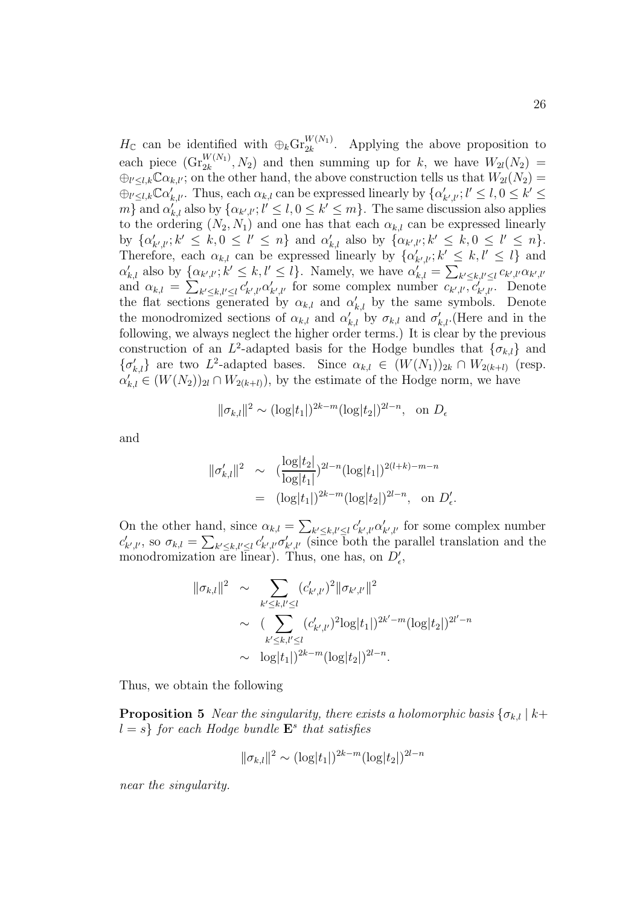$H_{\mathbb{C}}$ can be identified with $\oplus_k \mathrm{Gr}_{2k}^{W(N_1)}$. Applying the above proposition to each piece $(\mathrm{Gr}_{2k}^{W(N_1)}, N_2)$ and then summing up for $k$, we have $W_{2l}(N_2) = \oplus_{l' \leq l, k} \mathbb{C}\alpha_{k,l'}$; on the other hand, the above construction tells us that $W_{2l}(N_2) = \oplus_{l' \leq l, k} \mathbb{C}\alpha'_{k,l'}$. Thus, each $\alpha_{k,l}$ can be expressed linearly by $\{\alpha'_{k',l'}; l' \leq l, 0 \leq k' \leq m\}$ and $\alpha'_{k,l}$ also by $\{\alpha_{k',l'}; l' \leq l, 0 \leq k' \leq m\}$. The same discussion also applies to the ordering $(N_2, N_1)$ and one has that each $\alpha_{k,l}$ can be expressed linearly by $\{\alpha'_{k',l'}; k' \leq k, 0 \leq l' \leq n\}$ and $\alpha'_{k,l}$ also by $\{\alpha_{k',l'}; k' \leq k, 0 \leq l' \leq n\}$. Therefore, each $\alpha_{k,l}$ can be expressed linearly by $\{\alpha'_{k',l'}; k' \leq k, l' \leq l\}$ and $\alpha'_{k,l}$ also by $\{\alpha_{k',l'}; k' \leq k, l' \leq l\}$. Namely, we have $\alpha'_{k,l} = \sum_{k' \leq k, l' \leq l} c_{k',l'}\alpha_{k',l'}$ and $\alpha_{k,l} = \sum_{k' \leq k, l' \leq l} c'_{k',l'}\alpha'_{k',l'}$ for some complex number $c_{k',l'}, c'_{k',l'}$. Denote the flat sections generated by $\alpha_{k,l}$ and $\alpha'_{k,l}$ by the same symbols. Denote the monodromized sections of $\alpha_{k,l}$ and $\alpha'_{k,l}$ by $\sigma_{k,l}$ and $\sigma'_{k,l}$.(Here and in the following, we always neglect the higher order terms.) It is clear by the previous construction of an $L^2$-adapted basis for the Hodge bundles that $\{\sigma_{k,l}\}$ and $\{\sigma'_{k,l}\}$ are two $L^2$-adapted bases. Since $\alpha_{k,l} \in (W(N_1))_{2k} \cap W_{2(k+l)}$ (resp. $\alpha'_{k,l} \in (W(N_2))_{2l} \cap W_{2(k+l)}$), by the estimate of the Hodge norm, we have

$$\|\sigma_{k,l}\|^2 \sim (\log|t_1|)^{2k-m}(\log|t_2|)^{2l-n}, \quad \text{on } D_\epsilon$$

and

$$\begin{aligned}
\|\sigma'_{k,l}\|^2 &\sim \left(\frac{\log|t_2|}{\log|t_1|}\right)^{2l-n}(\log|t_1|)^{2(l+k)-m-n} \\
&= (\log|t_1|)^{2k-m}(\log|t_2|)^{2l-n}, \quad \text{on } D'_\epsilon.
\end{aligned}$$

On the other hand, since $\alpha_{k,l} = \sum_{k' \leq k, l' \leq l} c'_{k',l'}\alpha'_{k',l'}$ for some complex number $c'_{k',l'}$, so $\sigma_{k,l} = \sum_{k' \leq k, l' \leq l} c'_{k',l'}\sigma'_{k',l'}$ (since both the parallel translation and the monodromization are linear). Thus, one has, on $D'_\epsilon$,

$$\begin{aligned}
\|\sigma_{k,l}\|^2 &\sim \sum_{k' \leq k, l' \leq l} (c'_{k',l'})^2 \|\sigma_{k',l'}\|^2 \\
&\sim \left(\sum_{k' \leq k, l' \leq l} (c'_{k',l'})^2 \log|t_1|\right)^{2k'-m}(\log|t_2|)^{2l'-n} \\
&\sim \log|t_1|)^{2k-m}(\log|t_2|)^{2l-n}.
\end{aligned}$$

Thus, we obtain the following

**Proposition 5** *Near the singularity, there exists a holomorphic basis $\{\sigma_{k,l} \mid k + l = s\}$ for each Hodge bundle $\mathbf{E}^s$ that satisfies*

$$\|\sigma_{k,l}\|^2 \sim (\log|t_1|)^{2k-m}(\log|t_2|)^{2l-n}$$

*near the singularity.*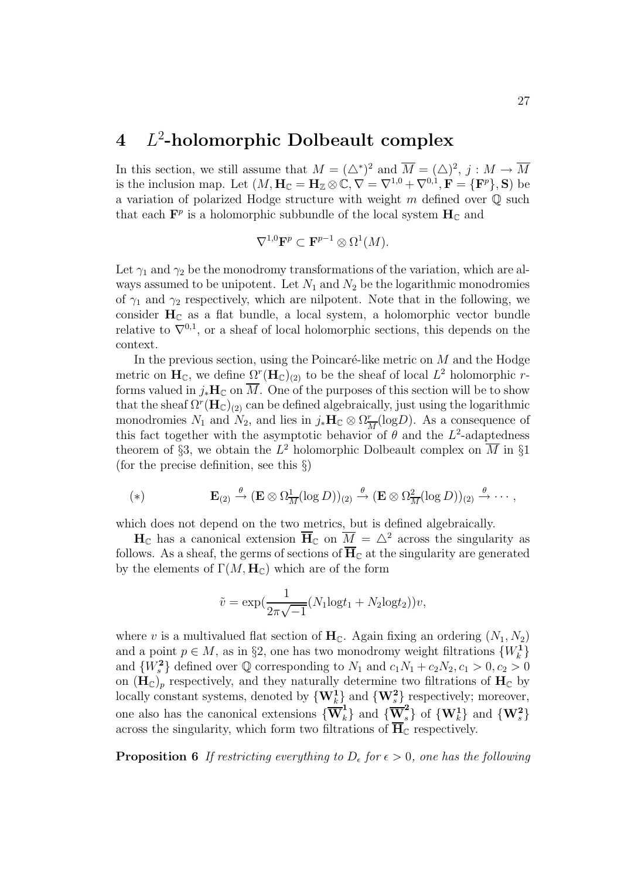# 4 $L^2$-holomorphic Dolbeault complex

In this section, we still assume that $M = (\triangle^*)^2$ and $\overline{M} = (\triangle)^2$, $j : M \to \overline{M}$ is the inclusion map. Let $(M, \mathbf{H}_{\mathbb{C}} = \mathbf{H}_{\mathbb{Z}} \otimes \mathbb{C}, \nabla = \nabla^{1,0} + \nabla^{0,1}, \mathbf{F} = \{\mathbf{F}^p\}, \mathbf{S})$ be a variation of polarized Hodge structure with weight $m$ defined over $\mathbb{Q}$ such that each $\mathbf{F}^p$ is a holomorphic subbundle of the local system $\mathbf{H}_{\mathbb{C}}$ and

$$\nabla^{1,0}\mathbf{F}^p \subset \mathbf{F}^{p-1} \otimes \Omega^1(M).$$

Let $\gamma_1$ and $\gamma_2$ be the monodromy transformations of the variation, which are always assumed to be unipotent. Let $N_1$ and $N_2$ be the logarithmic monodromies of $\gamma_1$ and $\gamma_2$ respectively, which are nilpotent. Note that in the following, we consider $\mathbf{H}_{\mathbb{C}}$ as a flat bundle, a local system, a holomorphic vector bundle relative to $\nabla^{0,1}$, or a sheaf of local holomorphic sections, this depends on the context.

In the previous section, using the Poincaré-like metric on $M$ and the Hodge metric on $\mathbf{H}_{\mathbb{C}}$, we define $\Omega^r(\mathbf{H}_{\mathbb{C}})_{(2)}$ to be the sheaf of local $L^2$ holomorphic $r$-forms valued in $j_*\mathbf{H}_{\mathbb{C}}$ on $\overline{M}$. One of the purposes of this section will be to show that the sheaf $\Omega^r(\mathbf{H}_{\mathbb{C}})_{(2)}$ can be defined algebraically, just using the logarithmic monodromies $N_1$ and $N_2$, and lies in $j_*\mathbf{H}_{\mathbb{C}} \otimes \Omega^r_{\overline{M}}(\log D)$. As a consequence of this fact together with the asymptotic behavior of $\theta$ and the $L^2$-adaptedness theorem of §3, we obtain the $L^2$ holomorphic Dolbeault complex on $\overline{M}$ in §1 (for the precise definition, see this §)

$$(*) \qquad \mathbf{E}_{(2)} \xrightarrow{\theta} (\mathbf{E} \otimes \Omega^1_{\overline{M}}(\log D))_{(2)} \xrightarrow{\theta} (\mathbf{E} \otimes \Omega^2_{\overline{M}}(\log D))_{(2)} \xrightarrow{\theta} \cdots,$$

which does not depend on the two metrics, but is defined algebraically.

$\mathbf{H}_{\mathbb{C}}$ has a canonical extension $\overline{\mathbf{H}}_{\mathbb{C}}$ on $\overline{M} = \triangle^2$ across the singularity as follows. As a sheaf, the germs of sections of $\overline{\mathbf{H}}_{\mathbb{C}}$ at the singularity are generated by the elements of $\Gamma(M, \mathbf{H}_{\mathbb{C}})$ which are of the form

$$\tilde{v} = \exp(\frac{1}{2\pi\sqrt{-1}}(N_1 \log t_1 + N_2 \log t_2))v,$$

where $v$ is a multivalued flat section of $\mathbf{H}_{\mathbb{C}}$. Again fixing an ordering $(N_1, N_2)$ and a point $p \in M$, as in §2, one has two monodromy weight filtrations $\{W^{\mathbf{1}}_k\}$ and $\{W^{\mathbf{2}}_s\}$ defined over $\mathbb{Q}$ corresponding to $N_1$ and $c_1N_1 + c_2N_2, c_1 > 0, c_2 > 0$ on $(\mathbf{H}_{\mathbb{C}})_p$ respectively, and they naturally determine two filtrations of $\mathbf{H}_{\mathbb{C}}$ by locally constant systems, denoted by $\{\mathbf{W}^{\mathbf{1}}_k\}$ and $\{\mathbf{W}^{\mathbf{2}}_s\}$ respectively; moreover, one also has the canonical extensions $\{\overline{\mathbf{W}}^{\mathbf{1}}_k\}$ and $\{\overline{\mathbf{W}}^{\mathbf{2}}_s\}$ of $\{\mathbf{W}^{\mathbf{1}}_k\}$ and $\{\mathbf{W}^{\mathbf{2}}_s\}$ across the singularity, which form two filtrations of $\overline{\mathbf{H}}_{\mathbb{C}}$ respectively.

**Proposition 6** *If restricting everything to $D_\epsilon$ for $\epsilon > 0$, one has the following*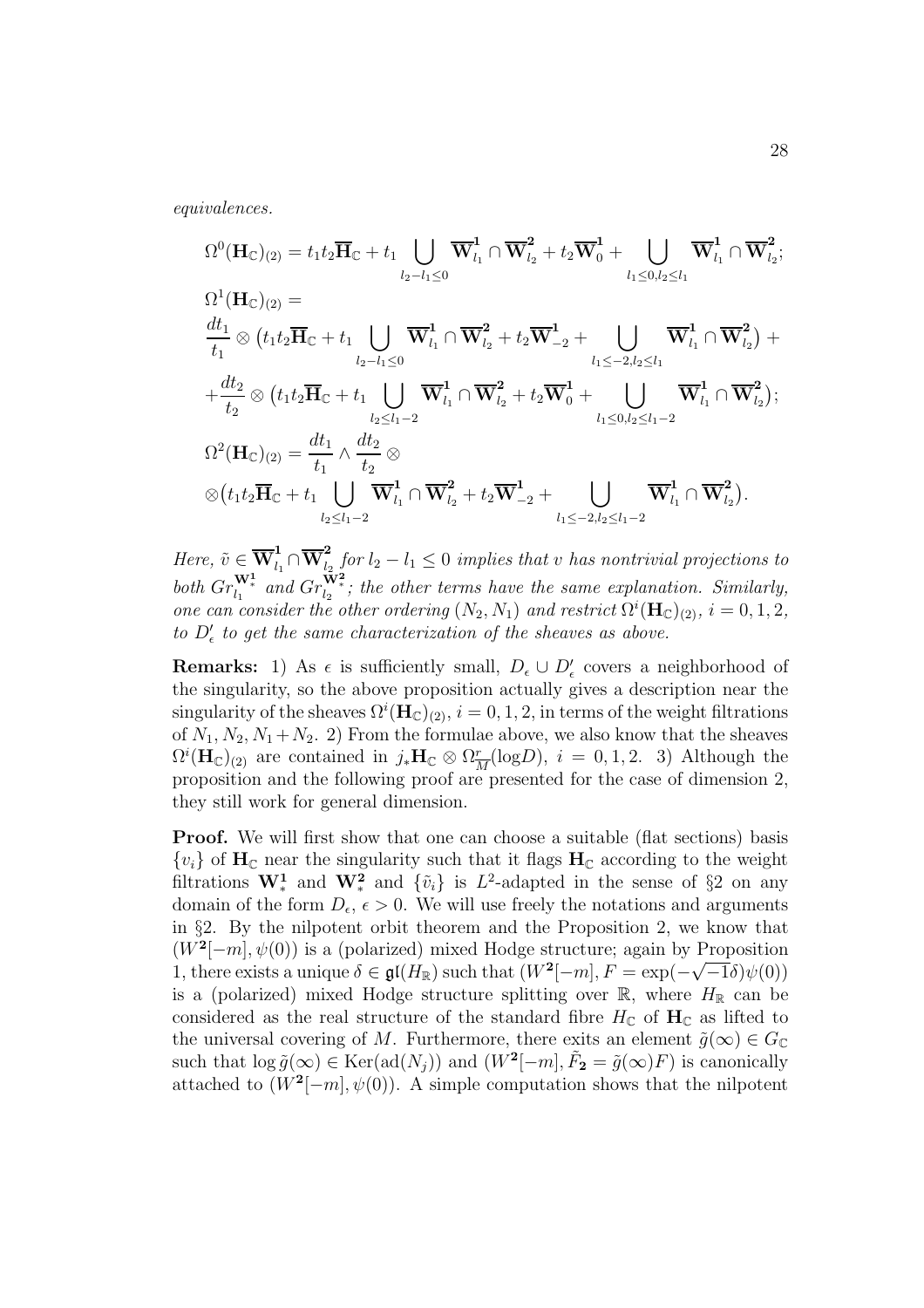*equivalences.*

$$
\begin{aligned}
&\Omega^0(\mathbf{H}_{\mathbb{C}})_{(2)} = t_1t_2\overline{\mathbf{H}}_{\mathbb{C}} + t_1 \bigcup_{l_2-l_1\le 0} \overline{\mathbf{W}}^{\mathbf{1}}_{l_1}\cap\overline{\mathbf{W}}^{\mathbf{2}}_{l_2} + t_2\overline{\mathbf{W}}^{\mathbf{1}}_{0} + \bigcup_{l_1\le 0, l_2\le l_1} \overline{\mathbf{W}}^{\mathbf{1}}_{l_1}\cap\overline{\mathbf{W}}^{\mathbf{2}}_{l_2};\\
&\Omega^1(\mathbf{H}_{\mathbb{C}})_{(2)} =\\
&\frac{dt_1}{t_1}\otimes\big(t_1t_2\overline{\mathbf{H}}_{\mathbb{C}} + t_1 \bigcup_{l_2-l_1\le 0} \overline{\mathbf{W}}^{\mathbf{1}}_{l_1}\cap\overline{\mathbf{W}}^{\mathbf{2}}_{l_2} + t_2\overline{\mathbf{W}}^{\mathbf{1}}_{-2} + \bigcup_{l_1\le -2, l_2\le l_1} \overline{\mathbf{W}}^{\mathbf{1}}_{l_1}\cap\overline{\mathbf{W}}^{\mathbf{2}}_{l_2}\big) +\\
&+\frac{dt_2}{t_2}\otimes\big(t_1t_2\overline{\mathbf{H}}_{\mathbb{C}} + t_1 \bigcup_{l_2\le l_1-2} \overline{\mathbf{W}}^{\mathbf{1}}_{l_1}\cap\overline{\mathbf{W}}^{\mathbf{2}}_{l_2} + t_2\overline{\mathbf{W}}^{\mathbf{1}}_{0} + \bigcup_{l_1\le 0, l_2\le l_1-2} \overline{\mathbf{W}}^{\mathbf{1}}_{l_1}\cap\overline{\mathbf{W}}^{\mathbf{2}}_{l_2}\big);\\
&\Omega^2(\mathbf{H}_{\mathbb{C}})_{(2)} = \frac{dt_1}{t_1}\wedge\frac{dt_2}{t_2}\otimes\\
&\otimes\big(t_1t_2\overline{\mathbf{H}}_{\mathbb{C}} + t_1 \bigcup_{l_2\le l_1-2} \overline{\mathbf{W}}^{\mathbf{1}}_{l_1}\cap\overline{\mathbf{W}}^{\mathbf{2}}_{l_2} + t_2\overline{\mathbf{W}}^{\mathbf{1}}_{-2} + \bigcup_{l_1\le -2, l_2\le l_1-2} \overline{\mathbf{W}}^{\mathbf{1}}_{l_1}\cap\overline{\mathbf{W}}^{\mathbf{2}}_{l_2}\big).
\end{aligned}
$$

*Here, $\tilde{v}\in\overline{\mathbf{W}}^{\mathbf{1}}_{l_1}\cap\overline{\mathbf{W}}^{\mathbf{2}}_{l_2}$ for $l_2-l_1\le 0$ implies that $v$ has nontrivial projections to both $Gr^{\mathbf{W}^{\mathbf{1}}_*}_{l_1}$ and $Gr^{\mathbf{W}^{\mathbf{2}}_*}_{l_2}$; the other terms have the same explanation. Similarly, one can consider the other ordering $(N_2,N_1)$ and restrict $\Omega^i(\mathbf{H}_{\mathbb{C}})_{(2)}$, $i=0,1,2$, to $D'_\epsilon$ to get the same characterization of the sheaves as above.*

**Remarks:** 1) As $\epsilon$ is sufficiently small, $D_\epsilon\cup D'_\epsilon$ covers a neighborhood of the singularity, so the above proposition actually gives a description near the singularity of the sheaves $\Omega^i(\mathbf{H}_{\mathbb{C}})_{(2)}$, $i=0,1,2$, in terms of the weight filtrations of $N_1, N_2, N_1+N_2$. 2) From the formulae above, we also know that the sheaves $\Omega^i(\mathbf{H}_{\mathbb{C}})_{(2)}$ are contained in $j_*\mathbf{H}_{\mathbb{C}}\otimes\Omega^r_{\overline{M}}(\log D)$, $i=0,1,2$. 3) Although the proposition and the following proof are presented for the case of dimension 2, they still work for general dimension.

**Proof.** We will first show that one can choose a suitable (flat sections) basis $\{v_i\}$ of $\mathbf{H}_{\mathbb{C}}$ near the singularity such that it flags $\mathbf{H}_{\mathbb{C}}$ according to the weight filtrations $\mathbf{W}^{\mathbf{1}}_*$ and $\mathbf{W}^{\mathbf{2}}_*$ and $\{\tilde{v}_i\}$ is $L^2$-adapted in the sense of §2 on any domain of the form $D_\epsilon$, $\epsilon>0$. We will use freely the notations and arguments in §2. By the nilpotent orbit theorem and the Proposition 2, we know that $(W^{\mathbf{2}}[-m],\psi(0))$ is a (polarized) mixed Hodge structure; again by Proposition 1, there exists a unique $\delta\in\mathfrak{gl}(H_{\mathbb{R}})$ such that $(W^{\mathbf{2}}[-m], F=\exp(-\sqrt{-1}\delta)\psi(0))$ is a (polarized) mixed Hodge structure splitting over $\mathbb{R}$, where $H_{\mathbb{R}}$ can be considered as the real structure of the standard fibre $H_{\mathbb{C}}$ of $\mathbf{H}_{\mathbb{C}}$ as lifted to the universal covering of $M$. Furthermore, there exits an element $\tilde{g}(\infty)\in G_{\mathbb{C}}$ such that $\log\tilde{g}(\infty)\in\mathrm{Ker}(\mathrm{ad}(N_j))$ and $(W^{\mathbf{2}}[-m],\tilde{F}_{\mathbf{2}}=\tilde{g}(\infty)F)$ is canonically attached to $(W^{\mathbf{2}}[-m],\psi(0))$. A simple computation shows that the nilpotent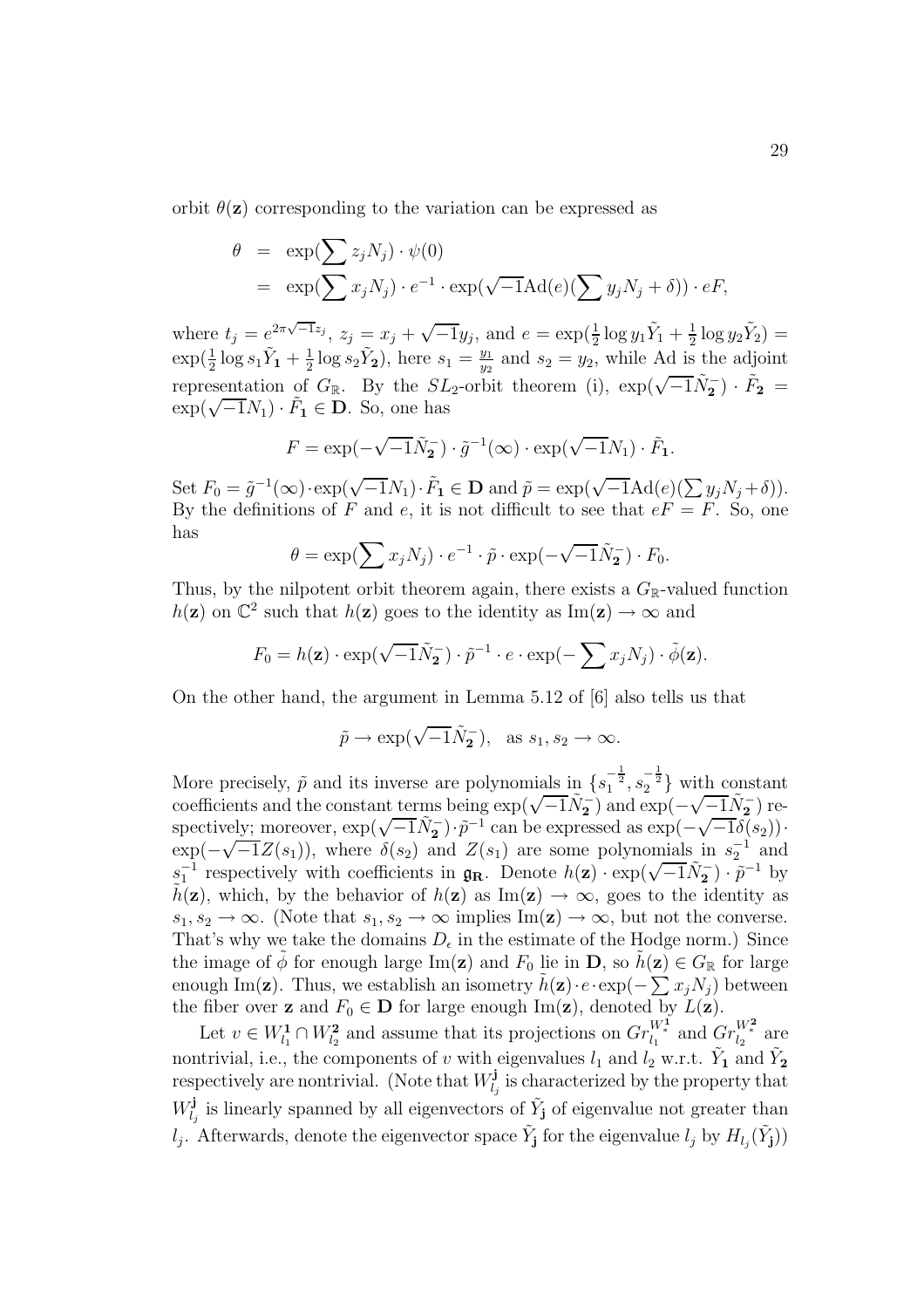orbit $\theta(\mathbf{z})$ corresponding to the variation can be expressed as

$$
\begin{aligned}
\theta &= \exp(\sum z_j N_j) \cdot \psi(0) \\
&= \exp(\sum x_j N_j) \cdot e^{-1} \cdot \exp(\sqrt{-1}\mathrm{Ad}(e)(\sum y_j N_j + \delta)) \cdot eF,
\end{aligned}
$$

where $t_j = e^{2\pi\sqrt{-1}z_j}$, $z_j = x_j + \sqrt{-1}y_j$, and $e = \exp(\frac{1}{2}\log y_1 \tilde{Y}_1 + \frac{1}{2}\log y_2 \tilde{Y}_2) = \exp(\frac{1}{2}\log s_1 \tilde{Y}_{\mathbf{1}} + \frac{1}{2}\log s_2 \tilde{Y}_{\mathbf{2}})$, here $s_1 = \frac{y_1}{y_2}$ and $s_2 = y_2$, while Ad is the adjoint representation of $G_{\mathbb{R}}$. By the $SL_2$-orbit theorem (i), $\exp(\sqrt{-1}\tilde{N}_{\mathbf{2}}^-) \cdot \tilde{F}_{\mathbf{2}} = \exp(\sqrt{-1}N_1) \cdot \tilde{F}_{\mathbf{1}} \in \mathbf{D}$. So, one has

$$
F = \exp(-\sqrt{-1}\tilde{N}_{\mathbf{2}}^-) \cdot \tilde{g}^{-1}(\infty) \cdot \exp(\sqrt{-1}N_1) \cdot \tilde{F}_{\mathbf{1}}.
$$

Set $F_0 = \tilde{g}^{-1}(\infty) \cdot \exp(\sqrt{-1}N_1) \cdot \tilde{F}_{\mathbf{1}} \in \mathbf{D}$ and $\tilde{p} = \exp(\sqrt{-1}\mathrm{Ad}(e)(\sum y_j N_j + \delta))$. By the definitions of $F$ and $e$, it is not difficult to see that $eF = F$. So, one has

$$
\theta = \exp(\sum x_j N_j) \cdot e^{-1} \cdot \tilde{p} \cdot \exp(-\sqrt{-1}\tilde{N}_{\mathbf{2}}^-) \cdot F_0.
$$

Thus, by the nilpotent orbit theorem again, there exists a $G_{\mathbb{R}}$-valued function $h(\mathbf{z})$ on $\mathbb{C}^2$ such that $h(\mathbf{z})$ goes to the identity as $\mathrm{Im}(\mathbf{z}) \to \infty$ and

$$
F_0 = h(\mathbf{z}) \cdot \exp(\sqrt{-1}\tilde{N}_{\mathbf{2}}^-) \cdot \tilde{p}^{-1} \cdot e \cdot \exp(-\sum x_j N_j) \cdot \tilde{\phi}(\mathbf{z}).
$$

On the other hand, the argument in Lemma 5.12 of [6] also tells us that

$$
\tilde{p} \to \exp(\sqrt{-1}\tilde{N}_{\mathbf{2}}^-), \quad \text{as } s_1, s_2 \to \infty.
$$

More precisely, $\tilde{p}$ and its inverse are polynomials in $\{s_1^{-\frac{1}{2}}, s_2^{-\frac{1}{2}}\}$ with constant coefficients and the constant terms being $\exp(\sqrt{-1}\tilde{N}_{\mathbf{2}}^-)$ and $\exp(-\sqrt{-1}\tilde{N}_{\mathbf{2}}^-)$ respectively; moreover, $\exp(\sqrt{-1}\tilde{N}_{\mathbf{2}}^-) \cdot \tilde{p}^{-1}$ can be expressed as $\exp(-\sqrt{-1}\delta(s_2)) \cdot \exp(-\sqrt{-1}Z(s_1))$, where $\delta(s_2)$ and $Z(s_1)$ are some polynomials in $s_2^{-1}$ and $s_1^{-1}$ respectively with coefficients in $\mathfrak{g}_{\mathbf{R}}$. Denote $h(\mathbf{z}) \cdot \exp(\sqrt{-1}\tilde{N}_{\mathbf{2}}^-) \cdot \tilde{p}^{-1}$ by $\tilde{h}(\mathbf{z})$, which, by the behavior of $h(\mathbf{z})$ as $\mathrm{Im}(\mathbf{z}) \to \infty$, goes to the identity as $s_1, s_2 \to \infty$. (Note that $s_1, s_2 \to \infty$ implies $\mathrm{Im}(\mathbf{z}) \to \infty$, but not the converse. That's why we take the domains $D_\epsilon$ in the estimate of the Hodge norm.) Since the image of $\tilde{\phi}$ for enough large $\mathrm{Im}(\mathbf{z})$ and $F_0$ lie in $\mathbf{D}$, so $\tilde{h}(\mathbf{z}) \in G_{\mathbb{R}}$ for large enough $\mathrm{Im}(\mathbf{z})$. Thus, we establish an isometry $\tilde{h}(\mathbf{z}) \cdot e \cdot \exp(-\sum x_j N_j)$ between the fiber over $\mathbf{z}$ and $F_0 \in \mathbf{D}$ for large enough $\mathrm{Im}(\mathbf{z})$, denoted by $L(\mathbf{z})$.

Let $v \in W_{l_1}^{\mathbf{1}} \cap W_{l_2}^{\mathbf{2}}$ and assume that its projections on $Gr_{l_1}^{W_*^{\mathbf{1}}}$ and $Gr_{l_2}^{W_*^{\mathbf{2}}}$ are nontrivial, i.e., the components of $v$ with eigenvalues $l_1$ and $l_2$ w.r.t. $\tilde{Y}_{\mathbf{1}}$ and $\tilde{Y}_{\mathbf{2}}$ respectively are nontrivial. (Note that $W_{l_j}^{\mathbf{j}}$ is characterized by the property that $W_{l_j}^{\mathbf{j}}$ is linearly spanned by all eigenvectors of $\tilde{Y}_{\mathbf{j}}$ of eigenvalue not greater than $l_j$. Afterwards, denote the eigenvector space $\tilde{Y}_{\mathbf{j}}$ for the eigenvalue $l_j$ by $H_{l_j}(\tilde{Y}_{\mathbf{j}})$)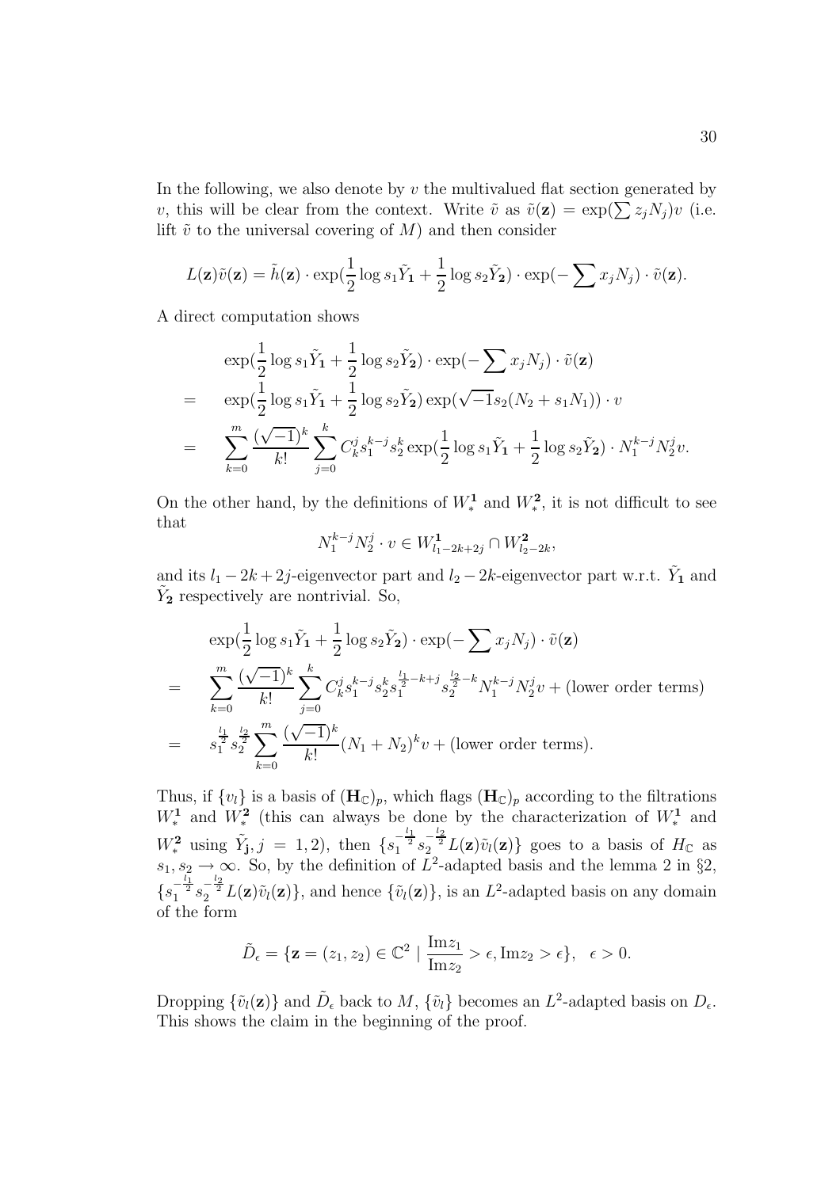In the following, we also denote by $v$ the multivalued flat section generated by $v$, this will be clear from the context. Write $\tilde{v}$ as $\tilde{v}(\mathbf{z}) = \exp(\sum z_j N_j)v$ (i.e. lift $\tilde{v}$ to the universal covering of $M$) and then consider

$$L(\mathbf{z})\tilde{v}(\mathbf{z}) = \tilde{h}(\mathbf{z}) \cdot \exp(\frac{1}{2}\log s_1 \tilde{Y}_{\mathbf{1}} + \frac{1}{2}\log s_2 \tilde{Y}_{\mathbf{2}}) \cdot \exp(-\sum x_j N_j) \cdot \tilde{v}(\mathbf{z}).$$

A direct computation shows

$$\begin{aligned}
& \exp(\frac{1}{2}\log s_1 \tilde{Y}_{\mathbf{1}} + \frac{1}{2}\log s_2 \tilde{Y}_{\mathbf{2}}) \cdot \exp(-\sum x_j N_j) \cdot \tilde{v}(\mathbf{z}) \\
= \quad & \exp(\frac{1}{2}\log s_1 \tilde{Y}_{\mathbf{1}} + \frac{1}{2}\log s_2 \tilde{Y}_{\mathbf{2}}) \exp(\sqrt{-1}s_2(N_2 + s_1 N_1)) \cdot v \\
= \quad & \sum_{k=0}^{m} \frac{(\sqrt{-1})^k}{k!} \sum_{j=0}^{k} C_k^j s_1^{k-j} s_2^k \exp(\frac{1}{2}\log s_1 \tilde{Y}_{\mathbf{1}} + \frac{1}{2}\log s_2 \tilde{Y}_{\mathbf{2}}) \cdot N_1^{k-j} N_2^j v.
\end{aligned}$$

On the other hand, by the definitions of $W_*^{\mathbf{1}}$ and $W_*^{\mathbf{2}}$, it is not difficult to see that

$$N_1^{k-j} N_2^j \cdot v \in W^{\mathbf{1}}_{l_1 - 2k + 2j} \cap W^{\mathbf{2}}_{l_2 - 2k},$$

and its $l_1 - 2k + 2j$-eigenvector part and $l_2 - 2k$-eigenvector part w.r.t. $\tilde{Y}_{\mathbf{1}}$ and $\tilde{Y}_{\mathbf{2}}$ respectively are nontrivial. So,

$$\begin{aligned}
& \exp(\frac{1}{2}\log s_1 \tilde{Y}_{\mathbf{1}} + \frac{1}{2}\log s_2 \tilde{Y}_{\mathbf{2}}) \cdot \exp(-\sum x_j N_j) \cdot \tilde{v}(\mathbf{z}) \\
= \quad & \sum_{k=0}^{m} \frac{(\sqrt{-1})^k}{k!} \sum_{j=0}^{k} C_k^j s_1^{k-j} s_2^k s_1^{\frac{l_1}{2} - k + j} s_2^{\frac{l_2}{2} - k} N_1^{k-j} N_2^j v + \text{(lower order terms)} \\
= \quad & s_1^{\frac{l_1}{2}} s_2^{\frac{l_2}{2}} \sum_{k=0}^{m} \frac{(\sqrt{-1})^k}{k!} (N_1 + N_2)^k v + \text{(lower order terms)}.
\end{aligned}$$

Thus, if $\{v_l\}$ is a basis of $(\mathbf{H}_{\mathbb{C}})_p$, which flags $(\mathbf{H}_{\mathbb{C}})_p$ according to the filtrations $W_*^{\mathbf{1}}$ and $W_*^{\mathbf{2}}$ (this can always be done by the characterization of $W_*^{\mathbf{1}}$ and $W_*^{\mathbf{2}}$ using $\tilde{Y}_{\mathbf{j}}, j = 1, 2$), then $\{s_1^{-\frac{l_1}{2}} s_2^{-\frac{l_2}{2}} L(\mathbf{z})\tilde{v}_l(\mathbf{z})\}$ goes to a basis of $H_{\mathbb{C}}$ as $s_1, s_2 \to \infty$. So, by the definition of $L^2$-adapted basis and the lemma 2 in §2, $\{s_1^{-\frac{l_1}{2}} s_2^{-\frac{l_2}{2}} L(\mathbf{z})\tilde{v}_l(\mathbf{z})\}$, and hence $\{\tilde{v}_l(\mathbf{z})\}$, is an $L^2$-adapted basis on any domain of the form

$$\tilde{D}_\epsilon = \{\mathbf{z} = (z_1, z_2) \in \mathbb{C}^2 \mid \frac{\mathrm{Im} z_1}{\mathrm{Im} z_2} > \epsilon, \mathrm{Im} z_2 > \epsilon\}, \quad \epsilon > 0.$$

Dropping $\{\tilde{v}_l(\mathbf{z})\}$ and $\tilde{D}_\epsilon$ back to $M$, $\{\tilde{v}_l\}$ becomes an $L^2$-adapted basis on $D_\epsilon$. This shows the claim in the beginning of the proof.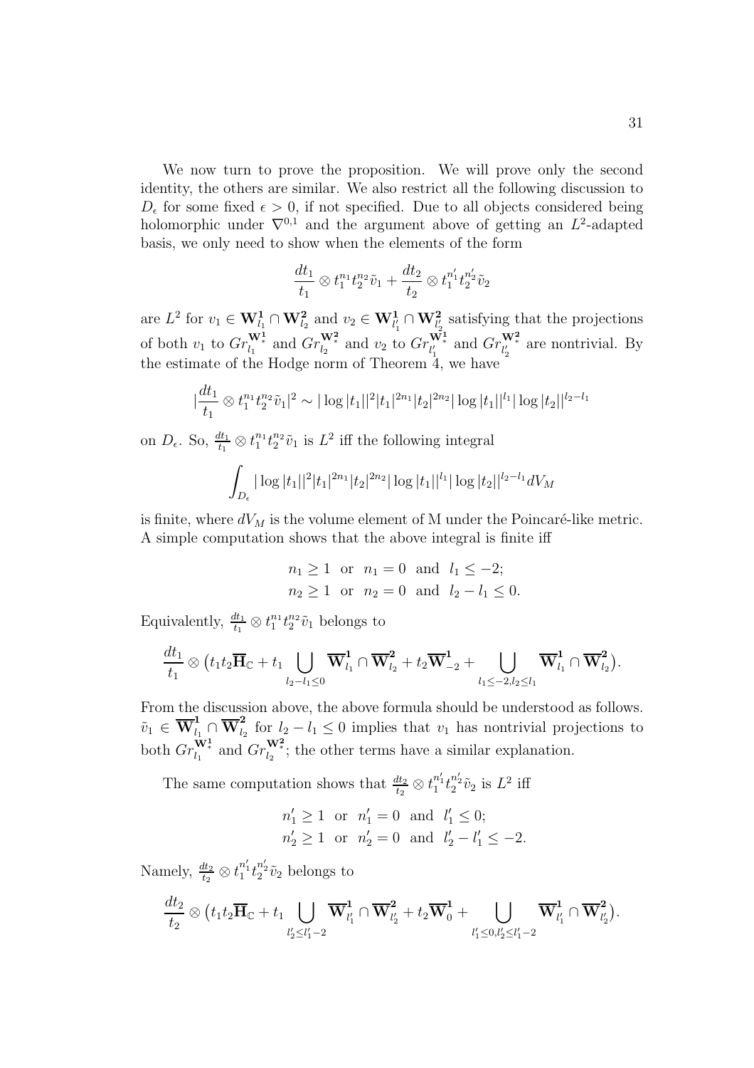We now turn to prove the proposition. We will prove only the second identity, the others are similar. We also restrict all the following discussion to $D_\epsilon$ for some fixed $\epsilon > 0$, if not specified. Due to all objects considered being holomorphic under $\nabla^{0,1}$ and the argument above of getting an $L^2$-adapted basis, we only need to show when the elements of the form

$$\frac{dt_1}{t_1} \otimes t_1^{n_1} t_2^{n_2} \tilde{v}_1 + \frac{dt_2}{t_2} \otimes t_1^{n_1'} t_2^{n_2'} \tilde{v}_2$$

are $L^2$ for $v_1 \in \mathbf{W}^{\mathbf{1}}_{l_1} \cap \mathbf{W}^{\mathbf{2}}_{l_2}$ and $v_2 \in \mathbf{W}^{\mathbf{1}}_{l_1'} \cap \mathbf{W}^{\mathbf{2}}_{l_2'}$ satisfying that the projections of both $v_1$ to $Gr^{\mathbf{W}^{\mathbf{1}}_*}_{l_1}$ and $Gr^{\mathbf{W}^{\mathbf{2}}_*}_{l_2}$ and $v_2$ to $Gr^{\mathbf{W}^{\mathbf{1}}_*}_{l_1'}$ and $Gr^{\mathbf{W}^{\mathbf{2}}_*}_{l_2'}$ are nontrivial. By the estimate of the Hodge norm of Theorem 4, we have

$$|\frac{dt_1}{t_1} \otimes t_1^{n_1} t_2^{n_2} \tilde{v}_1|^2 \sim |\log|t_1||^2 |t_1|^{2n_1} |t_2|^{2n_2} |\log|t_1||^{l_1} |\log|t_2||^{l_2 - l_1}$$

on $D_\epsilon$. So, $\frac{dt_1}{t_1} \otimes t_1^{n_1} t_2^{n_2} \tilde{v}_1$ is $L^2$ iff the following integral

$$\int_{D_\epsilon} |\log|t_1||^2 |t_1|^{2n_1} |t_2|^{2n_2} |\log|t_1||^{l_1} |\log|t_2||^{l_2 - l_1} dV_M$$

is finite, where $dV_M$ is the volume element of M under the Poincaré-like metric. A simple computation shows that the above integral is finite iff

$$n_1 \geq 1 \;\text{ or }\; n_1 = 0 \;\text{ and }\; l_1 \leq -2;$$
$$n_2 \geq 1 \;\text{ or }\; n_2 = 0 \;\text{ and }\; l_2 - l_1 \leq 0.$$

Equivalently, $\frac{dt_1}{t_1} \otimes t_1^{n_1} t_2^{n_2} \tilde{v}_1$ belongs to

$$\frac{dt_1}{t_1} \otimes \big( t_1 t_2 \overline{\mathbf{H}}_{\mathbb{C}} + t_1 \bigcup_{l_2 - l_1 \leq 0} \overline{\mathbf{W}}^{\mathbf{1}}_{l_1} \cap \overline{\mathbf{W}}^{\mathbf{2}}_{l_2} + t_2 \overline{\mathbf{W}}^{\mathbf{1}}_{-2} + \bigcup_{l_1 \leq -2, l_2 \leq l_1} \overline{\mathbf{W}}^{\mathbf{1}}_{l_1} \cap \overline{\mathbf{W}}^{\mathbf{2}}_{l_2} \big).$$

From the discussion above, the above formula should be understood as follows. $\tilde{v}_1 \in \overline{\mathbf{W}}^{\mathbf{1}}_{l_1} \cap \overline{\mathbf{W}}^{\mathbf{2}}_{l_2}$ for $l_2 - l_1 \leq 0$ implies that $v_1$ has nontrivial projections to both $Gr^{\mathbf{W}^{\mathbf{1}}_*}_{l_1}$ and $Gr^{\mathbf{W}^{\mathbf{2}}_*}_{l_2}$; the other terms have a similar explanation.

The same computation shows that $\frac{dt_2}{t_2} \otimes t_1^{n_1'} t_2^{n_2'} \tilde{v}_2$ is $L^2$ iff

$$n_1' \geq 1 \;\text{ or }\; n_1' = 0 \;\text{ and }\; l_1' \leq 0;$$
$$n_2' \geq 1 \;\text{ or }\; n_2' = 0 \;\text{ and }\; l_2' - l_1' \leq -2.$$

Namely, $\frac{dt_2}{t_2} \otimes t_1^{n_1'} t_2^{n_2'} \tilde{v}_2$ belongs to

$$\frac{dt_2}{t_2} \otimes \big( t_1 t_2 \overline{\mathbf{H}}_{\mathbb{C}} + t_1 \bigcup_{l_2' \leq l_1' - 2} \overline{\mathbf{W}}^{\mathbf{1}}_{l_1'} \cap \overline{\mathbf{W}}^{\mathbf{2}}_{l_2'} + t_2 \overline{\mathbf{W}}^{\mathbf{1}}_{0} + \bigcup_{l_1' \leq 0, l_2' \leq l_1' - 2} \overline{\mathbf{W}}^{\mathbf{1}}_{l_1'} \cap \overline{\mathbf{W}}^{\mathbf{2}}_{l_2'} \big).$$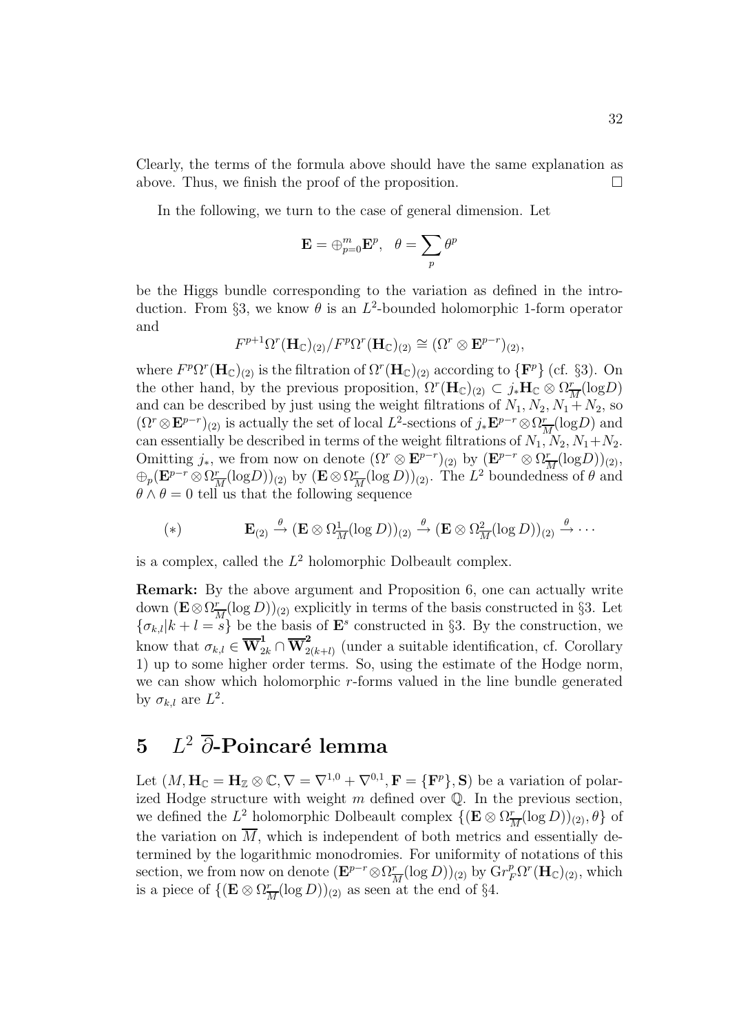Clearly, the terms of the formula above should have the same explanation as above. Thus, we finish the proof of the proposition. $\square$

In the following, we turn to the case of general dimension. Let

$$\mathbf{E} = \oplus_{p=0}^{m} \mathbf{E}^p, \quad \theta = \sum_p \theta^p$$

be the Higgs bundle corresponding to the variation as defined in the introduction. From §3, we know $\theta$ is an $L^2$-bounded holomorphic 1-form operator and

$$F^{p+1}\Omega^r(\mathbf{H}_{\mathbb{C}})_{(2)}/F^p\Omega^r(\mathbf{H}_{\mathbb{C}})_{(2)} \cong (\Omega^r \otimes \mathbf{E}^{p-r})_{(2)},$$

where $F^p\Omega^r(\mathbf{H}_{\mathbb{C}})_{(2)}$ is the filtration of $\Omega^r(\mathbf{H}_{\mathbb{C}})_{(2)}$ according to $\{\mathbf{F}^p\}$ (cf. §3). On the other hand, by the previous proposition, $\Omega^r(\mathbf{H}_{\mathbb{C}})_{(2)} \subset j_*\mathbf{H}_{\mathbb{C}} \otimes \Omega^r_{\overline{M}}(\log D)$ and can be described by just using the weight filtrations of $N_1, N_2, N_1 + N_2$, so $(\Omega^r \otimes \mathbf{E}^{p-r})_{(2)}$ is actually the set of local $L^2$-sections of $j_*\mathbf{E}^{p-r} \otimes \Omega^r_{\overline{M}}(\log D)$ and can essentially be described in terms of the weight filtrations of $N_1, N_2, N_1+N_2$. Omitting $j_*$, we from now on denote $(\Omega^r \otimes \mathbf{E}^{p-r})_{(2)}$ by $(\mathbf{E}^{p-r} \otimes \Omega^r_{\overline{M}}(\log D))_{(2)}$, $\oplus_p(\mathbf{E}^{p-r} \otimes \Omega^r_{\overline{M}}(\log D))_{(2)}$ by $(\mathbf{E} \otimes \Omega^r_{\overline{M}}(\log D))_{(2)}$. The $L^2$ boundedness of $\theta$ and $\theta \wedge \theta = 0$ tell us that the following sequence

$$(*) \qquad \mathbf{E}_{(2)} \xrightarrow{\theta} (\mathbf{E} \otimes \Omega^1_{\overline{M}}(\log D))_{(2)} \xrightarrow{\theta} (\mathbf{E} \otimes \Omega^2_{\overline{M}}(\log D))_{(2)} \xrightarrow{\theta} \cdots$$

is a complex, called the $L^2$ holomorphic Dolbeault complex.

**Remark:** By the above argument and Proposition 6, one can actually write down $(\mathbf{E} \otimes \Omega^r_{\overline{M}}(\log D))_{(2)}$ explicitly in terms of the basis constructed in §3. Let $\{\sigma_{k,l} | k + l = s\}$ be the basis of $\mathbf{E}^s$ constructed in §3. By the construction, we know that $\sigma_{k,l} \in \overline{\mathbf{W}}^{\mathbf{1}}_{2k} \cap \overline{\mathbf{W}}^{\mathbf{2}}_{2(k+l)}$ (under a suitable identification, cf. Corollary 1) up to some higher order terms. So, using the estimate of the Hodge norm, we can show which holomorphic $r$-forms valued in the line bundle generated by $\sigma_{k,l}$ are $L^2$.

# 5 $L^2$ $\overline{\partial}$-Poincaré lemma

Let $(M, \mathbf{H}_{\mathbb{C}} = \mathbf{H}_{\mathbb{Z}} \otimes \mathbb{C}, \nabla = \nabla^{1,0} + \nabla^{0,1}, \mathbf{F} = \{\mathbf{F}^p\}, \mathbf{S})$ be a variation of polarized Hodge structure with weight $m$ defined over $\mathbb{Q}$. In the previous section, we defined the $L^2$ holomorphic Dolbeault complex $\{(\mathbf{E} \otimes \Omega^r_{\overline{M}}(\log D))_{(2)}, \theta\}$ of the variation on $\overline{M}$, which is independent of both metrics and essentially determined by the logarithmic monodromies. For uniformity of notations of this section, we from now on denote $(\mathbf{E}^{p-r} \otimes \Omega^r_{\overline{M}}(\log D))_{(2)}$ by $\mathrm{Gr}^p_F\Omega^r(\mathbf{H}_{\mathbb{C}})_{(2)}$, which is a piece of $\{(\mathbf{E} \otimes \Omega^r_{\overline{M}}(\log D))_{(2)}$ as seen at the end of §4.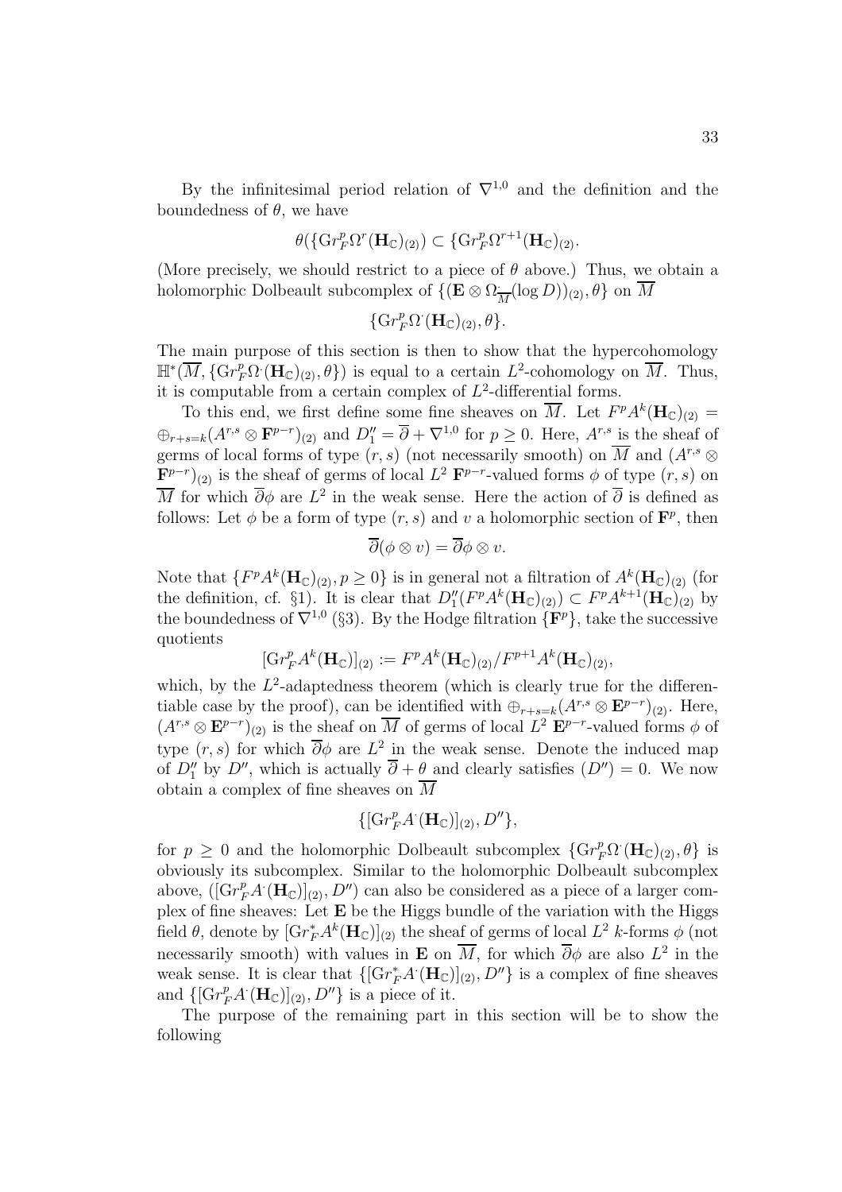By the infinitesimal period relation of $\nabla^{1,0}$ and the definition and the boundedness of $\theta$, we have

$$\theta(\{\mathrm{Gr}_F^p\Omega^r(\mathbf{H}_{\mathbb{C}})_{(2)}) \subset \{\mathrm{Gr}_F^p\Omega^{r+1}(\mathbf{H}_{\mathbb{C}})_{(2)}.$$

(More precisely, we should restrict to a piece of $\theta$ above.) Thus, we obtain a holomorphic Dolbeault subcomplex of $\{(\mathbf{E}\otimes\Omega_{\overline{M}}(\log D))_{(2)},\theta\}$ on $\overline{M}$

$$\{\mathrm{Gr}_F^p\Omega^{\cdot}(\mathbf{H}_{\mathbb{C}})_{(2)},\theta\}.$$

The main purpose of this section is then to show that the hypercohomology $\mathbb{H}^*(\overline{M},\{\mathrm{Gr}_F^p\Omega^{\cdot}(\mathbf{H}_{\mathbb{C}})_{(2)},\theta\})$ is equal to a certain $L^2$-cohomology on $\overline{M}$. Thus, it is computable from a certain complex of $L^2$-differential forms.

To this end, we first define some fine sheaves on $\overline{M}$. Let $F^pA^k(\mathbf{H}_{\mathbb{C}})_{(2)} = \oplus_{r+s=k}(A^{r,s}\otimes\mathbf{F}^{p-r})_{(2)}$ and $D_1'' = \overline{\partial}+\nabla^{1,0}$ for $p\geq 0$. Here, $A^{r,s}$ is the sheaf of germs of local forms of type $(r,s)$ (not necessarily smooth) on $\overline{M}$ and $(A^{r,s}\otimes\mathbf{F}^{p-r})_{(2)}$ is the sheaf of germs of local $L^2$ $\mathbf{F}^{p-r}$-valued forms $\phi$ of type $(r,s)$ on $\overline{M}$ for which $\overline{\partial}\phi$ are $L^2$ in the weak sense. Here the action of $\overline{\partial}$ is defined as follows: Let $\phi$ be a form of type $(r,s)$ and $v$ a holomorphic section of $\mathbf{F}^p$, then

$$\overline{\partial}(\phi\otimes v) = \overline{\partial}\phi\otimes v.$$

Note that $\{F^pA^k(\mathbf{H}_{\mathbb{C}})_{(2)}, p\geq 0\}$ is in general not a filtration of $A^k(\mathbf{H}_{\mathbb{C}})_{(2)}$ (for the definition, cf. §1). It is clear that $D_1''(F^pA^k(\mathbf{H}_{\mathbb{C}})_{(2)})\subset F^pA^{k+1}(\mathbf{H}_{\mathbb{C}})_{(2)}$ by the boundedness of $\nabla^{1,0}$ (§3). By the Hodge filtration $\{\mathbf{F}^p\}$, take the successive quotients

$$[\mathrm{Gr}_F^pA^k(\mathbf{H}_{\mathbb{C}})]_{(2)} := F^pA^k(\mathbf{H}_{\mathbb{C}})_{(2)}/F^{p+1}A^k(\mathbf{H}_{\mathbb{C}})_{(2)},$$

which, by the $L^2$-adaptedness theorem (which is clearly true for the differentiable case by the proof), can be identified with $\oplus_{r+s=k}(A^{r,s}\otimes\mathbf{E}^{p-r})_{(2)}$. Here, $(A^{r,s}\otimes\mathbf{E}^{p-r})_{(2)}$ is the sheaf on $\overline{M}$ of germs of local $L^2$ $\mathbf{E}^{p-r}$-valued forms $\phi$ of type $(r,s)$ for which $\overline{\partial}\phi$ are $L^2$ in the weak sense. Denote the induced map of $D_1''$ by $D''$, which is actually $\overline{\partial}+\theta$ and clearly satisfies $(D'')=0$. We now obtain a complex of fine sheaves on $\overline{M}$

$$\{[\mathrm{Gr}_F^pA^{\cdot}(\mathbf{H}_{\mathbb{C}})]_{(2)},D''\},$$

for $p\geq 0$ and the holomorphic Dolbeault subcomplex $\{\mathrm{Gr}_F^p\Omega^{\cdot}(\mathbf{H}_{\mathbb{C}})_{(2)},\theta\}$ is obviously its subcomplex. Similar to the holomorphic Dolbeault subcomplex above, $([\mathrm{Gr}_F^pA^{\cdot}(\mathbf{H}_{\mathbb{C}})]_{(2)},D'')$ can also be considered as a piece of a larger complex of fine sheaves: Let $\mathbf{E}$ be the Higgs bundle of the variation with the Higgs field $\theta$, denote by $[\mathrm{Gr}_F^*A^k(\mathbf{H}_{\mathbb{C}})]_{(2)}$ the sheaf of germs of local $L^2$ $k$-forms $\phi$ (not necessarily smooth) with values in $\mathbf{E}$ on $\overline{M}$, for which $\overline{\partial}\phi$ are also $L^2$ in the weak sense. It is clear that $\{[\mathrm{Gr}_F^*A^{\cdot}(\mathbf{H}_{\mathbb{C}})]_{(2)},D''\}$ is a complex of fine sheaves and $\{[\mathrm{Gr}_F^pA^{\cdot}(\mathbf{H}_{\mathbb{C}})]_{(2)},D''\}$ is a piece of it.

The purpose of the remaining part in this section will be to show the following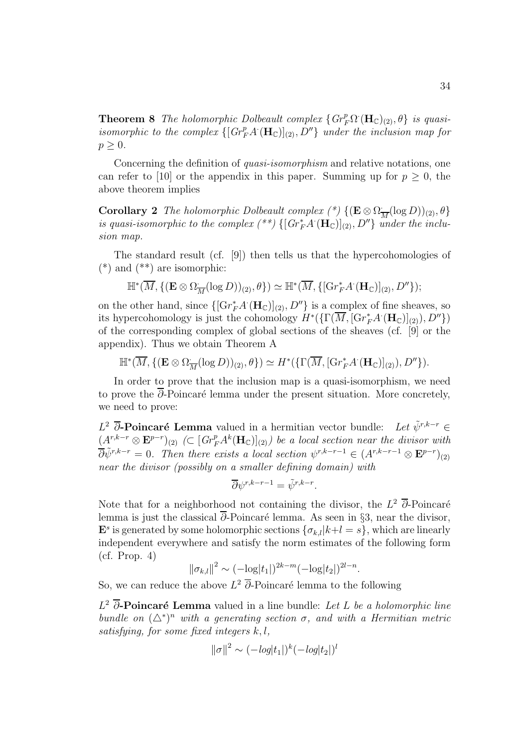**Theorem 8** *The holomorphic Dolbeault complex $\{Gr_F^p\Omega^{\cdot}(\mathbf{H}_{\mathbb{C}})_{(2)}, \theta\}$ is quasi-isomorphic to the complex $\{[Gr_F^p A^{\cdot}(\mathbf{H}_{\mathbb{C}})]_{(2)}, D''\}$ under the inclusion map for $p \geq 0$.*

Concerning the definition of *quasi-isomorphism* and relative notations, one can refer to [10] or the appendix in this paper. Summing up for $p \geq 0$, the above theorem implies

**Corollary 2** *The holomorphic Dolbeault complex (\*) $\{(\mathbf{E} \otimes \Omega^{\cdot}_{\overline{M}}(\log D))_{(2)}, \theta\}$ is quasi-isomorphic to the complex (\*\*) $\{[Gr_F^* A^{\cdot}(\mathbf{H}_{\mathbb{C}})]_{(2)}, D''\}$ under the inclusion map.*

The standard result (cf. [9]) then tells us that the hypercohomologies of (\*) and (\*\*) are isomorphic:

$$\mathbb{H}^*(\overline{M}, \{(\mathbf{E} \otimes \Omega^{\cdot}_{\overline{M}}(\log D))_{(2)}, \theta\}) \simeq \mathbb{H}^*(\overline{M}, \{[\mathrm{Gr}_F^* A^{\cdot}(\mathbf{H}_{\mathbb{C}})]_{(2)}, D''\});$$

on the other hand, since $\{[\mathrm{Gr}_F^* A^{\cdot}(\mathbf{H}_{\mathbb{C}})]_{(2)}, D''\}$ is a complex of fine sheaves, so its hypercohomology is just the cohomology $H^*(\{\Gamma(\overline{M}, [\mathrm{Gr}_F^* A^{\cdot}(\mathbf{H}_{\mathbb{C}})]_{(2)}), D''\})$ of the corresponding complex of global sections of the sheaves (cf. [9] or the appendix). Thus we obtain Theorem A

$$\mathbb{H}^*(\overline{M}, \{(\mathbf{E} \otimes \Omega^{\cdot}_{\overline{M}}(\log D))_{(2)}, \theta\}) \simeq H^*(\{\Gamma(\overline{M}, [\mathrm{Gr}_F^* A^{\cdot}(\mathbf{H}_{\mathbb{C}})]_{(2)}), D''\}).$$

In order to prove that the inclusion map is a quasi-isomorphism, we need to prove the $\overline{\partial}$-Poincaré lemma under the present situation. More concretely, we need to prove:

**$L^2$ $\overline{\partial}$-Poincaré Lemma** valued in a hermitian vector bundle: *Let $\tilde{\psi}^{r,k-r} \in (A^{r,k-r} \otimes \mathbf{E}^{p-r})_{(2)}$ ($\subset [Gr_F^p A^k(\mathbf{H}_{\mathbb{C}})]_{(2)}$) be a local section near the divisor with $\overline{\partial}\tilde{\psi}^{r,k-r} = 0$. Then there exists a local section $\psi^{r,k-r-1} \in (A^{r,k-r-1} \otimes \mathbf{E}^{p-r})_{(2)}$ near the divisor (possibly on a smaller defining domain) with*

$$\overline{\partial}\psi^{r,k-r-1} = \tilde{\psi}^{r,k-r}.$$

Note that for a neighborhood not containing the divisor, the $L^2$ $\overline{\partial}$-Poincaré lemma is just the classical $\overline{\partial}$-Poincaré lemma. As seen in §3, near the divisor, $\mathbf{E}^s$ is generated by some holomorphic sections $\{\sigma_{k,l} | k+l = s\}$, which are linearly independent everywhere and satisfy the norm estimates of the following form (cf. Prop. 4)

$$\|\sigma_{k,l}\|^2 \sim (-\log|t_1|)^{2k-m}(-\log|t_2|)^{2l-n}.$$

So, we can reduce the above $L^2$ $\overline{\partial}$-Poincaré lemma to the following

**$L^2$ $\overline{\partial}$-Poincaré Lemma** valued in a line bundle: *Let $L$ be a holomorphic line bundle on $(\triangle^*)^n$ with a generating section $\sigma$, and with a Hermitian metric satisfying, for some fixed integers $k, l$,*

$$\|\sigma\|^2 \sim (-log|t_1|)^k(-log|t_2|)^l$$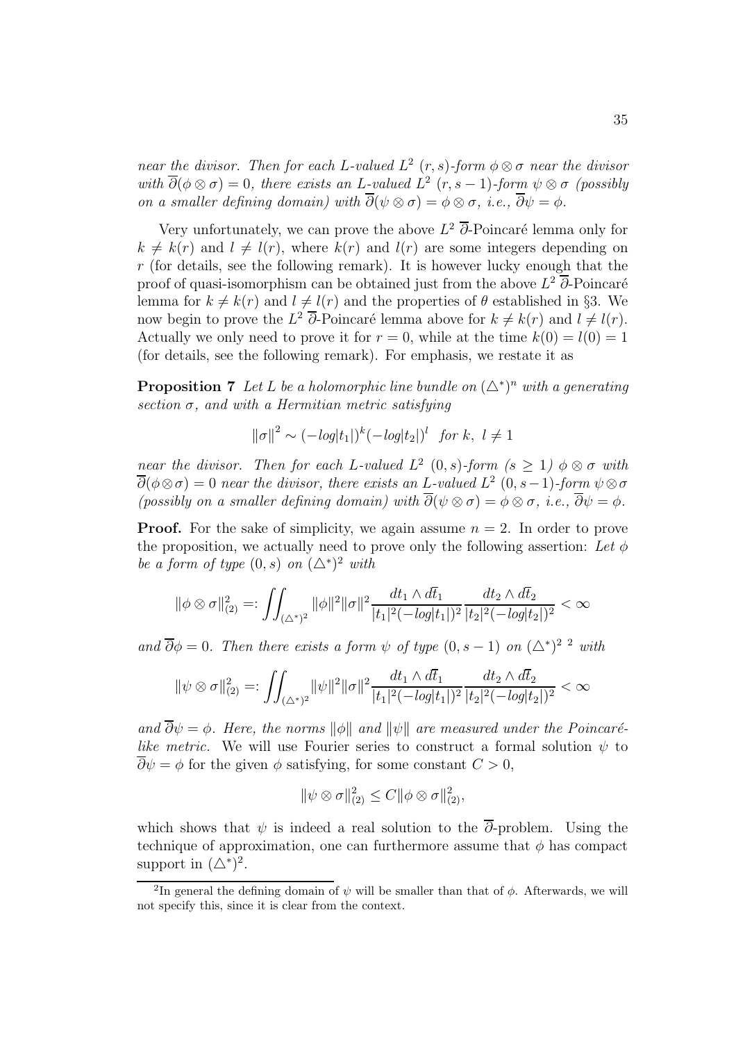*near the divisor. Then for each L-valued $L^2$ $(r,s)$-form $\phi\otimes\sigma$ near the divisor with $\overline{\partial}(\phi\otimes\sigma)=0$, there exists an L-valued $L^2$ $(r,s-1)$-form $\psi\otimes\sigma$ (possibly on a smaller defining domain) with $\overline{\partial}(\psi\otimes\sigma)=\phi\otimes\sigma$, i.e., $\overline{\partial}\psi=\phi$.*

Very unfortunately, we can prove the above $L^2$ $\overline{\partial}$-Poincaré lemma only for $k\neq k(r)$ and $l\neq l(r)$, where $k(r)$ and $l(r)$ are some integers depending on $r$ (for details, see the following remark). It is however lucky enough that the proof of quasi-isomorphism can be obtained just from the above $L^2$ $\overline{\partial}$-Poincaré lemma for $k\neq k(r)$ and $l\neq l(r)$ and the properties of $\theta$ established in §3. We now begin to prove the $L^2$ $\overline{\partial}$-Poincaré lemma above for $k\neq k(r)$ and $l\neq l(r)$. Actually we only need to prove it for $r=0$, while at the time $k(0)=l(0)=1$ (for details, see the following remark). For emphasis, we restate it as

**Proposition 7** *Let L be a holomorphic line bundle on $(\triangle^*)^n$ with a generating section $\sigma$, and with a Hermitian metric satisfying*

$$\|\sigma\|^2\sim(-log|t_1|)^k(-log|t_2|)^l \quad for\ k,\ l\neq 1$$

*near the divisor. Then for each L-valued $L^2$ $(0,s)$-form ($s\geq 1$) $\phi\otimes\sigma$ with $\overline{\partial}(\phi\otimes\sigma)=0$ near the divisor, there exists an L-valued $L^2$ $(0,s-1)$-form $\psi\otimes\sigma$ (possibly on a smaller defining domain) with $\overline{\partial}(\psi\otimes\sigma)=\phi\otimes\sigma$, i.e., $\overline{\partial}\psi=\phi$.*

**Proof.** For the sake of simplicity, we again assume $n=2$. In order to prove the proposition, we actually need to prove only the following assertion: *Let $\phi$ be a form of type $(0,s)$ on $(\triangle^*)^2$ with*

$$\|\phi\otimes\sigma\|^2_{(2)}=:\iint_{(\triangle^*)^2}\|\phi\|^2\|\sigma\|^2\frac{dt_1\wedge d\bar{t}_1}{|t_1|^2(-log|t_1|)^2}\frac{dt_2\wedge d\bar{t}_2}{|t_2|^2(-log|t_2|)^2}<\infty$$

*and $\overline{\partial}\phi=0$. Then there exists a form $\psi$ of type $(0,s-1)$ on $(\triangle^*)^2$ [2] with*

$$\|\psi\otimes\sigma\|^2_{(2)}=:\iint_{(\triangle^*)^2}\|\psi\|^2\|\sigma\|^2\frac{dt_1\wedge d\bar{t}_1}{|t_1|^2(-log|t_1|)^2}\frac{dt_2\wedge d\bar{t}_2}{|t_2|^2(-log|t_2|)^2}<\infty$$

*and $\overline{\partial}\psi=\phi$. Here, the norms $\|\phi\|$ and $\|\psi\|$ are measured under the Poincaré-like metric.* We will use Fourier series to construct a formal solution $\psi$ to $\overline{\partial}\psi=\phi$ for the given $\phi$ satisfying, for some constant $C>0$,

$$\|\psi\otimes\sigma\|^2_{(2)}\leq C\|\phi\otimes\sigma\|^2_{(2)},$$

which shows that $\psi$ is indeed a real solution to the $\overline{\partial}$-problem. Using the technique of approximation, one can furthermore assume that $\phi$ has compact support in $(\triangle^*)^2$.

[2] In general the defining domain of $\psi$ will be smaller than that of $\phi$. Afterwards, we will not specify this, since it is clear from the context.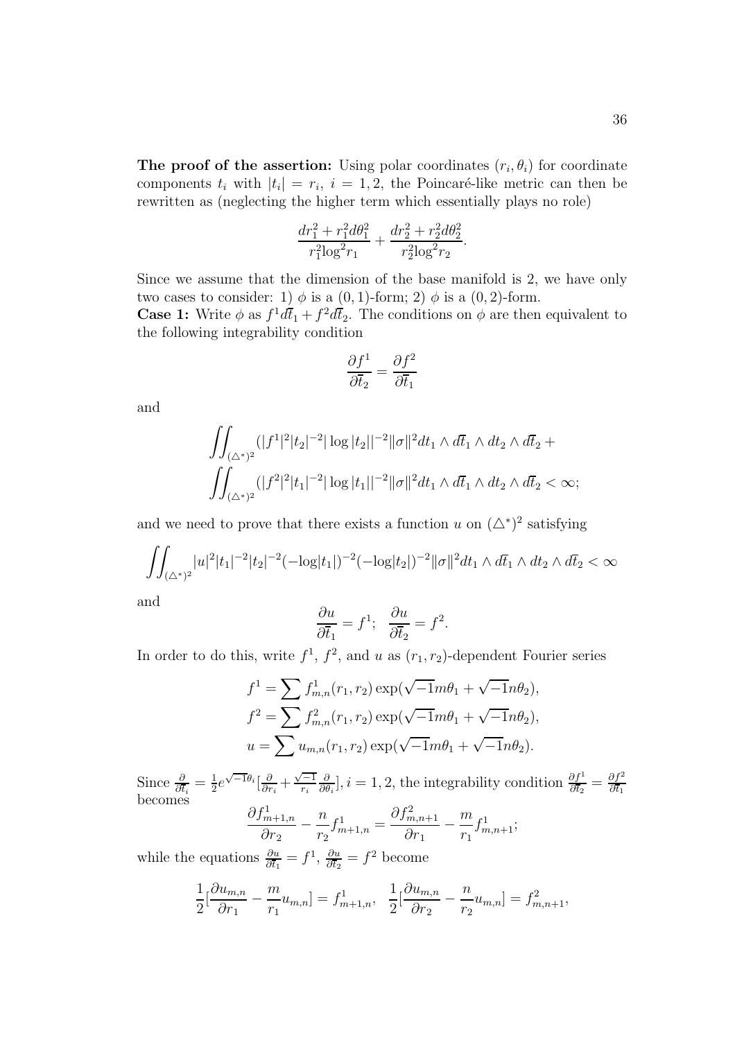**The proof of the assertion:** Using polar coordinates $(r_i, \theta_i)$ for coordinate components $t_i$ with $|t_i| = r_i$, $i = 1, 2$, the Poincaré-like metric can then be rewritten as (neglecting the higher term which essentially plays no role)

$$\frac{dr_1^2 + r_1^2 d\theta_1^2}{r_1^2 \log^2 r_1} + \frac{dr_2^2 + r_2^2 d\theta_2^2}{r_2^2 \log^2 r_2}.$$

Since we assume that the dimension of the base manifold is 2, we have only two cases to consider: 1) $\phi$ is a $(0,1)$-form; 2) $\phi$ is a $(0,2)$-form.

**Case 1:** Write $\phi$ as $f^1 d\bar{t}_1 + f^2 d\bar{t}_2$. The conditions on $\phi$ are then equivalent to the following integrability condition

$$\frac{\partial f^1}{\partial \bar{t}_2} = \frac{\partial f^2}{\partial \bar{t}_1}$$

and

$$\iint_{(\triangle^*)^2} (|f^1|^2 |t_2|^{-2} |\log |t_2||^{-2} \|\sigma\|^2 dt_1 \wedge d\bar{t}_1 \wedge dt_2 \wedge d\bar{t}_2 +$$
$$\iint_{(\triangle^*)^2} (|f^2|^2 |t_1|^{-2} |\log |t_1||^{-2} \|\sigma\|^2 dt_1 \wedge d\bar{t}_1 \wedge dt_2 \wedge d\bar{t}_2 < \infty;$$

and we need to prove that there exists a function $u$ on $(\triangle^*)^2$ satisfying

$$\iint_{(\triangle^*)^2} |u|^2 |t_1|^{-2} |t_2|^{-2} (-\log|t_1|)^{-2} (-\log|t_2|)^{-2} \|\sigma\|^2 dt_1 \wedge d\bar{t}_1 \wedge dt_2 \wedge d\bar{t}_2 < \infty$$

and

$$\frac{\partial u}{\partial \bar{t}_1} = f^1; \quad \frac{\partial u}{\partial \bar{t}_2} = f^2.$$

In order to do this, write $f^1$, $f^2$, and $u$ as $(r_1, r_2)$-dependent Fourier series

$$f^1 = \sum f^1_{m,n}(r_1, r_2) \exp(\sqrt{-1} m \theta_1 + \sqrt{-1} n \theta_2),$$
$$f^2 = \sum f^2_{m,n}(r_1, r_2) \exp(\sqrt{-1} m \theta_1 + \sqrt{-1} n \theta_2),$$
$$u = \sum u_{m,n}(r_1, r_2) \exp(\sqrt{-1} m \theta_1 + \sqrt{-1} n \theta_2).$$

Since $\frac{\partial}{\partial \bar{t}_i} = \frac{1}{2} e^{\sqrt{-1}\theta_i} [\frac{\partial}{\partial r_i} + \frac{\sqrt{-1}}{r_i} \frac{\partial}{\partial \theta_i}]$, $i = 1, 2$, the integrability condition $\frac{\partial f^1}{\partial \bar{t}_2} = \frac{\partial f^2}{\partial \bar{t}_1}$ becomes

$$\frac{\partial f^1_{m+1,n}}{\partial r_2} - \frac{n}{r_2} f^1_{m+1,n} = \frac{\partial f^2_{m,n+1}}{\partial r_1} - \frac{m}{r_1} f^1_{m,n+1};$$

while the equations $\frac{\partial u}{\partial \bar{t}_1} = f^1$, $\frac{\partial u}{\partial \bar{t}_2} = f^2$ become

$$\frac{1}{2}[\frac{\partial u_{m,n}}{\partial r_1} - \frac{m}{r_1} u_{m,n}] = f^1_{m+1,n}, \quad \frac{1}{2}[\frac{\partial u_{m,n}}{\partial r_2} - \frac{n}{r_2} u_{m,n}] = f^2_{m,n+1},$$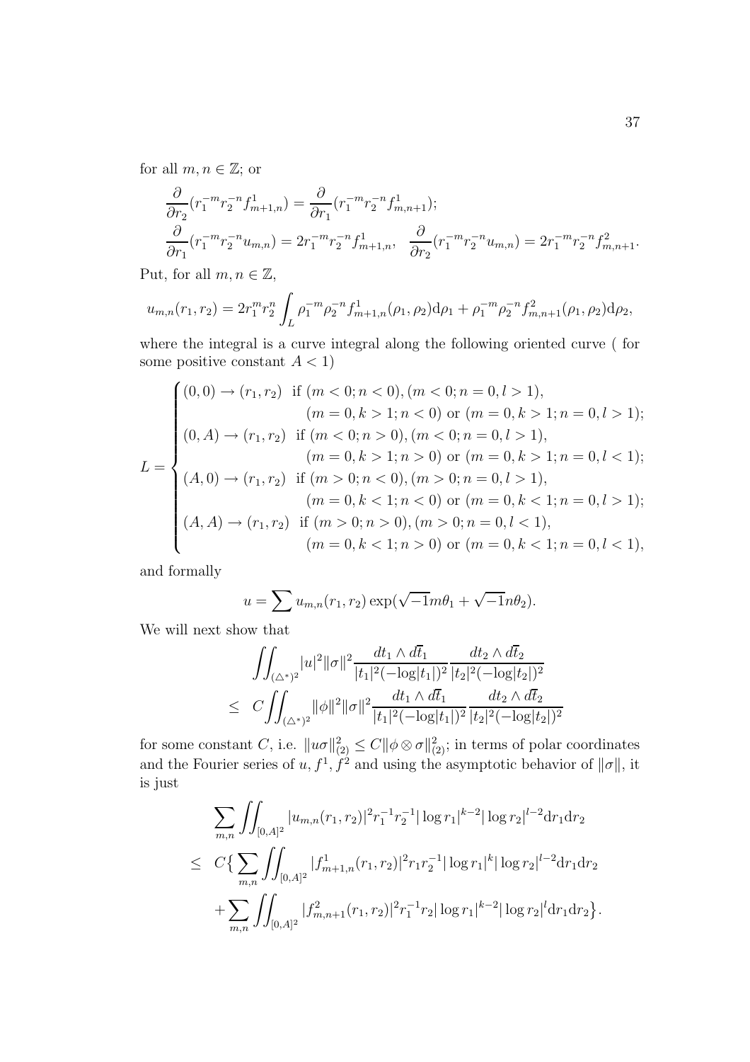for all $m, n \in \mathbb{Z}$; or

$$
\begin{aligned}
&\frac{\partial}{\partial r_2}(r_1^{-m} r_2^{-n} f^1_{m+1,n}) = \frac{\partial}{\partial r_1}(r_1^{-m} r_2^{-n} f^1_{m,n+1});\\
&\frac{\partial}{\partial r_1}(r_1^{-m} r_2^{-n} u_{m,n}) = 2 r_1^{-m} r_2^{-n} f^1_{m+1,n}, \quad \frac{\partial}{\partial r_2}(r_1^{-m} r_2^{-n} u_{m,n}) = 2 r_1^{-m} r_2^{-n} f^2_{m,n+1}.
\end{aligned}
$$

Put, for all $m, n \in \mathbb{Z}$,

$$
u_{m,n}(r_1, r_2) = 2 r_1^m r_2^n \int_L \rho_1^{-m} \rho_2^{-n} f^1_{m+1,n}(\rho_1, \rho_2) \mathrm{d}\rho_1 + \rho_1^{-m} \rho_2^{-n} f^2_{m,n+1}(\rho_1, \rho_2) \mathrm{d}\rho_2,
$$

where the integral is a curve integral along the following oriented curve ( for some positive constant $A < 1$)

$$
L = \begin{cases}
(0,0) \to (r_1, r_2) & \text{if } (m<0; n<0), (m<0; n=0, l>1), \\
& \quad (m=0, k>1; n<0) \text{ or } (m=0, k>1; n=0, l>1); \\
(0,A) \to (r_1, r_2) & \text{if } (m<0; n>0), (m<0; n=0, l>1), \\
& \quad (m=0, k>1; n>0) \text{ or } (m=0, k>1; n=0, l<1); \\
(A,0) \to (r_1, r_2) & \text{if } (m>0; n<0), (m>0; n=0, l>1), \\
& \quad (m=0, k<1; n<0) \text{ or } (m=0, k<1; n=0, l>1); \\
(A,A) \to (r_1, r_2) & \text{if } (m>0; n>0), (m>0; n=0, l<1), \\
& \quad (m=0, k<1; n>0) \text{ or } (m=0, k<1; n=0, l<1),
\end{cases}
$$

and formally

$$
u = \sum u_{m,n}(r_1, r_2) \exp(\sqrt{-1} m\theta_1 + \sqrt{-1} n\theta_2).
$$

We will next show that

$$
\begin{aligned}
&\iint_{(\triangle^*)^2} |u|^2 \|\sigma\|^2 \frac{dt_1 \wedge d\overline{t}_1}{|t_1|^2(-\log|t_1|)^2} \frac{dt_2 \wedge d\overline{t}_2}{|t_2|^2(-\log|t_2|)^2} \\
\leq \;& C \iint_{(\triangle^*)^2} \|\phi\|^2 \|\sigma\|^2 \frac{dt_1 \wedge d\overline{t}_1}{|t_1|^2(-\log|t_1|)^2} \frac{dt_2 \wedge d\overline{t}_2}{|t_2|^2(-\log|t_2|)^2}
\end{aligned}
$$

for some constant $C$, i.e. $\|u\sigma\|^2_{(2)} \leq C \|\phi \otimes \sigma\|^2_{(2)}$; in terms of polar coordinates and the Fourier series of $u, f^1, f^2$ and using the asymptotic behavior of $\|\sigma\|$, it is just

$$
\begin{aligned}
&\sum_{m,n} \iint_{[0,A]^2} |u_{m,n}(r_1, r_2)|^2 r_1^{-1} r_2^{-1} |\log r_1|^{k-2} |\log r_2|^{l-2} \mathrm{d}r_1 \mathrm{d}r_2 \\
\leq \;& C \big\{ \sum_{m,n} \iint_{[0,A]^2} |f^1_{m+1,n}(r_1, r_2)|^2 r_1 r_2^{-1} |\log r_1|^{k} |\log r_2|^{l-2} \mathrm{d}r_1 \mathrm{d}r_2 \\
&+ \sum_{m,n} \iint_{[0,A]^2} |f^2_{m,n+1}(r_1, r_2)|^2 r_1^{-1} r_2 |\log r_1|^{k-2} |\log r_2|^{l} \mathrm{d}r_1 \mathrm{d}r_2 \big\}.
\end{aligned}
$$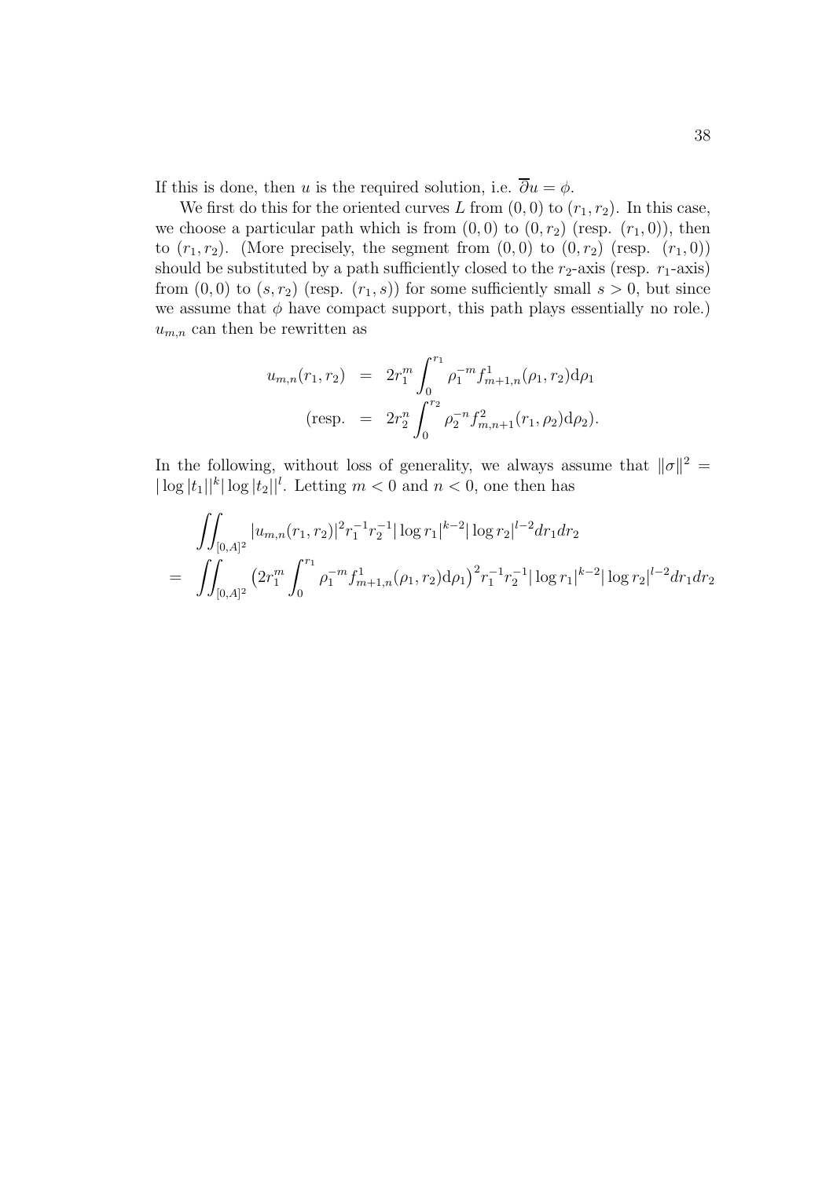If this is done, then $u$ is the required solution, i.e. $\overline{\partial} u = \phi$.

We first do this for the oriented curves $L$ from $(0,0)$ to $(r_1, r_2)$. In this case, we choose a particular path which is from $(0,0)$ to $(0, r_2)$ (resp. $(r_1, 0)$), then to $(r_1, r_2)$. (More precisely, the segment from $(0,0)$ to $(0, r_2)$ (resp. $(r_1, 0)$) should be substituted by a path sufficiently closed to the $r_2$-axis (resp. $r_1$-axis) from $(0,0)$ to $(s, r_2)$ (resp. $(r_1, s)$) for some sufficiently small $s > 0$, but since we assume that $\phi$ have compact support, this path plays essentially no role.) $u_{m,n}$ can then be rewritten as

$$
\begin{aligned}
u_{m,n}(r_1, r_2) &= 2r_1^m \int_0^{r_1} \rho_1^{-m} f^1_{m+1,n}(\rho_1, r_2) \mathrm{d}\rho_1 \\
(\text{resp.} &= 2r_2^n \int_0^{r_2} \rho_2^{-n} f^2_{m,n+1}(r_1, \rho_2) \mathrm{d}\rho_2).
\end{aligned}
$$

In the following, without loss of generality, we always assume that $\|\sigma\|^2 = |\log|t_1||^k |\log|t_2||^l$. Letting $m < 0$ and $n < 0$, one then has

$$
\begin{aligned}
& \iint_{[0,A]^2} |u_{m,n}(r_1, r_2)|^2 r_1^{-1} r_2^{-1} |\log r_1|^{k-2} |\log r_2|^{l-2} dr_1 dr_2 \\
= & \iint_{[0,A]^2} \left(2r_1^m \int_0^{r_1} \rho_1^{-m} f^1_{m+1,n}(\rho_1, r_2) \mathrm{d}\rho_1\right)^2 r_1^{-1} r_2^{-1} |\log r_1|^{k-2} |\log r_2|^{l-2} dr_1 dr_2
\end{aligned}
$$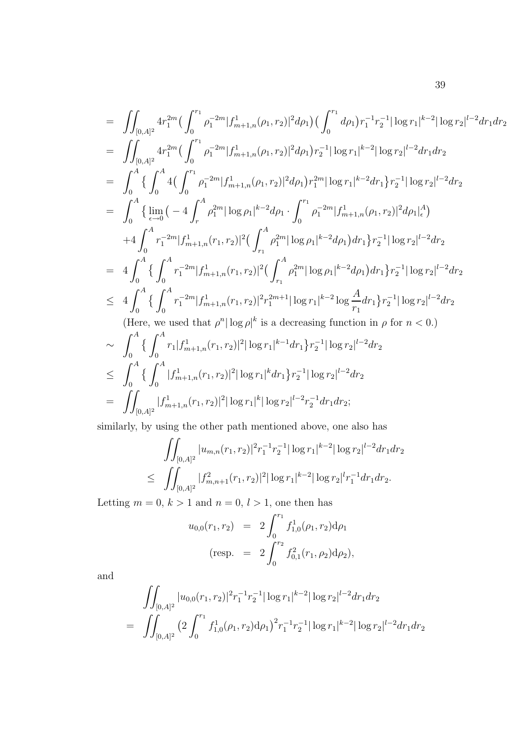$$
\begin{aligned}
&= \iint_{[0,A]^2} 4r_1^{2m}\big(\int_0^{r_1}\rho_1^{-2m}|f^1_{m+1,n}(\rho_1,r_2)|^2d\rho_1\big)\big(\int_0^{r_1}d\rho_1\big)r_1^{-1}r_2^{-1}|\log r_1|^{k-2}|\log r_2|^{l-2}dr_1dr_2\\
&= \iint_{[0,A]^2} 4r_1^{2m}\big(\int_0^{r_1}\rho_1^{-2m}|f^1_{m+1,n}(\rho_1,r_2)|^2d\rho_1\big)r_2^{-1}|\log r_1|^{k-2}|\log r_2|^{l-2}dr_1dr_2\\
&= \int_0^A\big\{\int_0^A 4\big(\int_0^{r_1}\rho_1^{-2m}|f^1_{m+1,n}(\rho_1,r_2)|^2d\rho_1\big)r_1^{2m}|\log r_1|^{k-2}dr_1\big\}r_2^{-1}|\log r_2|^{l-2}dr_2\\
&= \int_0^A\big\{\lim_{\epsilon\to 0}\big(-4\int_r^A\rho_1^{2m}|\log\rho_1|^{k-2}d\rho_1\cdot\int_0^{r_1}\rho_1^{-2m}|f^1_{m+1,n}(\rho_1,r_2)|^2d\rho_1|_\epsilon^A\big)\\
&\quad +4\int_0^A r_1^{-2m}|f^1_{m+1,n}(r_1,r_2)|^2\big(\int_{r_1}^A\rho_1^{2m}|\log\rho_1|^{k-2}d\rho_1\big)dr_1\big\}r_2^{-1}|\log r_2|^{l-2}dr_2\\
&= 4\int_0^A\big\{\int_0^A r_1^{-2m}|f^1_{m+1,n}(r_1,r_2)|^2\big(\int_{r_1}^A\rho_1^{2m}|\log\rho_1|^{k-2}d\rho_1\big)dr_1\big\}r_2^{-1}|\log r_2|^{l-2}dr_2\\
&\leq 4\int_0^A\big\{\int_0^A r_1^{-2m}|f^1_{m+1,n}(r_1,r_2)|^2r_1^{2m+1}|\log r_1|^{k-2}\log\frac{A}{r_1}dr_1\big\}r_2^{-1}|\log r_2|^{l-2}dr_2
\end{aligned}
$$

(Here, we used that $\rho^n|\log\rho|^k$ is a decreasing function in $\rho$ for $n<0$.)

$$
\begin{aligned}
&\sim \int_0^A\big\{\int_0^A r_1|f^1_{m+1,n}(r_1,r_2)|^2|\log r_1|^{k-1}dr_1\big\}r_2^{-1}|\log r_2|^{l-2}dr_2\\
&\leq \int_0^A\big\{\int_0^A |f^1_{m+1,n}(r_1,r_2)|^2|\log r_1|^{k}dr_1\big\}r_2^{-1}|\log r_2|^{l-2}dr_2\\
&= \iint_{[0,A]^2}|f^1_{m+1,n}(r_1,r_2)|^2|\log r_1|^k|\log r_2|^{l-2}r_2^{-1}dr_1dr_2;
\end{aligned}
$$

similarly, by using the other path mentioned above, one also has

$$
\begin{aligned}
&\iint_{[0,A]^2}|u_{m,n}(r_1,r_2)|^2r_1^{-1}r_2^{-1}|\log r_1|^{k-2}|\log r_2|^{l-2}dr_1dr_2\\
\leq\ &\iint_{[0,A]^2}|f^2_{m,n+1}(r_1,r_2)|^2|\log r_1|^{k-2}|\log r_2|^{l}r_1^{-1}dr_1dr_2.
\end{aligned}
$$

Letting $m=0$, $k>1$ and $n=0$, $l>1$, one then has

$$
\begin{aligned}
u_{0,0}(r_1,r_2) &= 2\int_0^{r_1}f^1_{1,0}(\rho_1,r_2)\mathrm{d}\rho_1\\
(\text{resp.} &= 2\int_0^{r_2}f^2_{0,1}(r_1,\rho_2)\mathrm{d}\rho_2),
\end{aligned}
$$

and

$$
\begin{aligned}
&\iint_{[0,A]^2}|u_{0,0}(r_1,r_2)|^2r_1^{-1}r_2^{-1}|\log r_1|^{k-2}|\log r_2|^{l-2}dr_1dr_2\\
=\ &\iint_{[0,A]^2}\big(2\int_0^{r_1}f^1_{1,0}(\rho_1,r_2)\mathrm{d}\rho_1\big)^2r_1^{-1}r_2^{-1}|\log r_1|^{k-2}|\log r_2|^{l-2}dr_1dr_2
\end{aligned}
$$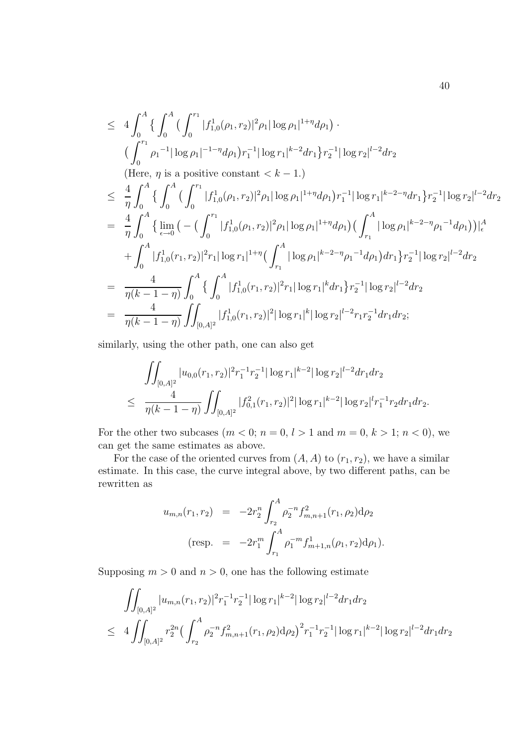$$
\begin{aligned}
&\leq \; 4\int_0^A \Big\{ \int_0^A \big( \int_0^{r_1} |f^1_{1,0}(\rho_1, r_2)|^2 \rho_1 |\log \rho_1|^{1+\eta} d\rho_1 \big) \cdot \\
&\quad \big( \int_0^{r_1} {\rho_1}^{-1} |\log \rho_1|^{-1-\eta} d\rho_1 \big) r_1^{-1} |\log r_1|^{k-2} dr_1 \Big\} r_2^{-1} |\log r_2|^{l-2} dr_2 \\
&\quad \text{(Here, } \eta \text{ is a positive constant} < k-1.) \\
&\leq \; \frac{4}{\eta} \int_0^A \Big\{ \int_0^A \big( \int_0^{r_1} |f^1_{1,0}(\rho_1, r_2)|^2 \rho_1 |\log \rho_1|^{1+\eta} d\rho_1 \big) r_1^{-1} |\log r_1|^{k-2-\eta} dr_1 \Big\} r_2^{-1} |\log r_2|^{l-2} dr_2 \\
&= \; \frac{4}{\eta} \int_0^A \Big\{ \lim_{\epsilon \to 0} \big( - \big( \int_0^{r_1} |f^1_{1,0}(\rho_1, r_2)|^2 \rho_1 |\log \rho_1|^{1+\eta} d\rho_1 \big) \big( \int_{r_1}^A |\log \rho_1|^{k-2-\eta} {\rho_1}^{-1} d\rho_1 \big) \big) \big|_\epsilon^A \\
&\quad + \int_0^A |f^1_{1,0}(r_1, r_2)|^2 r_1 |\log r_1|^{1+\eta} \big( \int_{r_1}^A |\log \rho_1|^{k-2-\eta} {\rho_1}^{-1} d\rho_1 \big) dr_1 \Big\} r_2^{-1} |\log r_2|^{l-2} dr_2 \\
&= \; \frac{4}{\eta(k-1-\eta)} \int_0^A \Big\{ \int_0^A |f^1_{1,0}(r_1, r_2)|^2 r_1 |\log r_1|^k dr_1 \Big\} r_2^{-1} |\log r_2|^{l-2} dr_2 \\
&= \; \frac{4}{\eta(k-1-\eta)} \iint_{[0,A]^2} |f^1_{1,0}(r_1, r_2)|^2 |\log r_1|^k |\log r_2|^{l-2} r_1 r_2^{-1} dr_1 dr_2;
\end{aligned}
$$

similarly, using the other path, one can also get

$$
\begin{aligned}
&\iint_{[0,A]^2} |u_{0,0}(r_1, r_2)|^2 r_1^{-1} r_2^{-1} |\log r_1|^{k-2} |\log r_2|^{l-2} dr_1 dr_2 \\
\leq \; & \frac{4}{\eta(k-1-\eta)} \iint_{[0,A]^2} |f^2_{0,1}(r_1, r_2)|^2 |\log r_1|^{k-2} |\log r_2|^{l} r_1^{-1} r_2 dr_1 dr_2.
\end{aligned}
$$

For the other two subcases ($m < 0$; $n = 0$, $l > 1$ and $m = 0$, $k > 1$; $n < 0$), we can get the same estimates as above.

For the case of the oriented curves from $(A, A)$ to $(r_1, r_2)$, we have a similar estimate. In this case, the curve integral above, by two different paths, can be rewritten as

$$
\begin{aligned}
u_{m,n}(r_1, r_2) &= -2r_2^n \int_{r_2}^A \rho_2^{-n} f^2_{m,n+1}(r_1, \rho_2) \mathrm{d}\rho_2 \\
(\text{resp.} &= -2r_1^m \int_{r_1}^A \rho_1^{-m} f^1_{m+1,n}(\rho_1, r_2) \mathrm{d}\rho_1).
\end{aligned}
$$

Supposing $m > 0$ and $n > 0$, one has the following estimate

$$
\begin{aligned}
&\iint_{[0,A]^2} |u_{m,n}(r_1, r_2)|^2 r_1^{-1} r_2^{-1} |\log r_1|^{k-2} |\log r_2|^{l-2} dr_1 dr_2 \\
\leq \; & 4 \iint_{[0,A]^2} r_2^{2n} \big( \int_{r_2}^A \rho_2^{-n} f^2_{m,n+1}(r_1, \rho_2) \mathrm{d}\rho_2 \big)^2 r_1^{-1} r_2^{-1} |\log r_1|^{k-2} |\log r_2|^{l-2} dr_1 dr_2
\end{aligned}
$$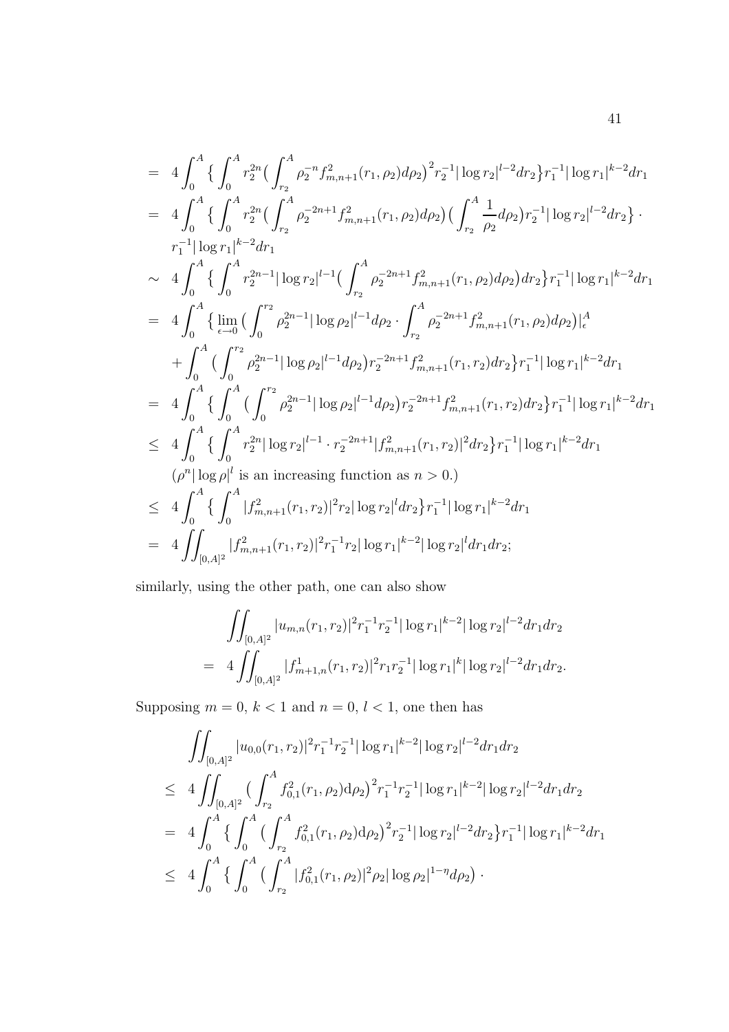$$
\begin{aligned}
&= 4\int_0^A \Big\{ \int_0^A r_2^{2n}\Big( \int_{r_2}^A \rho_2^{-n} f_{m,n+1}^2(r_1,\rho_2)d\rho_2\Big)^2 r_2^{-1}|\log r_2|^{l-2}dr_2\Big\} r_1^{-1}|\log r_1|^{k-2}dr_1 \\
&= 4\int_0^A \Big\{ \int_0^A r_2^{2n}\Big( \int_{r_2}^A \rho_2^{-2n+1} f_{m,n+1}^2(r_1,\rho_2)d\rho_2\Big)\Big( \int_{r_2}^A \frac{1}{\rho_2}d\rho_2\Big) r_2^{-1}|\log r_2|^{l-2}dr_2\Big\} \cdot \\
&\quad\; r_1^{-1}|\log r_1|^{k-2}dr_1 \\
&\sim 4\int_0^A \Big\{ \int_0^A r_2^{2n-1}|\log r_2|^{l-1}\Big( \int_{r_2}^A \rho_2^{-2n+1} f_{m,n+1}^2(r_1,\rho_2)d\rho_2\Big)dr_2\Big\} r_1^{-1}|\log r_1|^{k-2}dr_1 \\
&= 4\int_0^A \Big\{ \lim_{\epsilon\to 0}\Big( \int_0^{r_2} \rho_2^{2n-1}|\log \rho_2|^{l-1}d\rho_2 \cdot \int_{r_2}^A \rho_2^{-2n+1} f_{m,n+1}^2(r_1,\rho_2)d\rho_2\Big)\Big|_\epsilon^A \\
&\quad + \int_0^A \Big( \int_0^{r_2} \rho_2^{2n-1}|\log \rho_2|^{l-1}d\rho_2\Big) r_2^{-2n+1} f_{m,n+1}^2(r_1,r_2)dr_2\Big\} r_1^{-1}|\log r_1|^{k-2}dr_1 \\
&= 4\int_0^A \Big\{ \int_0^A \Big( \int_0^{r_2} \rho_2^{2n-1}|\log \rho_2|^{l-1}d\rho_2\Big) r_2^{-2n+1} f_{m,n+1}^2(r_1,r_2)dr_2\Big\} r_1^{-1}|\log r_1|^{k-2}dr_1 \\
&\le 4\int_0^A \Big\{ \int_0^A r_2^{2n}|\log r_2|^{l-1}\cdot r_2^{-2n+1}|f_{m,n+1}^2(r_1,r_2)|^2dr_2\Big\} r_1^{-1}|\log r_1|^{k-2}dr_1 \\
&\quad\; (\rho^n|\log\rho|^l \text{ is an increasing function as } n>0.) \\
&\le 4\int_0^A \Big\{ \int_0^A |f_{m,n+1}^2(r_1,r_2)|^2 r_2|\log r_2|^{l}dr_2\Big\} r_1^{-1}|\log r_1|^{k-2}dr_1 \\
&= 4\iint_{[0,A]^2} |f_{m,n+1}^2(r_1,r_2)|^2 r_1^{-1} r_2 |\log r_1|^{k-2}|\log r_2|^{l}dr_1dr_2;
\end{aligned}
$$

similarly, using the other path, one can also show

$$
\begin{aligned}
&\iint_{[0,A]^2} |u_{m,n}(r_1,r_2)|^2 r_1^{-1}r_2^{-1}|\log r_1|^{k-2}|\log r_2|^{l-2}dr_1dr_2 \\
&= 4\iint_{[0,A]^2} |f_{m+1,n}^1(r_1,r_2)|^2 r_1 r_2^{-1}|\log r_1|^{k}|\log r_2|^{l-2}dr_1dr_2.
\end{aligned}
$$

Supposing $m=0$, $k<1$ and $n=0$, $l<1$, one then has

$$
\begin{aligned}
&\iint_{[0,A]^2} |u_{0,0}(r_1,r_2)|^2 r_1^{-1}r_2^{-1}|\log r_1|^{k-2}|\log r_2|^{l-2}dr_1dr_2 \\
&\le 4\iint_{[0,A]^2} \Big( \int_{r_2}^A f_{0,1}^2(r_1,\rho_2)\mathrm{d}\rho_2\Big)^2 r_1^{-1}r_2^{-1}|\log r_1|^{k-2}|\log r_2|^{l-2}dr_1dr_2 \\
&= 4\int_0^A \Big\{ \int_0^A \Big( \int_{r_2}^A f_{0,1}^2(r_1,\rho_2)\mathrm{d}\rho_2\Big)^2 r_2^{-1}|\log r_2|^{l-2}dr_2\Big\} r_1^{-1}|\log r_1|^{k-2}dr_1 \\
&\le 4\int_0^A \Big\{ \int_0^A \Big( \int_{r_2}^A |f_{0,1}^2(r_1,\rho_2)|^2\rho_2|\log\rho_2|^{1-\eta}d\rho_2\Big)\cdot
\end{aligned}
$$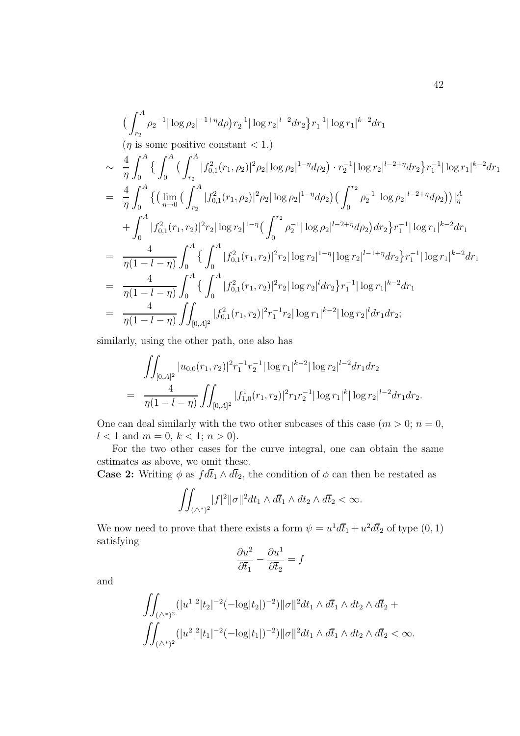$$
\begin{aligned}
&\Big(\int_{r_2}^{A}{\rho_2}^{-1}|\log\rho_2|^{-1+\eta}d\rho\Big)r_2^{-1}|\log r_2|^{l-2}dr_2\Big\}r_1^{-1}|\log r_1|^{k-2}dr_1\\
&(\eta \text{ is some positive constant} < 1.)\\
\sim\ & \frac{4}{\eta}\int_0^A\Big\{\int_0^A\Big(\int_{r_2}^A|f^2_{0,1}(r_1,\rho_2)|^2\rho_2|\log\rho_2|^{1-\eta}d\rho_2\Big)\cdot r_2^{-1}|\log r_2|^{l-2+\eta}dr_2\Big\}r_1^{-1}|\log r_1|^{k-2}dr_1\\
=\ & \frac{4}{\eta}\int_0^A\Big\{\Big(\lim_{\eta\to 0}\Big(\int_{r_2}^A|f^2_{0,1}(r_1,\rho_2)|^2\rho_2|\log\rho_2|^{1-\eta}d\rho_2\Big)\Big(\int_0^{r_2}\rho_2^{-1}|\log\rho_2|^{l-2+\eta}d\rho_2\Big)\Big)\Big|_\eta^A\\
&+\int_0^A|f^2_{0,1}(r_1,r_2)|^2r_2|\log r_2|^{1-\eta}\Big(\int_0^{r_2}\rho_2^{-1}|\log\rho_2|^{l-2+\eta}d\rho_2\Big)dr_2\Big\}r_1^{-1}|\log r_1|^{k-2}dr_1\\
=\ & \frac{4}{\eta(1-l-\eta)}\int_0^A\Big\{\int_0^A|f^2_{0,1}(r_1,r_2)|^2r_2|\log r_2|^{1-\eta}|\log r_2|^{l-1+\eta}dr_2\Big\}r_1^{-1}|\log r_1|^{k-2}dr_1\\
=\ & \frac{4}{\eta(1-l-\eta)}\int_0^A\Big\{\int_0^A|f^2_{0,1}(r_1,r_2)|^2r_2|\log r_2|^{l}dr_2\Big\}r_1^{-1}|\log r_1|^{k-2}dr_1\\
=\ & \frac{4}{\eta(1-l-\eta)}\iint_{[0,A]^2}|f^2_{0,1}(r_1,r_2)|^2r_1^{-1}r_2|\log r_1|^{k-2}|\log r_2|^{l}dr_1dr_2;
\end{aligned}
$$

similarly, using the other path, one also has

$$
\begin{aligned}
&\iint_{[0,A]^2}|u_{0,0}(r_1,r_2)|^2r_1^{-1}r_2^{-1}|\log r_1|^{k-2}|\log r_2|^{l-2}dr_1dr_2\\
=\ & \frac{4}{\eta(1-l-\eta)}\iint_{[0,A]^2}|f^1_{1,0}(r_1,r_2)|^2r_1r_2^{-1}|\log r_1|^{k}|\log r_2|^{l-2}dr_1dr_2.
\end{aligned}
$$

One can deal similarly with the two other subcases of this case ($m>0$; $n=0$, $l<1$ and $m=0$, $k<1$; $n>0$).

For the two other cases for the curve integral, one can obtain the same estimates as above, we omit these.

**Case 2:** Writing $\phi$ as $fd\overline{t}_1\wedge d\overline{t}_2$, the condition of $\phi$ can then be restated as

$$
\iint_{(\triangle^*)^2}|f|^2\|\sigma\|^2dt_1\wedge d\overline{t}_1\wedge dt_2\wedge d\overline{t}_2<\infty.
$$

We now need to prove that there exists a form $\psi=u^1d\overline{t}_1+u^2d\overline{t}_2$ of type $(0,1)$ satisfying

$$
\frac{\partial u^2}{\partial\overline{t}_1}-\frac{\partial u^1}{\partial\overline{t}_2}=f
$$

and

$$
\begin{aligned}
&\iint_{(\triangle^*)^2}(|u^1|^2|t_2|^{-2}(-\log|t_2|)^{-2})\|\sigma\|^2dt_1\wedge d\overline{t}_1\wedge dt_2\wedge d\overline{t}_2+\\
&\iint_{(\triangle^*)^2}(|u^2|^2|t_1|^{-2}(-\log|t_1|)^{-2})\|\sigma\|^2dt_1\wedge d\overline{t}_1\wedge dt_2\wedge d\overline{t}_2<\infty.
\end{aligned}
$$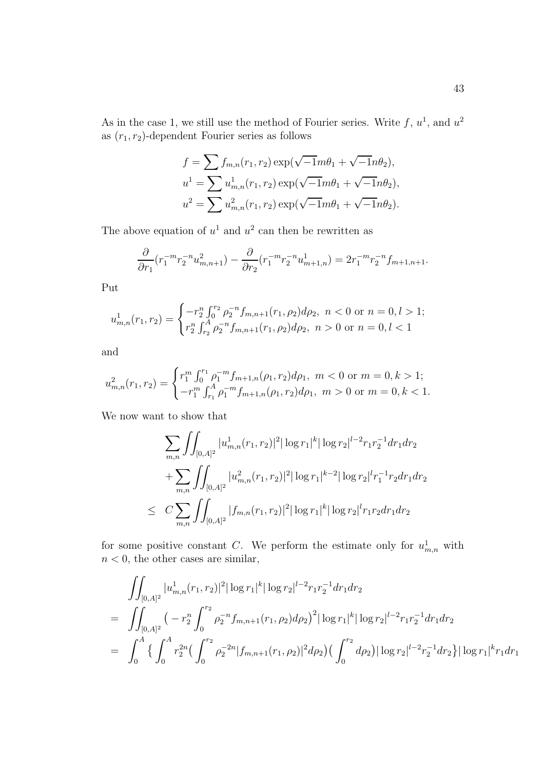As in the case 1, we still use the method of Fourier series. Write $f$, $u^1$, and $u^2$ as $(r_1, r_2)$-dependent Fourier series as follows

$$
\begin{aligned}
f &= \sum f_{m,n}(r_1, r_2) \exp(\sqrt{-1}m\theta_1 + \sqrt{-1}n\theta_2), \\
u^1 &= \sum u^1_{m,n}(r_1, r_2) \exp(\sqrt{-1}m\theta_1 + \sqrt{-1}n\theta_2), \\
u^2 &= \sum u^2_{m,n}(r_1, r_2) \exp(\sqrt{-1}m\theta_1 + \sqrt{-1}n\theta_2).
\end{aligned}
$$

The above equation of $u^1$ and $u^2$ can then be rewritten as

$$
\frac{\partial}{\partial r_1}(r_1^{-m} r_2^{-n} u^2_{m,n+1}) - \frac{\partial}{\partial r_2}(r_1^{-m} r_2^{-n} u^1_{m+1,n}) = 2 r_1^{-m} r_2^{-n} f_{m+1,n+1}.
$$

Put

$$
u^1_{m,n}(r_1, r_2) = \begin{cases} -r_2^n \int_0^{r_2} \rho_2^{-n} f_{m,n+1}(r_1, \rho_2) d\rho_2, \ n < 0 \text{ or } n = 0, l > 1; \\ r_2^n \int_{r_2}^A \rho_2^{-n} f_{m,n+1}(r_1, \rho_2) d\rho_2, \ n > 0 \text{ or } n = 0, l < 1 \end{cases}
$$

and

$$
u^2_{m,n}(r_1, r_2) = \begin{cases} r_1^m \int_0^{r_1} \rho_1^{-m} f_{m+1,n}(\rho_1, r_2) d\rho_1, \ m < 0 \text{ or } m = 0, k > 1; \\ -r_1^m \int_{r_1}^A \rho_1^{-m} f_{m+1,n}(\rho_1, r_2) d\rho_1, \ m > 0 \text{ or } m = 0, k < 1. \end{cases}
$$

We now want to show that

$$
\begin{aligned}
& \sum_{m,n} \iint_{[0,A]^2} |u^1_{m,n}(r_1, r_2)|^2 |\log r_1|^k |\log r_2|^{l-2} r_1 r_2^{-1} dr_1 dr_2 \\
& + \sum_{m,n} \iint_{[0,A]^2} |u^2_{m,n}(r_1, r_2)|^2 |\log r_1|^{k-2} |\log r_2|^l r_1^{-1} r_2 dr_1 dr_2 \\
\leq \ & C \sum_{m,n} \iint_{[0,A]^2} |f_{m,n}(r_1, r_2)|^2 |\log r_1|^k |\log r_2|^l r_1 r_2 dr_1 dr_2
\end{aligned}
$$

for some positive constant $C$. We perform the estimate only for $u^1_{m,n}$ with $n < 0$, the other cases are similar,

$$
\begin{aligned}
& \iint_{[0,A]^2} |u^1_{m,n}(r_1, r_2)|^2 |\log r_1|^k |\log r_2|^{l-2} r_1 r_2^{-1} dr_1 dr_2 \\
= \ & \iint_{[0,A]^2} \big( -r_2^n \int_0^{r_2} \rho_2^{-n} f_{m,n+1}(r_1, \rho_2) d\rho_2 \big)^2 |\log r_1|^k |\log r_2|^{l-2} r_1 r_2^{-1} dr_1 dr_2 \\
= \ & \int_0^A \big\{ \int_0^A r_2^{2n} \big( \int_0^{r_2} \rho_2^{-2n} |f_{m,n+1}(r_1, \rho_2)|^2 d\rho_2 \big) \big( \int_0^{r_2} d\rho_2 \big) |\log r_2|^{l-2} r_2^{-1} dr_2 \big\} |\log r_1|^k r_1 dr_1
\end{aligned}
$$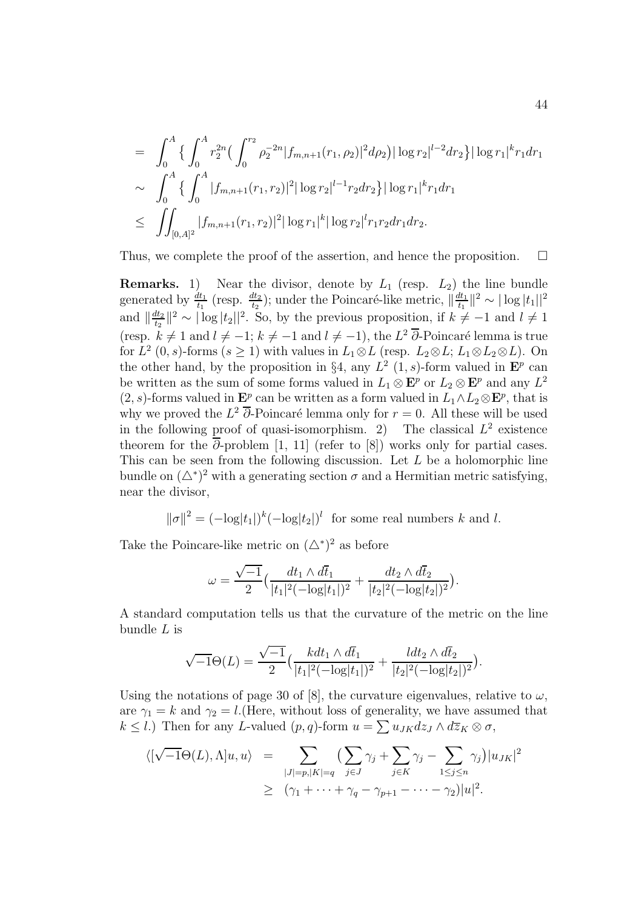$$
\begin{aligned}
&= \int_0^A \Big\{ \int_0^A r_2^{2n} \Big( \int_0^{r_2} \rho_2^{-2n} |f_{m,n+1}(r_1,\rho_2)|^2 d\rho_2 \Big) |\log r_2|^{l-2} dr_2 \Big\} |\log r_1|^k r_1 dr_1 \\
&\sim \int_0^A \Big\{ \int_0^A |f_{m,n+1}(r_1,r_2)|^2 |\log r_2|^{l-1} r_2 dr_2 \Big\} |\log r_1|^k r_1 dr_1 \\
&\leq \iint_{[0,A]^2} |f_{m,n+1}(r_1,r_2)|^2 |\log r_1|^k |\log r_2|^l r_1 r_2 dr_1 dr_2.
\end{aligned}
$$

Thus, we complete the proof of the assertion, and hence the proposition. $\square$

**Remarks.** 1) Near the divisor, denote by $L_1$ (resp. $L_2$) the line bundle generated by $\frac{dt_1}{t_1}$ (resp. $\frac{dt_2}{t_2}$); under the Poincaré-like metric, $\|\frac{dt_1}{t_1}\|^2 \sim |\log|t_1||^2$ and $\|\frac{dt_2}{t_2}\|^2 \sim |\log|t_2||^2$. So, by the previous proposition, if $k \neq -1$ and $l \neq 1$ (resp. $k \neq 1$ and $l \neq -1$; $k \neq -1$ and $l \neq -1$), the $L^2$ $\overline{\partial}$-Poincaré lemma is true for $L^2$ $(0,s)$-forms ($s \geq 1$) with values in $L_1 \otimes L$ (resp. $L_2 \otimes L$; $L_1 \otimes L_2 \otimes L$). On the other hand, by the proposition in §4, any $L^2$ $(1,s)$-form valued in $\mathbf{E}^p$ can be written as the sum of some forms valued in $L_1 \otimes \mathbf{E}^p$ or $L_2 \otimes \mathbf{E}^p$ and any $L^2$ $(2,s)$-forms valued in $\mathbf{E}^p$ can be written as a form valued in $L_1 \wedge L_2 \otimes \mathbf{E}^p$, that is why we proved the $L^2$ $\overline{\partial}$-Poincaré lemma only for $r = 0$. All these will be used in the following proof of quasi-isomorphism. 2) The classical $L^2$ existence theorem for the $\overline{\partial}$-problem [1, 11] (refer to [8]) works only for partial cases. This can be seen from the following discussion. Let $L$ be a holomorphic line bundle on $(\triangle^*)^2$ with a generating section $\sigma$ and a Hermitian metric satisfying, near the divisor,

$$
\|\sigma\|^2 = (-\log|t_1|)^k (-\log|t_2|)^l \ \text{ for some real numbers } k \text{ and } l.
$$

Take the Poincare-like metric on $(\triangle^*)^2$ as before

$$
\omega = \frac{\sqrt{-1}}{2} \Big( \frac{dt_1 \wedge d\overline{t}_1}{|t_1|^2 (-\log|t_1|)^2} + \frac{dt_2 \wedge d\overline{t}_2}{|t_2|^2 (-\log|t_2|)^2} \Big).
$$

A standard computation tells us that the curvature of the metric on the line bundle $L$ is

$$
\sqrt{-1}\Theta(L) = \frac{\sqrt{-1}}{2} \Big( \frac{k dt_1 \wedge d\overline{t}_1}{|t_1|^2 (-\log|t_1|)^2} + \frac{l dt_2 \wedge d\overline{t}_2}{|t_2|^2 (-\log|t_2|)^2} \Big).
$$

Using the notations of page 30 of [8], the curvature eigenvalues, relative to $\omega$, are $\gamma_1 = k$ and $\gamma_2 = l$.(Here, without loss of generality, we have assumed that $k \leq l$.) Then for any $L$-valued $(p,q)$-form $u = \sum u_{JK} dz_J \wedge d\overline{z}_K \otimes \sigma$,

$$
\begin{aligned}
\langle [\sqrt{-1}\Theta(L), \Lambda] u, u \rangle &= \sum_{|J|=p, |K|=q} \Big( \sum_{j \in J} \gamma_j + \sum_{j \in K} \gamma_j - \sum_{1 \leq j \leq n} \gamma_j \Big) |u_{JK}|^2 \\
&\geq (\gamma_1 + \cdots + \gamma_q - \gamma_{p+1} - \cdots - \gamma_2) |u|^2.
\end{aligned}
$$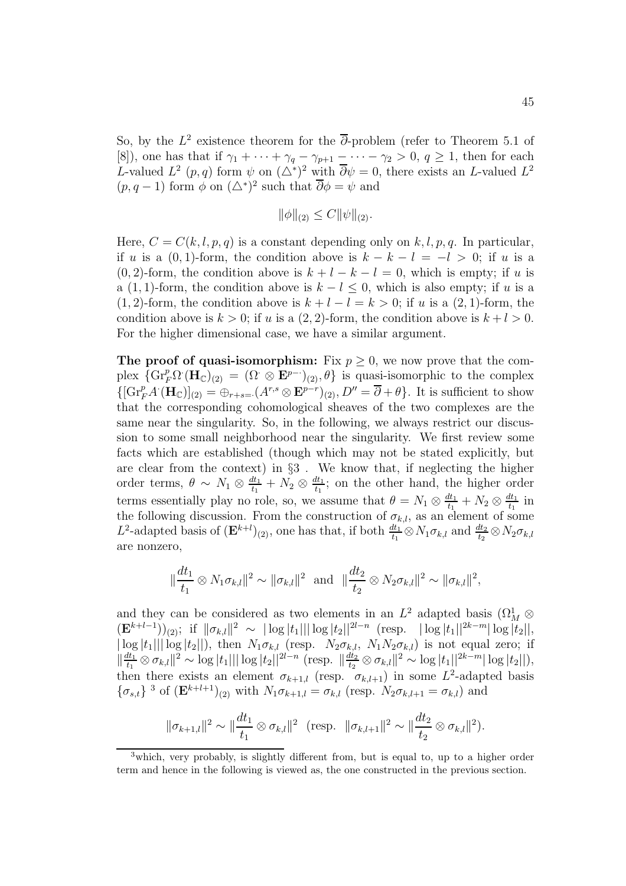So, by the $L^2$ existence theorem for the $\overline{\partial}$-problem (refer to Theorem 5.1 of [8]), one has that if $\gamma_1 + \cdots + \gamma_q - \gamma_{p+1} - \cdots - \gamma_2 > 0$, $q \geq 1$, then for each $L$-valued $L^2$ $(p,q)$ form $\psi$ on $(\triangle^*)^2$ with $\overline{\partial}\psi = 0$, there exists an $L$-valued $L^2$ $(p, q-1)$ form $\phi$ on $(\triangle^*)^2$ such that $\overline{\partial}\phi = \psi$ and

$$\|\phi\|_{(2)} \leq C\|\psi\|_{(2)}.$$

Here, $C = C(k,l,p,q)$ is a constant depending only on $k,l,p,q$. In particular, if $u$ is a $(0,1)$-form, the condition above is $k-k-l = -l > 0$; if $u$ is a $(0,2)$-form, the condition above is $k+l-k-l = 0$, which is empty; if $u$ is a $(1,1)$-form, the condition above is $k - l \leq 0$, which is also empty; if $u$ is a $(1,2)$-form, the condition above is $k+l-l = k > 0$; if $u$ is a $(2,1)$-form, the condition above is $k > 0$; if $u$ is a $(2,2)$-form, the condition above is $k+l > 0$. For the higher dimensional case, we have a similar argument.

**The proof of quasi-isomorphism:** Fix $p \geq 0$, we now prove that the complex $\{\mathrm{Gr}_F^p\Omega^{\cdot}(\mathbf{H}_{\mathbb{C}})_{(2)} = (\Omega^{\cdot} \otimes \mathbf{E}^{p-\cdot})_{(2)}, \theta\}$ is quasi-isomorphic to the complex $\{[\mathrm{Gr}_F^p A^{\cdot}(\mathbf{H}_{\mathbb{C}})]_{(2)} = \oplus_{r+s=\cdot}(A^{r,s} \otimes \mathbf{E}^{p-r})_{(2)}, D'' = \overline{\partial} + \theta\}$. It is sufficient to show that the corresponding cohomological sheaves of the two complexes are the same near the singularity. So, in the following, we always restrict our discussion to some small neighborhood near the singularity. We first review some facts which are established (though which may not be stated explicitly, but are clear from the context) in §3 . We know that, if neglecting the higher order terms, $\theta \sim N_1 \otimes \frac{dt_1}{t_1} + N_2 \otimes \frac{dt_1}{t_1}$; on the other hand, the higher order terms essentially play no role, so, we assume that $\theta = N_1 \otimes \frac{dt_1}{t_1} + N_2 \otimes \frac{dt_1}{t_1}$ in the following discussion. From the construction of $\sigma_{k,l}$, as an element of some $L^2$-adapted basis of $(\mathbf{E}^{k+l})_{(2)}$, one has that, if both $\frac{dt_1}{t_1} \otimes N_1\sigma_{k,l}$ and $\frac{dt_2}{t_2} \otimes N_2\sigma_{k,l}$ are nonzero,

$$\|\frac{dt_1}{t_1} \otimes N_1\sigma_{k,l}\|^2 \sim \|\sigma_{k,l}\|^2 \ \text{ and } \ \|\frac{dt_2}{t_2} \otimes N_2\sigma_{k,l}\|^2 \sim \|\sigma_{k,l}\|^2,$$

and they can be considered as two elements in an $L^2$ adapted basis $(\Omega^1_M \otimes (\mathbf{E}^{k+l-1}))_{(2)}$; if $\|\sigma_{k,l}\|^2 \sim |\log|t_1|||\log|t_2||^{2l-n}$ (resp. $|\log|t_1||^{2k-m}|\log|t_2||$, $|\log|t_1|||\log|t_2||$), then $N_1\sigma_{k,l}$ (resp. $N_2\sigma_{k,l}$, $N_1N_2\sigma_{k,l}$) is not equal zero; if $\|\frac{dt_1}{t_1} \otimes \sigma_{k,l}\|^2 \sim \log|t_1|||\log|t_2||^{2l-n}$ (resp. $\|\frac{dt_2}{t_2} \otimes \sigma_{k,l}\|^2 \sim \log|t_1||^{2k-m}|\log|t_2||$), then there exists an element $\sigma_{k+1,l}$ (resp. $\sigma_{k,l+1}$) in some $L^2$-adapted basis $\{\sigma_{s,t}\}$ [3] of $(\mathbf{E}^{k+l+1})_{(2)}$ with $N_1\sigma_{k+1,l} = \sigma_{k,l}$ (resp. $N_2\sigma_{k,l+1} = \sigma_{k,l}$) and

$$\|\sigma_{k+1,l}\|^2 \sim \|\frac{dt_1}{t_1} \otimes \sigma_{k,l}\|^2 \ \ (\text{resp. } \ \|\sigma_{k,l+1}\|^2 \sim \|\frac{dt_2}{t_2} \otimes \sigma_{k,l}\|^2).$$

---

[3] which, very probably, is slightly different from, but is equal to, up to a higher order term and hence in the following is viewed as, the one constructed in the previous section.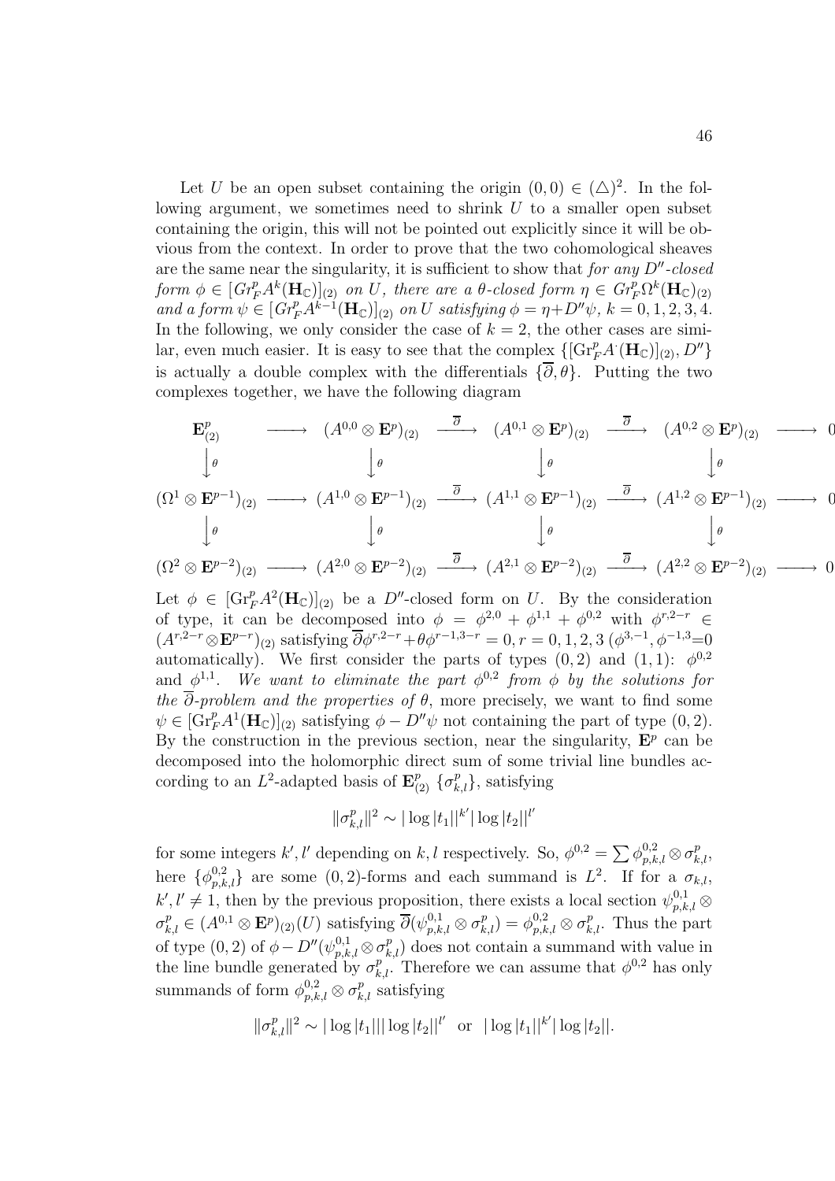Let $U$ be an open subset containing the origin $(0,0) \in (\triangle)^2$. In the following argument, we sometimes need to shrink $U$ to a smaller open subset containing the origin, this will not be pointed out explicitly since it will be obvious from the context. In order to prove that the two cohomological sheaves are the same near the singularity, it is sufficient to show that *for any $D''$-closed form $\phi \in [Gr_F^p A^k(\mathbf{H}_{\mathbb{C}})]_{(2)}$ on $U$, there are a $\theta$-closed form $\eta \in Gr_F^p \Omega^k(\mathbf{H}_{\mathbb{C}})_{(2)}$ and a form $\psi \in [Gr_F^p A^{k-1}(\mathbf{H}_{\mathbb{C}})]_{(2)}$ on $U$ satisfying $\phi = \eta + D''\psi$, $k = 0, 1, 2, 3, 4$.* In the following, we only consider the case of $k = 2$, the other cases are similar, even much easier. It is easy to see that the complex $\{[\mathrm{Gr}_F^p A^{\cdot}(\mathbf{H}_{\mathbb{C}})]_{(2)}, D''\}$ is actually a double complex with the differentials $\{\overline{\partial}, \theta\}$. Putting the two complexes together, we have the following diagram

$$
\begin{array}{ccccccccc}
\mathbf{E}^p_{(2)} & \longrightarrow & (A^{0,0}\otimes \mathbf{E}^p)_{(2)} & \xrightarrow{\overline{\partial}} & (A^{0,1}\otimes \mathbf{E}^p)_{(2)} & \xrightarrow{\overline{\partial}} & (A^{0,2}\otimes \mathbf{E}^p)_{(2)} & \longrightarrow & 0 \\
\downarrow \theta & & \downarrow \theta & & \downarrow \theta & & \downarrow \theta & & \\
(\Omega^1\otimes \mathbf{E}^{p-1})_{(2)} & \longrightarrow & (A^{1,0}\otimes \mathbf{E}^{p-1})_{(2)} & \xrightarrow{\overline{\partial}} & (A^{1,1}\otimes \mathbf{E}^{p-1})_{(2)} & \xrightarrow{\overline{\partial}} & (A^{1,2}\otimes \mathbf{E}^{p-1})_{(2)} & \longrightarrow & 0 \\
\downarrow \theta & & \downarrow \theta & & \downarrow \theta & & \downarrow \theta & & \\
(\Omega^2\otimes \mathbf{E}^{p-2})_{(2)} & \longrightarrow & (A^{2,0}\otimes \mathbf{E}^{p-2})_{(2)} & \xrightarrow{\overline{\partial}} & (A^{2,1}\otimes \mathbf{E}^{p-2})_{(2)} & \xrightarrow{\overline{\partial}} & (A^{2,2}\otimes \mathbf{E}^{p-2})_{(2)} & \longrightarrow & 0
\end{array}
$$

Let $\phi \in [\mathrm{Gr}_F^p A^2(\mathbf{H}_{\mathbb{C}})]_{(2)}$ be a $D''$-closed form on $U$. By the consideration of type, it can be decomposed into $\phi = \phi^{2,0} + \phi^{1,1} + \phi^{0,2}$ with $\phi^{r,2-r} \in (A^{r,2-r}\otimes \mathbf{E}^{p-r})_{(2)}$ satisfying $\overline{\partial}\phi^{r,2-r} + \theta\phi^{r-1,3-r} = 0$, $r = 0,1,2,3$ ($\phi^{3,-1}, \phi^{-1,3}=0$ automatically). We first consider the parts of types $(0,2)$ and $(1,1)$: $\phi^{0,2}$ and $\phi^{1,1}$. *We want to eliminate the part $\phi^{0,2}$ from $\phi$ by the solutions for the $\overline{\partial}$-problem and the properties of $\theta$*, more precisely, we want to find some $\psi \in [\mathrm{Gr}_F^p A^1(\mathbf{H}_{\mathbb{C}})]_{(2)}$ satisfying $\phi - D''\psi$ not containing the part of type $(0,2)$. By the construction in the previous section, near the singularity, $\mathbf{E}^p$ can be decomposed into the holomorphic direct sum of some trivial line bundles according to an $L^2$-adapted basis of $\mathbf{E}^p_{(2)}$ $\{\sigma^p_{k,l}\}$, satisfying

$$\|\sigma^p_{k,l}\|^2 \sim |\log|t_1||^{k'}|\log|t_2||^{l'}$$

for some integers $k', l'$ depending on $k, l$ respectively. So, $\phi^{0,2} = \sum \phi^{0,2}_{p,k,l}\otimes\sigma^p_{k,l}$, here $\{\phi^{0,2}_{p,k,l}\}$ are some $(0,2)$-forms and each summand is $L^2$. If for a $\sigma_{k,l}$, $k', l' \neq 1$, then by the previous proposition, there exists a local section $\psi^{0,1}_{p,k,l}\otimes \sigma^p_{k,l} \in (A^{0,1}\otimes \mathbf{E}^p)_{(2)}(U)$ satisfying $\overline{\partial}(\psi^{0,1}_{p,k,l}\otimes\sigma^p_{k,l}) = \phi^{0,2}_{p,k,l}\otimes\sigma^p_{k,l}$. Thus the part of type $(0,2)$ of $\phi - D''(\psi^{0,1}_{p,k,l}\otimes\sigma^p_{k,l})$ does not contain a summand with value in the line bundle generated by $\sigma^p_{k,l}$. Therefore we can assume that $\phi^{0,2}$ has only summands of form $\phi^{0,2}_{p,k,l}\otimes\sigma^p_{k,l}$ satisfying

$$\|\sigma^p_{k,l}\|^2 \sim |\log|t_1|||\log|t_2||^{l'} \quad \text{or} \quad |\log|t_1||^{k'}|\log|t_2||.$$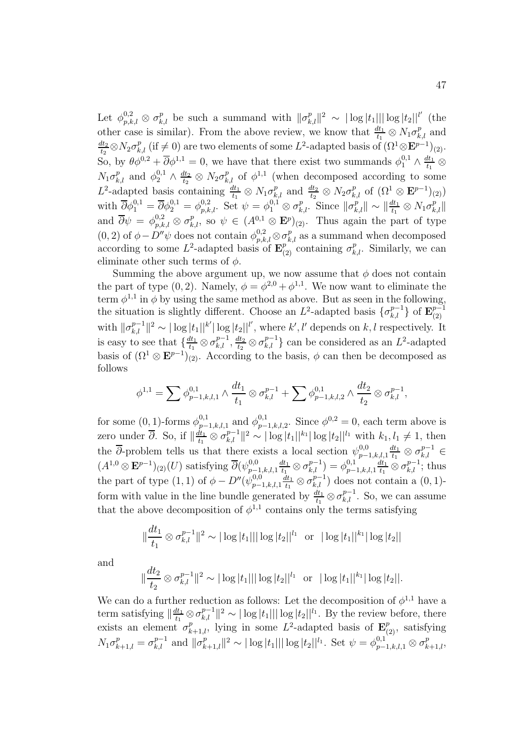Let $\phi^{0,2}_{p,k,l} \otimes \sigma^p_{k,l}$ be such a summand with $\|\sigma^p_{k,l}\|^2 \sim |\log|t_1|||\log|t_2||^{l'}$ (the other case is similar). From the above review, we know that $\frac{dt_1}{t_1} \otimes N_1\sigma^p_{k,l}$ and $\frac{dt_2}{t_2} \otimes N_2\sigma^p_{k,l}$ (if $\neq 0$) are two elements of some $L^2$-adapted basis of $(\Omega^1 \otimes \mathbf{E}^{p-1})_{(2)}$. So, by $\theta\phi^{0,2} + \overline{\partial}\phi^{1,1} = 0$, we have that there exist two summands $\phi^{0,1}_1 \wedge \frac{dt_1}{t_1} \otimes N_1\sigma^p_{k,l}$ and $\phi^{0,1}_2 \wedge \frac{dt_2}{t_2} \otimes N_2\sigma^p_{k,l}$ of $\phi^{1,1}$ (when decomposed according to some $L^2$-adapted basis containing $\frac{dt_1}{t_1} \otimes N_1\sigma^p_{k,l}$ and $\frac{dt_2}{t_2} \otimes N_2\sigma^p_{k,l}$ of $(\Omega^1 \otimes \mathbf{E}^{p-1})_{(2)}$) with $\overline{\partial}\phi^{0,1}_1 = \overline{\partial}\phi^{0,1}_2 = \phi^{0,2}_{p,k,l}$. Set $\psi = \phi^{0,1}_1 \otimes \sigma^p_{k,l}$. Since $\|\sigma^p_{k,l}\| \sim \|\frac{dt_1}{t_1} \otimes N_1\sigma^p_{k,l}\|$ and $\overline{\partial}\psi = \phi^{0,2}_{p,k,l} \otimes \sigma^p_{k,l}$, so $\psi \in (A^{0,1} \otimes \mathbf{E}^p)_{(2)}$. Thus again the part of type $(0,2)$ of $\phi - D''\psi$ does not contain $\phi^{0,2}_{p,k,l} \otimes \sigma^p_{k,l}$ as a summand when decomposed according to some $L^2$-adapted basis of $\mathbf{E}^p_{(2)}$ containing $\sigma^p_{k,l}$. Similarly, we can eliminate other such terms of $\phi$.

Summing the above argument up, we now assume that $\phi$ does not contain the part of type $(0,2)$. Namely, $\phi = \phi^{2,0} + \phi^{1,1}$. We now want to eliminate the term $\phi^{1,1}$ in $\phi$ by using the same method as above. But as seen in the following, the situation is slightly different. Choose an $L^2$-adapted basis $\{\sigma^{p-1}_{k,l}\}$ of $\mathbf{E}^{p-1}_{(2)}$ with $\|\sigma^{p-1}_{k,l}\|^2 \sim |\log|t_1||^{k'}|\log|t_2||^{l'}$, where $k', l'$ depends on $k, l$ respectively. It is easy to see that $\{\frac{dt_1}{t_1} \otimes \sigma^{p-1}_{k,l}, \frac{dt_2}{t_2} \otimes \sigma^{p-1}_{k,l}\}$ can be considered as an $L^2$-adapted basis of $(\Omega^1 \otimes \mathbf{E}^{p-1})_{(2)}$. According to the basis, $\phi$ can then be decomposed as follows

$$\phi^{1,1} = \sum \phi^{0,1}_{p-1,k,l,1} \wedge \frac{dt_1}{t_1} \otimes \sigma^{p-1}_{k,l} + \sum \phi^{0,1}_{p-1,k,l,2} \wedge \frac{dt_2}{t_2} \otimes \sigma^{p-1}_{k,l},$$

for some $(0,1)$-forms $\phi^{0,1}_{p-1,k,l,1}$ and $\phi^{0,1}_{p-1,k,l,2}$. Since $\phi^{0,2} = 0$, each term above is zero under $\overline{\partial}$. So, if $\|\frac{dt_1}{t_1} \otimes \sigma^{p-1}_{k,l}\|^2 \sim |\log|t_1||^{k_1}|\log|t_2||^{l_1}$ with $k_1, l_1 \neq 1$, then the $\overline{\partial}$-problem tells us that there exists a local section $\psi^{0,0}_{p-1,k,l,1}\frac{dt_1}{t_1} \otimes \sigma^{p-1}_{k,l} \in (A^{1,0} \otimes \mathbf{E}^{p-1})_{(2)}(U)$ satisfying $\overline{\partial}(\psi^{0,0}_{p-1,k,l,1}\frac{dt_1}{t_1} \otimes \sigma^{p-1}_{k,l}) = \phi^{0,1}_{p-1,k,l,1}\frac{dt_1}{t_1} \otimes \sigma^{p-1}_{k,l}$; thus the part of type $(1,1)$ of $\phi - D''(\psi^{0,0}_{p-1,k,l,1}\frac{dt_1}{t_1} \otimes \sigma^{p-1}_{k,l})$ does not contain a $(0,1)$-form with value in the line bundle generated by $\frac{dt_1}{t_1} \otimes \sigma^{p-1}_{k,l}$. So, we can assume that the above decomposition of $\phi^{1,1}$ contains only the terms satisfying

$$\|\frac{dt_1}{t_1} \otimes \sigma^{p-1}_{k,l}\|^2 \sim |\log|t_1|||\log|t_2||^{l_1} \;\;\text{or}\;\; |\log|t_1||^{k_1}|\log|t_2||$$

and

$$\|\frac{dt_2}{t_2} \otimes \sigma^{p-1}_{k,l}\|^2 \sim |\log|t_1|||\log|t_2||^{l_1} \;\;\text{or}\;\; |\log|t_1||^{k_1}|\log|t_2||.$$

We can do a further reduction as follows: Let the decomposition of $\phi^{1,1}$ have a term satisfying $\|\frac{dt_1}{t_1} \otimes \sigma^{p-1}_{k,l}\|^2 \sim |\log|t_1|||\log|t_2||^{l_1}$. By the review before, there exists an element $\sigma^p_{k+1,l}$, lying in some $L^2$-adapted basis of $\mathbf{E}^p_{(2)}$, satisfying $N_1\sigma^p_{k+1,l} = \sigma^{p-1}_{k,l}$ and $\|\sigma^p_{k+1,l}\|^2 \sim |\log|t_1|||\log|t_2||^{l_1}$. Set $\psi = \phi^{0,1}_{p-1,k,l,1} \otimes \sigma^p_{k+1,l}$,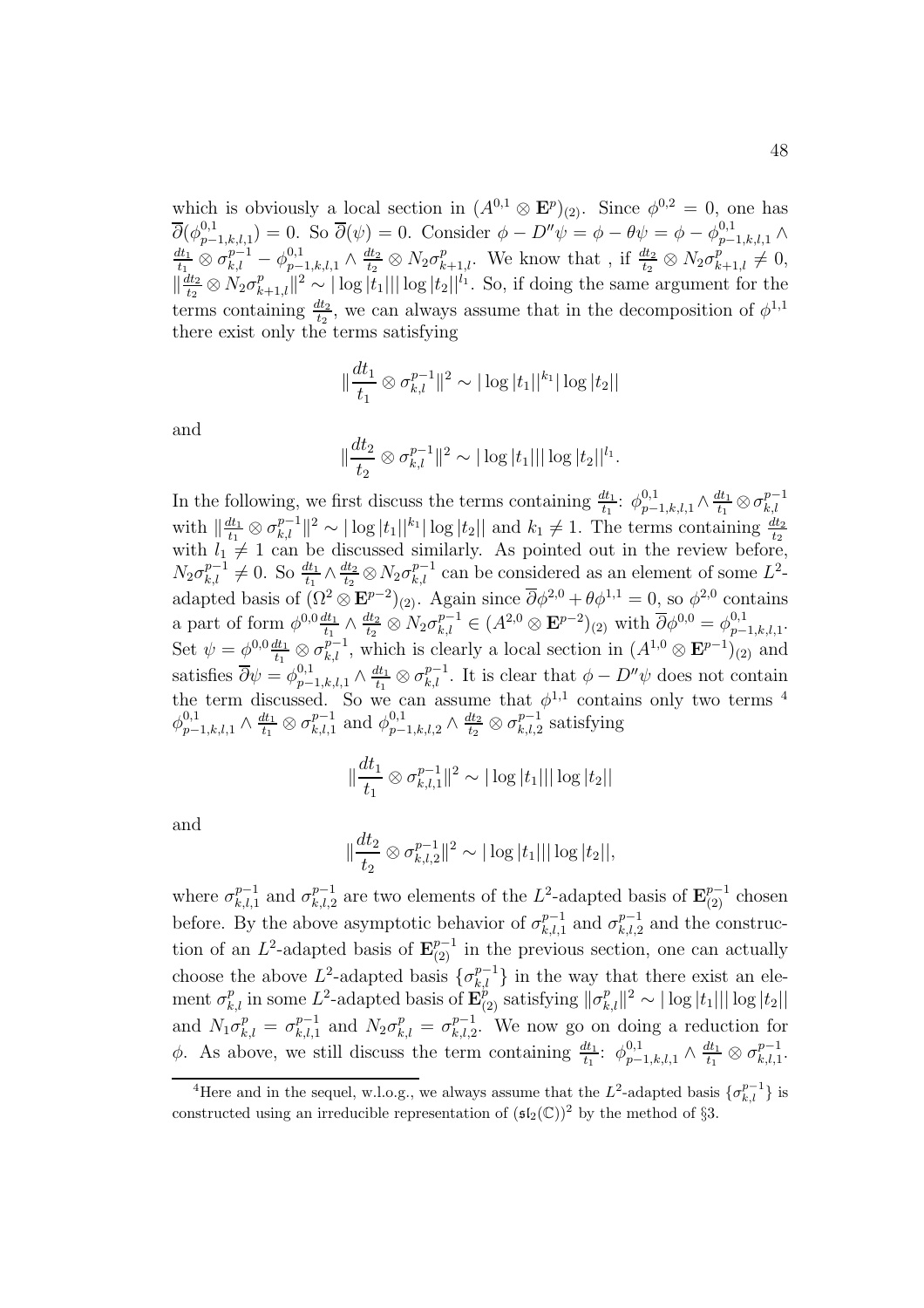which is obviously a local section in $(A^{0,1}\otimes \mathbf{E}^p)_{(2)}$. Since $\phi^{0,2}=0$, one has $\overline{\partial}(\phi^{0,1}_{p-1,k,l,1})=0$. So $\overline{\partial}(\psi)=0$. Consider $\phi - D''\psi = \phi-\theta\psi = \phi - \phi^{0,1}_{p-1,k,l,1}\wedge \frac{dt_1}{t_1}\otimes \sigma^{p-1}_{k,l} - \phi^{0,1}_{p-1,k,l,1}\wedge\frac{dt_2}{t_2}\otimes N_2\sigma^p_{k+1,l}$. We know that , if $\frac{dt_2}{t_2}\otimes N_2\sigma^p_{k+1,l}\neq 0$, $\|\frac{dt_2}{t_2}\otimes N_2\sigma^p_{k+1,l}\|^2\sim |\log|t_1|||\log|t_2||^{l_1}$. So, if doing the same argument for the terms containing $\frac{dt_2}{t_2}$, we can always assume that in the decomposition of $\phi^{1,1}$ there exist only the terms satisfying

$$\|\frac{dt_1}{t_1}\otimes\sigma^{p-1}_{k,l}\|^2\sim|\log|t_1||^{k_1}|\log|t_2||$$

and

$$\|\frac{dt_2}{t_2}\otimes\sigma^{p-1}_{k,l}\|^2\sim|\log|t_1|||\log|t_2||^{l_1}.$$

In the following, we first discuss the terms containing $\frac{dt_1}{t_1}$: $\phi^{0,1}_{p-1,k,l,1}\wedge\frac{dt_1}{t_1}\otimes\sigma^{p-1}_{k,l}$ with $\|\frac{dt_1}{t_1}\otimes\sigma^{p-1}_{k,l}\|^2\sim|\log|t_1||^{k_1}|\log|t_2||$ and $k_1\neq 1$. The terms containing $\frac{dt_2}{t_2}$ with $l_1\neq 1$ can be discussed similarly. As pointed out in the review before, $N_2\sigma^{p-1}_{k,l}\neq 0$. So $\frac{dt_1}{t_1}\wedge\frac{dt_2}{t_2}\otimes N_2\sigma^{p-1}_{k,l}$ can be considered as an element of some $L^2$-adapted basis of $(\Omega^2\otimes\mathbf{E}^{p-2})_{(2)}$. Again since $\overline{\partial}\phi^{2,0}+\theta\phi^{1,1}=0$, so $\phi^{2,0}$ contains a part of form $\phi^{0,0}\frac{dt_1}{t_1}\wedge\frac{dt_2}{t_2}\otimes N_2\sigma^{p-1}_{k,l}\in(A^{2,0}\otimes\mathbf{E}^{p-2})_{(2)}$ with $\overline{\partial}\phi^{0,0}=\phi^{0,1}_{p-1,k,l,1}$. Set $\psi=\phi^{0,0}\frac{dt_1}{t_1}\otimes\sigma^{p-1}_{k,l}$, which is clearly a local section in $(A^{1,0}\otimes\mathbf{E}^{p-1})_{(2)}$ and satisfies $\overline{\partial}\psi=\phi^{0,1}_{p-1,k,l,1}\wedge\frac{dt_1}{t_1}\otimes\sigma^{p-1}_{k,l}$. It is clear that $\phi-D''\psi$ does not contain the term discussed. So we can assume that $\phi^{1,1}$ contains only two terms [4] $\phi^{0,1}_{p-1,k,l,1}\wedge\frac{dt_1}{t_1}\otimes\sigma^{p-1}_{k,l,1}$ and $\phi^{0,1}_{p-1,k,l,2}\wedge\frac{dt_2}{t_2}\otimes\sigma^{p-1}_{k,l,2}$ satisfying

$$\|\frac{dt_1}{t_1}\otimes\sigma^{p-1}_{k,l,1}\|^2\sim|\log|t_1|||\log|t_2||$$

and

$$\|\frac{dt_2}{t_2}\otimes\sigma^{p-1}_{k,l,2}\|^2\sim|\log|t_1|||\log|t_2||,$$

where $\sigma^{p-1}_{k,l,1}$ and $\sigma^{p-1}_{k,l,2}$ are two elements of the $L^2$-adapted basis of $\mathbf{E}^{p-1}_{(2)}$ chosen before. By the above asymptotic behavior of $\sigma^{p-1}_{k,l,1}$ and $\sigma^{p-1}_{k,l,2}$ and the construction of an $L^2$-adapted basis of $\mathbf{E}^{p-1}_{(2)}$ in the previous section, one can actually choose the above $L^2$-adapted basis $\{\sigma^{p-1}_{k,l}\}$ in the way that there exist an element $\sigma^p_{k,l}$ in some $L^2$-adapted basis of $\mathbf{E}^p_{(2)}$ satisfying $\|\sigma^p_{k,l}\|^2\sim|\log|t_1|||\log|t_2||$ and $N_1\sigma^p_{k,l}=\sigma^{p-1}_{k,l,1}$ and $N_2\sigma^p_{k,l}=\sigma^{p-1}_{k,l,2}$. We now go on doing a reduction for $\phi$. As above, we still discuss the term containing $\frac{dt_1}{t_1}$: $\phi^{0,1}_{p-1,k,l,1}\wedge\frac{dt_1}{t_1}\otimes\sigma^{p-1}_{k,l,1}$.

---

[4] Here and in the sequel, w.l.o.g., we always assume that the $L^2$-adapted basis $\{\sigma^{p-1}_{k,l}\}$ is constructed using an irreducible representation of $(\mathfrak{sl}_2(\mathbb{C}))^2$ by the method of §3.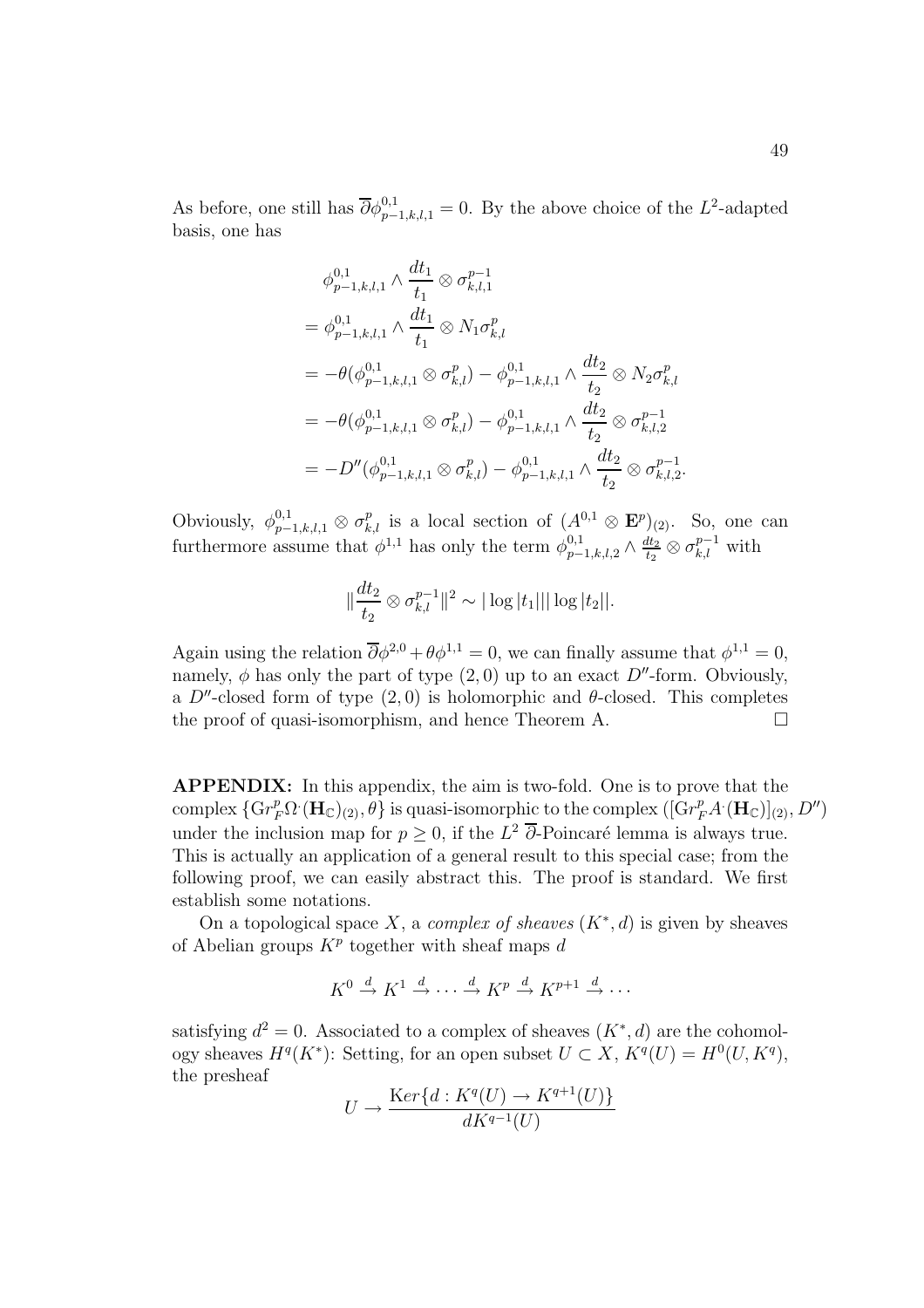As before, one still has $\overline{\partial}\phi^{0,1}_{p-1,k,l,1} = 0$. By the above choice of the $L^2$-adapted basis, one has

$$
\begin{aligned}
&\phi^{0,1}_{p-1,k,l,1} \wedge \frac{dt_1}{t_1} \otimes \sigma^{p-1}_{k,l,1} \\
&= \phi^{0,1}_{p-1,k,l,1} \wedge \frac{dt_1}{t_1} \otimes N_1 \sigma^{p}_{k,l} \\
&= -\theta(\phi^{0,1}_{p-1,k,l,1} \otimes \sigma^{p}_{k,l}) - \phi^{0,1}_{p-1,k,l,1} \wedge \frac{dt_2}{t_2} \otimes N_2 \sigma^{p}_{k,l} \\
&= -\theta(\phi^{0,1}_{p-1,k,l,1} \otimes \sigma^{p}_{k,l}) - \phi^{0,1}_{p-1,k,l,1} \wedge \frac{dt_2}{t_2} \otimes \sigma^{p-1}_{k,l,2} \\
&= -D''(\phi^{0,1}_{p-1,k,l,1} \otimes \sigma^{p}_{k,l}) - \phi^{0,1}_{p-1,k,l,1} \wedge \frac{dt_2}{t_2} \otimes \sigma^{p-1}_{k,l,2}.
\end{aligned}
$$

Obviously, $\phi^{0,1}_{p-1,k,l,1} \otimes \sigma^{p}_{k,l}$ is a local section of $(A^{0,1} \otimes \mathbf{E}^p)_{(2)}$. So, one can furthermore assume that $\phi^{1,1}$ has only the term $\phi^{0,1}_{p-1,k,l,2} \wedge \frac{dt_2}{t_2} \otimes \sigma^{p-1}_{k,l}$ with

$$
\|\frac{dt_2}{t_2} \otimes \sigma^{p-1}_{k,l}\|^2 \sim |\log|t_1|||\log|t_2||.
$$

Again using the relation $\overline{\partial}\phi^{2,0} + \theta\phi^{1,1} = 0$, we can finally assume that $\phi^{1,1} = 0$, namely, $\phi$ has only the part of type $(2,0)$ up to an exact $D''$-form. Obviously, a $D''$-closed form of type $(2,0)$ is holomorphic and $\theta$-closed. This completes the proof of quasi-isomorphism, and hence Theorem A. $\square$

**APPENDIX:** In this appendix, the aim is two-fold. One is to prove that the complex $\{\mathrm{Gr}^p_F \Omega^{\cdot}(\mathbf{H}_{\mathbb{C}})_{(2)}, \theta\}$ is quasi-isomorphic to the complex $([\mathrm{Gr}^p_F A^{\cdot}(\mathbf{H}_{\mathbb{C}})]_{(2)}, D'')$ under the inclusion map for $p \geq 0$, if the $L^2$ $\overline{\partial}$-Poincaré lemma is always true. This is actually an application of a general result to this special case; from the following proof, we can easily abstract this. The proof is standard. We first establish some notations.

On a topological space $X$, a *complex of sheaves* $(K^*, d)$ is given by sheaves of Abelian groups $K^p$ together with sheaf maps $d$

$$
K^0 \xrightarrow{d} K^1 \xrightarrow{d} \cdots \xrightarrow{d} K^p \xrightarrow{d} K^{p+1} \xrightarrow{d} \cdots
$$

satisfying $d^2 = 0$. Associated to a complex of sheaves $(K^*, d)$ are the cohomology sheaves $H^q(K^*)$: Setting, for an open subset $U \subset X$, $K^q(U) = H^0(U, K^q)$, the presheaf

$$
U \to \frac{\mathrm{Ker}\{d : K^q(U) \to K^{q+1}(U)\}}{dK^{q-1}(U)}
$$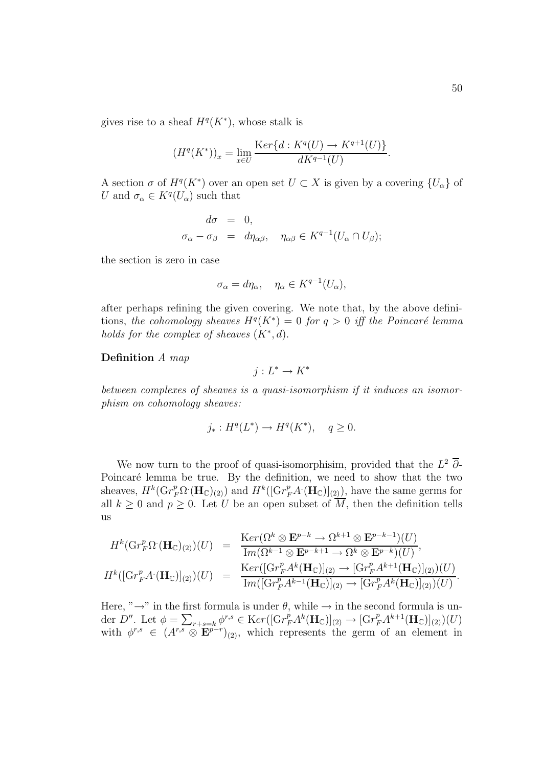gives rise to a sheaf $H^q(K^*)$, whose stalk is

$$(H^q(K^*))_x = \lim_{x \in U} \frac{\mathrm{Ker}\{d : K^q(U) \to K^{q+1}(U)\}}{dK^{q-1}(U)}.$$

A section $\sigma$ of $H^q(K^*)$ over an open set $U \subset X$ is given by a covering $\{U_\alpha\}$ of $U$ and $\sigma_\alpha \in K^q(U_\alpha)$ such that

$$\begin{aligned} d\sigma &= 0, \\ \sigma_\alpha - \sigma_\beta &= d\eta_{\alpha\beta}, \quad \eta_{\alpha\beta} \in K^{q-1}(U_\alpha \cap U_\beta); \end{aligned}$$

the section is zero in case

$$\sigma_\alpha = d\eta_\alpha, \quad \eta_\alpha \in K^{q-1}(U_\alpha),$$

after perhaps refining the given covering. We note that, by the above definitions, *the cohomology sheaves $H^q(K^*) = 0$ for $q > 0$ iff the Poincaré lemma holds for the complex of sheaves $(K^*, d)$.*

**Definition** *A map*

$$j : L^* \to K^*$$

*between complexes of sheaves is a quasi-isomorphism if it induces an isomorphism on cohomology sheaves:*

$$j_* : H^q(L^*) \to H^q(K^*), \quad q \geq 0.$$

We now turn to the proof of quasi-isomorphisim, provided that the $L^2$ $\overline{\partial}$-Poincaré lemma be true. By the definition, we need to show that the two sheaves, $H^k(\mathrm{Gr}_F^p \Omega^\cdot(\mathbf{H}_\mathbb{C})_{(2)})$ and $H^k([\mathrm{Gr}_F^p A^\cdot(\mathbf{H}_\mathbb{C})]_{(2)})$, have the same germs for all $k \geq 0$ and $p \geq 0$. Let $U$ be an open subset of $\overline{M}$, then the definition tells us

$$\begin{aligned} H^k(\mathrm{Gr}_F^p \Omega^\cdot(\mathbf{H}_\mathbb{C})_{(2)})(U) &= \frac{\mathrm{Ker}(\Omega^k \otimes \mathbf{E}^{p-k} \to \Omega^{k+1} \otimes \mathbf{E}^{p-k-1})(U)}{\mathrm{Im}(\Omega^{k-1} \otimes \mathbf{E}^{p-k+1} \to \Omega^k \otimes \mathbf{E}^{p-k})(U)}, \\ H^k([\mathrm{Gr}_F^p A^\cdot(\mathbf{H}_\mathbb{C})]_{(2)})(U) &= \frac{\mathrm{Ker}([\mathrm{Gr}_F^p A^k(\mathbf{H}_\mathbb{C})]_{(2)} \to [\mathrm{Gr}_F^p A^{k+1}(\mathbf{H}_\mathbb{C})]_{(2)})(U)}{\mathrm{Im}([\mathrm{Gr}_F^p A^{k-1}(\mathbf{H}_\mathbb{C})]_{(2)} \to [\mathrm{Gr}_F^p A^k(\mathbf{H}_\mathbb{C})]_{(2)})(U)}. \end{aligned}$$

Here, "$\to$" in the first formula is under $\theta$, while $\to$ in the second formula is under $D''$. Let $\phi = \sum_{r+s=k} \phi^{r,s} \in \mathrm{Ker}([\mathrm{Gr}_F^p A^k(\mathbf{H}_\mathbb{C})]_{(2)} \to [\mathrm{Gr}_F^p A^{k+1}(\mathbf{H}_\mathbb{C})]_{(2)})(U)$ with $\phi^{r,s} \in (A^{r,s} \otimes \mathbf{E}^{p-r})_{(2)}$, which represents the germ of an element in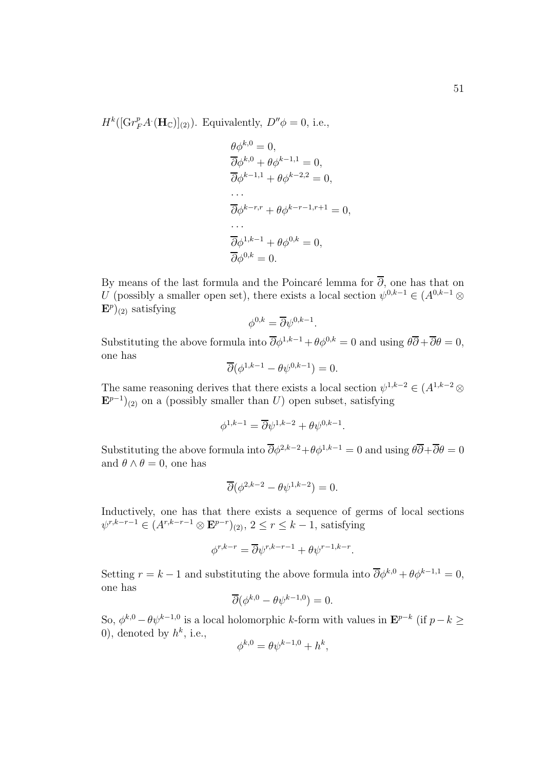$H^k([\mathrm{Gr}_F^p A^{\cdot}(\mathbf{H}_{\mathbb{C}})]_{(2)})$. Equivalently, $D''\phi = 0$, i.e.,

$$
\begin{aligned}
&\theta\phi^{k,0} = 0,\\
&\overline{\partial}\phi^{k,0} + \theta\phi^{k-1,1} = 0,\\
&\overline{\partial}\phi^{k-1,1} + \theta\phi^{k-2,2} = 0,\\
&\cdots\\
&\overline{\partial}\phi^{k-r,r} + \theta\phi^{k-r-1,r+1} = 0,\\
&\cdots\\
&\overline{\partial}\phi^{1,k-1} + \theta\phi^{0,k} = 0,\\
&\overline{\partial}\phi^{0,k} = 0.
\end{aligned}
$$

By means of the last formula and the Poincaré lemma for $\overline{\partial}$, one has that on $U$ (possibly a smaller open set), there exists a local section $\psi^{0,k-1} \in (A^{0,k-1} \otimes \mathbf{E}^p)_{(2)}$ satisfying

$$\phi^{0,k} = \overline{\partial}\psi^{0,k-1}.$$

Substituting the above formula into $\overline{\partial}\phi^{1,k-1} + \theta\phi^{0,k} = 0$ and using $\theta\overline{\partial} + \overline{\partial}\theta = 0$, one has

$$\overline{\partial}(\phi^{1,k-1} - \theta\psi^{0,k-1}) = 0.$$

The same reasoning derives that there exists a local section $\psi^{1,k-2} \in (A^{1,k-2} \otimes \mathbf{E}^{p-1})_{(2)}$ on a (possibly smaller than $U$) open subset, satisfying

$$\phi^{1,k-1} = \overline{\partial}\psi^{1,k-2} + \theta\psi^{0,k-1}.$$

Substituting the above formula into $\overline{\partial}\phi^{2,k-2} + \theta\phi^{1,k-1} = 0$ and using $\theta\overline{\partial} + \overline{\partial}\theta = 0$ and $\theta \wedge \theta = 0$, one has

$$\overline{\partial}(\phi^{2,k-2} - \theta\psi^{1,k-2}) = 0.$$

Inductively, one has that there exists a sequence of germs of local sections $\psi^{r,k-r-1} \in (A^{r,k-r-1} \otimes \mathbf{E}^{p-r})_{(2)}$, $2 \le r \le k-1$, satisfying

$$\phi^{r,k-r} = \overline{\partial}\psi^{r,k-r-1} + \theta\psi^{r-1,k-r}.$$

Setting $r = k-1$ and substituting the above formula into $\overline{\partial}\phi^{k,0} + \theta\phi^{k-1,1} = 0$, one has

$$\overline{\partial}(\phi^{k,0} - \theta\psi^{k-1,0}) = 0.$$

So, $\phi^{k,0} - \theta\psi^{k-1,0}$ is a local holomorphic $k$-form with values in $\mathbf{E}^{p-k}$ (if $p - k \ge 0$), denoted by $h^k$, i.e.,

$$\phi^{k,0} = \theta\psi^{k-1,0} + h^k,$$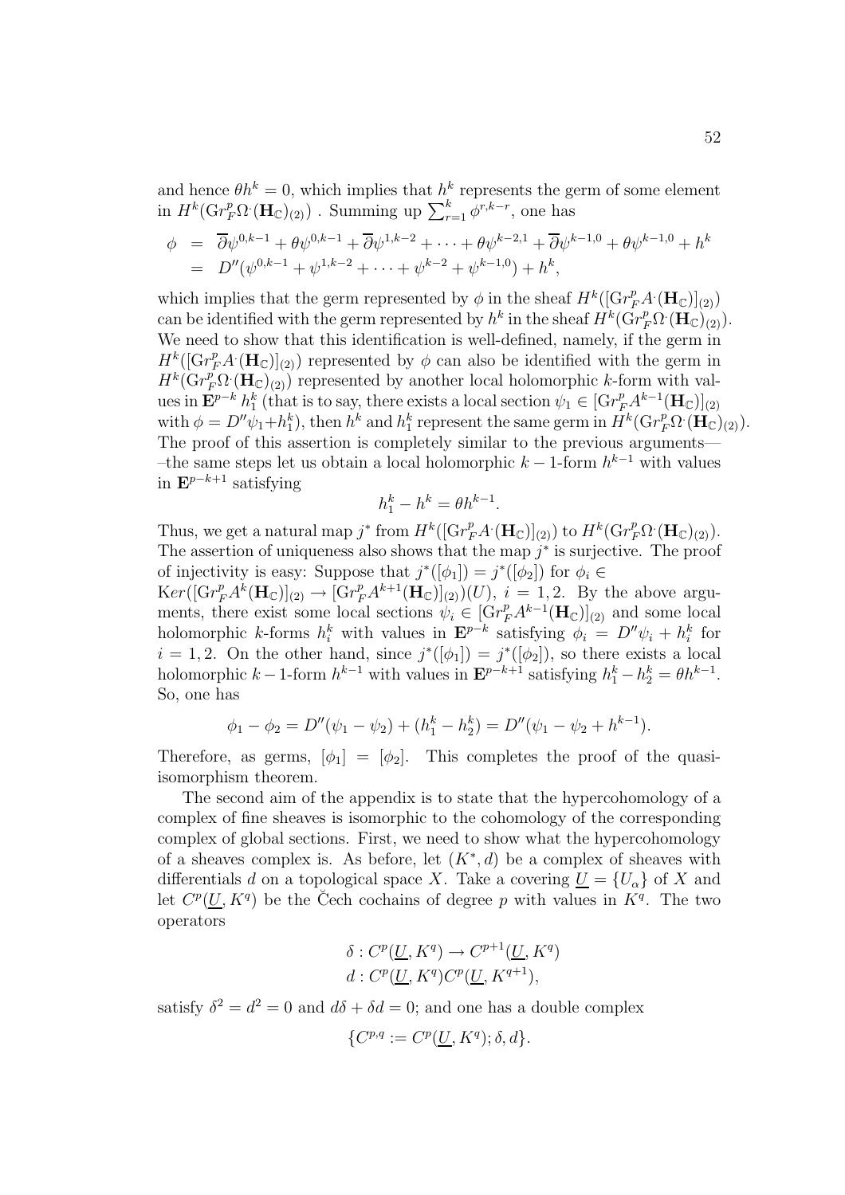and hence $\theta h^k = 0$, which implies that $h^k$ represents the germ of some element in $H^k(\mathrm{Gr}_F^p\Omega^\cdot(\mathbf{H}_\mathbb{C})_{(2)})$ . Summing up $\sum_{r=1}^k \phi^{r,k-r}$, one has

$$\begin{aligned} \phi &= \overline{\partial}\psi^{0,k-1} + \theta\psi^{0,k-1} + \overline{\partial}\psi^{1,k-2} + \cdots + \theta\psi^{k-2,1} + \overline{\partial}\psi^{k-1,0} + \theta\psi^{k-1,0} + h^k \\ &= D''(\psi^{0,k-1} + \psi^{1,k-2} + \cdots + \psi^{k-2} + \psi^{k-1,0}) + h^k, \end{aligned}$$

which implies that the germ represented by $\phi$ in the sheaf $H^k([\mathrm{Gr}_F^p A^\cdot(\mathbf{H}_\mathbb{C})]_{(2)})$ can be identified with the germ represented by $h^k$ in the sheaf $H^k(\mathrm{Gr}_F^p\Omega^\cdot(\mathbf{H}_\mathbb{C})_{(2)})$. We need to show that this identification is well-defined, namely, if the germ in $H^k([\mathrm{Gr}_F^p A^\cdot(\mathbf{H}_\mathbb{C})]_{(2)})$ represented by $\phi$ can also be identified with the germ in $H^k(\mathrm{Gr}_F^p\Omega^\cdot(\mathbf{H}_\mathbb{C})_{(2)})$ represented by another local holomorphic $k$-form with values in $\mathbf{E}^{p-k}$ $h_1^k$ (that is to say, there exists a local section $\psi_1 \in [\mathrm{Gr}_F^p A^{k-1}(\mathbf{H}_\mathbb{C})]_{(2)}$ with $\phi = D''\psi_1 + h_1^k$), then $h^k$ and $h_1^k$ represent the same germ in $H^k(\mathrm{Gr}_F^p\Omega^\cdot(\mathbf{H}_\mathbb{C})_{(2)})$. The proof of this assertion is completely similar to the previous arguments—–the same steps let us obtain a local holomorphic $k-1$-form $h^{k-1}$ with values in $\mathbf{E}^{p-k+1}$ satisfying

$$h_1^k - h^k = \theta h^{k-1}.$$

Thus, we get a natural map $j^*$ from $H^k([\mathrm{Gr}_F^p A^\cdot(\mathbf{H}_\mathbb{C})]_{(2)})$ to $H^k(\mathrm{Gr}_F^p\Omega^\cdot(\mathbf{H}_\mathbb{C})_{(2)})$. The assertion of uniqueness also shows that the map $j^*$ is surjective. The proof of injectivity is easy: Suppose that $j^*([\phi_1]) = j^*([\phi_2])$ for $\phi_i \in \mathrm{Ker}([\mathrm{Gr}_F^p A^k(\mathbf{H}_\mathbb{C})]_{(2)} \to [\mathrm{Gr}_F^p A^{k+1}(\mathbf{H}_\mathbb{C})]_{(2)})(U)$, $i = 1, 2$. By the above arguments, there exist some local sections $\psi_i \in [\mathrm{Gr}_F^p A^{k-1}(\mathbf{H}_\mathbb{C})]_{(2)}$ and some local holomorphic $k$-forms $h_i^k$ with values in $\mathbf{E}^{p-k}$ satisfying $\phi_i = D''\psi_i + h_i^k$ for $i = 1, 2$. On the other hand, since $j^*([\phi_1]) = j^*([\phi_2])$, so there exists a local holomorphic $k-1$-form $h^{k-1}$ with values in $\mathbf{E}^{p-k+1}$ satisfying $h_1^k - h_2^k = \theta h^{k-1}$. So, one has

$$\phi_1 - \phi_2 = D''(\psi_1 - \psi_2) + (h_1^k - h_2^k) = D''(\psi_1 - \psi_2 + h^{k-1}).$$

Therefore, as germs, $[\phi_1] = [\phi_2]$. This completes the proof of the quasi-isomorphism theorem.

The second aim of the appendix is to state that the hypercohomology of a complex of fine sheaves is isomorphic to the cohomology of the corresponding complex of global sections. First, we need to show what the hypercohomology of a sheaves complex is. As before, let $(K^*, d)$ be a complex of sheaves with differentials $d$ on a topological space $X$. Take a covering $\underline{U} = \{U_\alpha\}$ of $X$ and let $C^p(\underline{U}, K^q)$ be the Čech cochains of degree $p$ with values in $K^q$. The two operators

$$\begin{aligned} &\delta : C^p(\underline{U}, K^q) \to C^{p+1}(\underline{U}, K^q) \\ &d : C^p(\underline{U}, K^q) C^p(\underline{U}, K^{q+1}), \end{aligned}$$

satisfy $\delta^2 = d^2 = 0$ and $d\delta + \delta d = 0$; and one has a double complex

$$\{C^{p,q} := C^p(\underline{U}, K^q); \delta, d\}.$$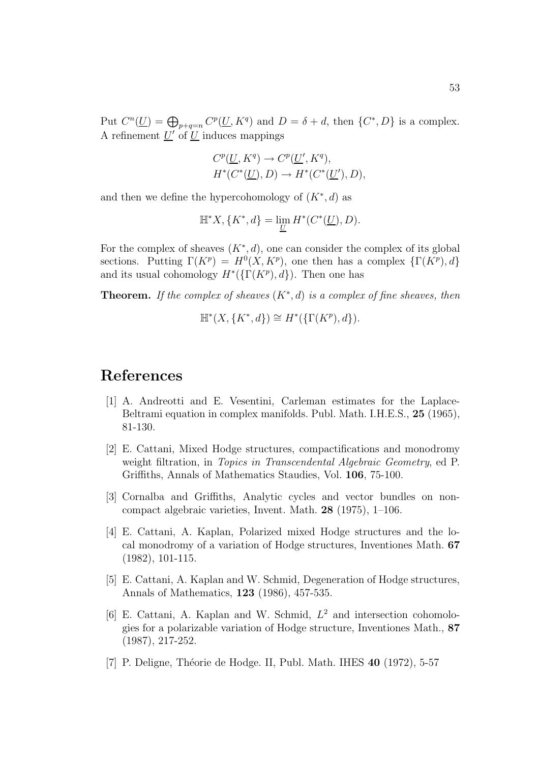Put $C^n(\underline{U}) = \bigoplus_{p+q=n} C^p(\underline{U}, K^q)$ and $D = \delta + d$, then $\{C^*, D\}$ is a complex. A refinement $\underline{U}'$ of $\underline{U}$ induces mappings

$$C^p(\underline{U}, K^q) \to C^p(\underline{U}', K^q),$$
$$H^*(C^*(\underline{U}), D) \to H^*(C^*(\underline{U}'), D),$$

and then we define the hypercohomology of $(K^*, d)$ as

$$\mathbb{H}^* X, \{K^*, d\} = \lim_{\underline{U}} H^*(C^*(\underline{U}), D).$$

For the complex of sheaves $(K^*, d)$, one can consider the complex of its global sections. Putting $\Gamma(K^p) = H^0(X, K^p)$, one then has a complex $\{\Gamma(K^p), d\}$ and its usual cohomology $H^*(\{\Gamma(K^p), d\})$. Then one has

**Theorem.** *If the complex of sheaves $(K^*, d)$ is a complex of fine sheaves, then*

$$\mathbb{H}^*(X, \{K^*, d\}) \cong H^*(\{\Gamma(K^p), d\}).$$

# References

[1] A. Andreotti and E. Vesentini, Carleman estimates for the Laplace-Beltrami equation in complex manifolds. Publ. Math. I.H.E.S., **25** (1965), 81-130.

[2] E. Cattani, Mixed Hodge structures, compactifications and monodromy weight filtration, in *Topics in Transcendental Algebraic Geometry*, ed P. Griffiths, Annals of Mathematics Staudies, Vol. **106**, 75-100.

[3] Cornalba and Griffiths, Analytic cycles and vector bundles on non-compact algebraic varieties, Invent. Math. **28** (1975), 1–106.

[4] E. Cattani, A. Kaplan, Polarized mixed Hodge structures and the local monodromy of a variation of Hodge structures, Inventiones Math. **67** (1982), 101-115.

[5] E. Cattani, A. Kaplan and W. Schmid, Degeneration of Hodge structures, Annals of Mathematics, **123** (1986), 457-535.

[6] E. Cattani, A. Kaplan and W. Schmid, $L^2$ and intersection cohomologies for a polarizable variation of Hodge structure, Inventiones Math., **87** (1987), 217-252.

[7] P. Deligne, Théorie de Hodge. II, Publ. Math. IHES **40** (1972), 5-57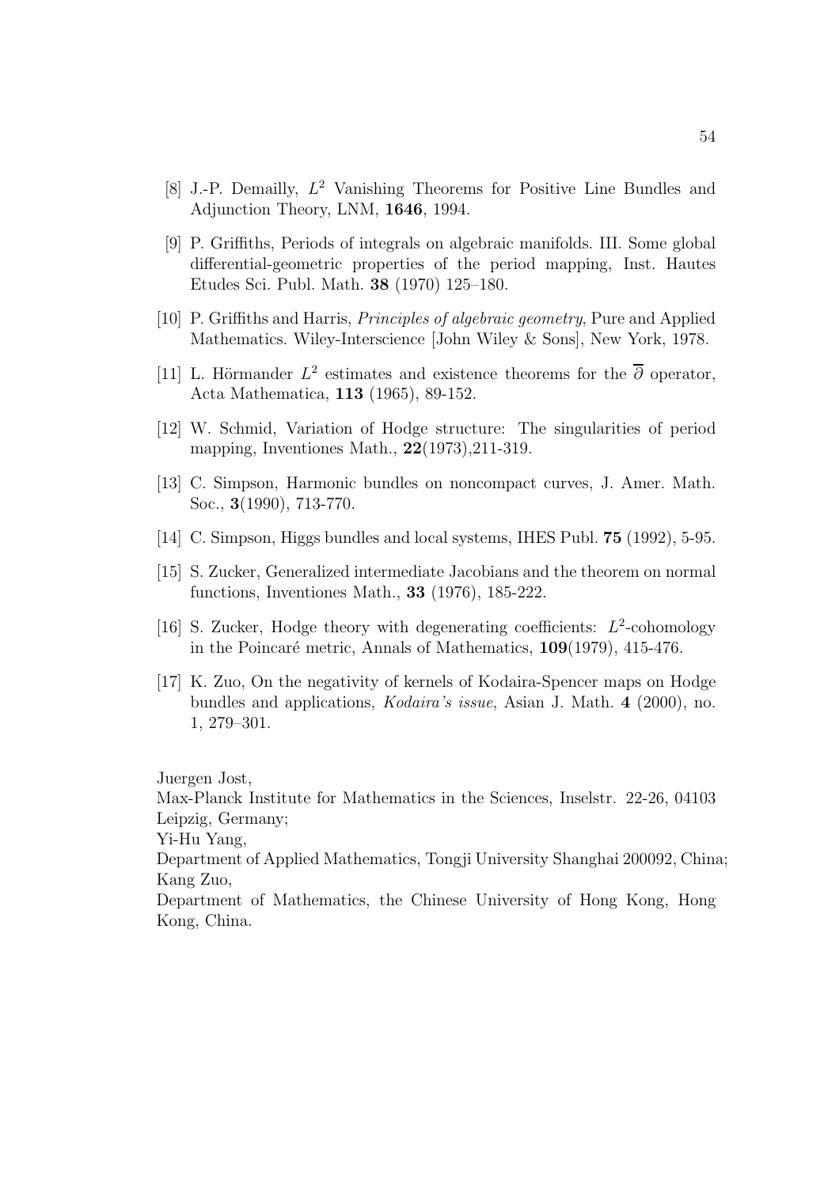[8] J.-P. Demailly, $L^2$ Vanishing Theorems for Positive Line Bundles and Adjunction Theory, LNM, **1646**, 1994.

[9] P. Griffiths, Periods of integrals on algebraic manifolds. III. Some global differential-geometric properties of the period mapping, Inst. Hautes Etudes Sci. Publ. Math. **38** (1970) 125–180.

[10] P. Griffiths and Harris, *Principles of algebraic geometry*, Pure and Applied Mathematics. Wiley-Interscience [John Wiley & Sons], New York, 1978.

[11] L. Hörmander $L^2$ estimates and existence theorems for the $\overline{\partial}$ operator, Acta Mathematica, **113** (1965), 89-152.

[12] W. Schmid, Variation of Hodge structure: The singularities of period mapping, Inventiones Math., **22**(1973),211-319.

[13] C. Simpson, Harmonic bundles on noncompact curves, J. Amer. Math. Soc., **3**(1990), 713-770.

[14] C. Simpson, Higgs bundles and local systems, IHES Publ. **75** (1992), 5-95.

[15] S. Zucker, Generalized intermediate Jacobians and the theorem on normal functions, Inventiones Math., **33** (1976), 185-222.

[16] S. Zucker, Hodge theory with degenerating coefficients: $L^2$-cohomology in the Poincaré metric, Annals of Mathematics, **109**(1979), 415-476.

[17] K. Zuo, On the negativity of kernels of Kodaira-Spencer maps on Hodge bundles and applications, *Kodaira's issue*, Asian J. Math. **4** (2000), no. 1, 279–301.

Juergen Jost,
Max-Planck Institute for Mathematics in the Sciences, Inselstr. 22-26, 04103 Leipzig, Germany;
Yi-Hu Yang,
Department of Applied Mathematics, Tongji University Shanghai 200092, China;
Kang Zuo,
Department of Mathematics, the Chinese University of Hong Kong, Hong Kong, China.